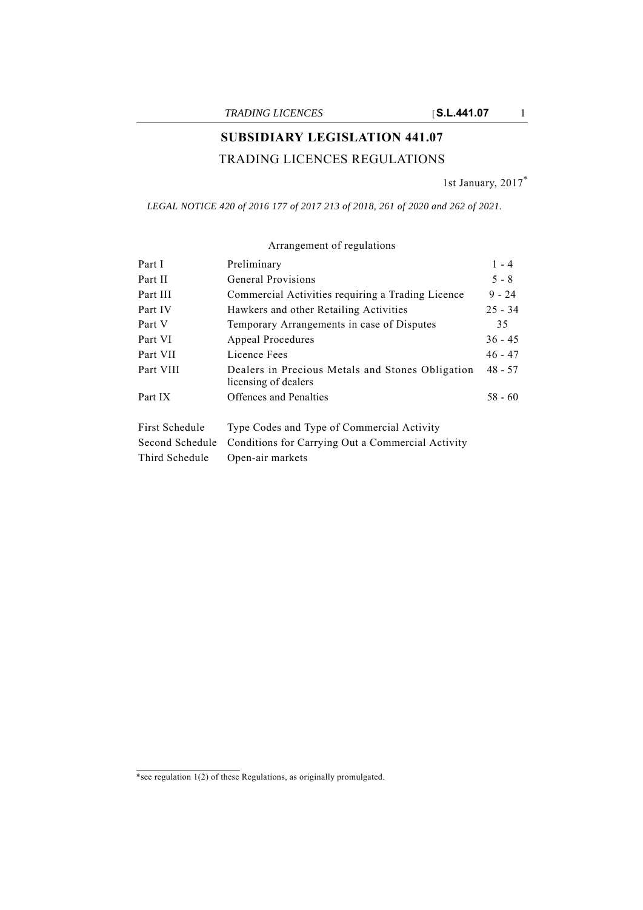# SUBSIDIARY LEGISLATION 441.07

## TRADING LICENCES REGULATIONS

1st January, 2017*

*LEGAL NOTICE 420 of 2016 177 of 2017 213 of 2018, 261 of 2020 and 262 of 2021.*

Arrangement of regulations

| | | |
|---|---|---|
| Part I | Preliminary | 1 - 4 |
| Part II | General Provisions | 5 - 8 |
| Part III | Commercial Activities requiring a Trading Licence | 9 - 24 |
| Part IV | Hawkers and other Retailing Activities | 25 - 34 |
| Part V | Temporary Arrangements in case of Disputes | 35 |
| Part VI | Appeal Procedures | 36 - 45 |
| Part VII | Licence Fees | 46 - 47 |
| Part VIII | Dealers in Precious Metals and Stones Obligation licensing of dealers | 48 - 57 |
| Part IX | Offences and Penalties | 58 - 60 |
| First Schedule | Type Codes and Type of Commercial Activity | |
| Second Schedule | Conditions for Carrying Out a Commercial Activity | |
| Third Schedule | Open-air markets | |

*see regulation 1(2) of these Regulations, as originally promulgated.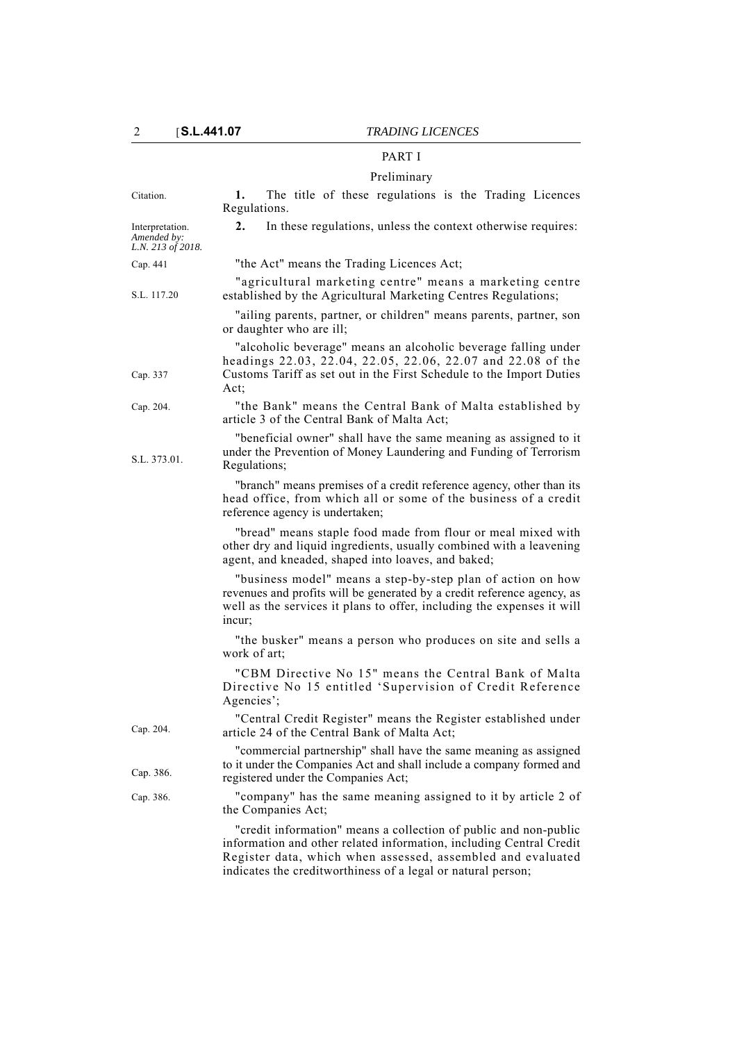## PART I

### Preliminary

Citation.

**1.** The title of these regulations is the Trading Licences Regulations.

Interpretation. *Amended by: L.N. 213 of 2018.*

**2.** In these regulations, unless the context otherwise requires:

Cap. 441

"the Act" means the Trading Licences Act;

S.L. 117.20

"agricultural marketing centre" means a marketing centre established by the Agricultural Marketing Centres Regulations;

"ailing parents, partner, or children" means parents, partner, son or daughter who are ill;

Cap. 337

"alcoholic beverage" means an alcoholic beverage falling under headings 22.03, 22.04, 22.05, 22.06, 22.07 and 22.08 of the Customs Tariff as set out in the First Schedule to the Import Duties Act;

Cap. 204.

"the Bank" means the Central Bank of Malta established by article 3 of the Central Bank of Malta Act;

S.L. 373.01.

"beneficial owner" shall have the same meaning as assigned to it under the Prevention of Money Laundering and Funding of Terrorism Regulations;

"branch" means premises of a credit reference agency, other than its head office, from which all or some of the business of a credit reference agency is undertaken;

"bread" means staple food made from flour or meal mixed with other dry and liquid ingredients, usually combined with a leavening agent, and kneaded, shaped into loaves, and baked;

"business model" means a step-by-step plan of action on how revenues and profits will be generated by a credit reference agency, as well as the services it plans to offer, including the expenses it will incur;

"the busker" means a person who produces on site and sells a work of art;

"CBM Directive No 15" means the Central Bank of Malta Directive No 15 entitled 'Supervision of Credit Reference Agencies';

Cap. 204.

"Central Credit Register" means the Register established under article 24 of the Central Bank of Malta Act;

Cap. 386.

"commercial partnership" shall have the same meaning as assigned to it under the Companies Act and shall include a company formed and registered under the Companies Act;

Cap. 386.

"company" has the same meaning assigned to it by article 2 of the Companies Act;

"credit information" means a collection of public and non-public information and other related information, including Central Credit Register data, which when assessed, assembled and evaluated indicates the creditworthiness of a legal or natural person;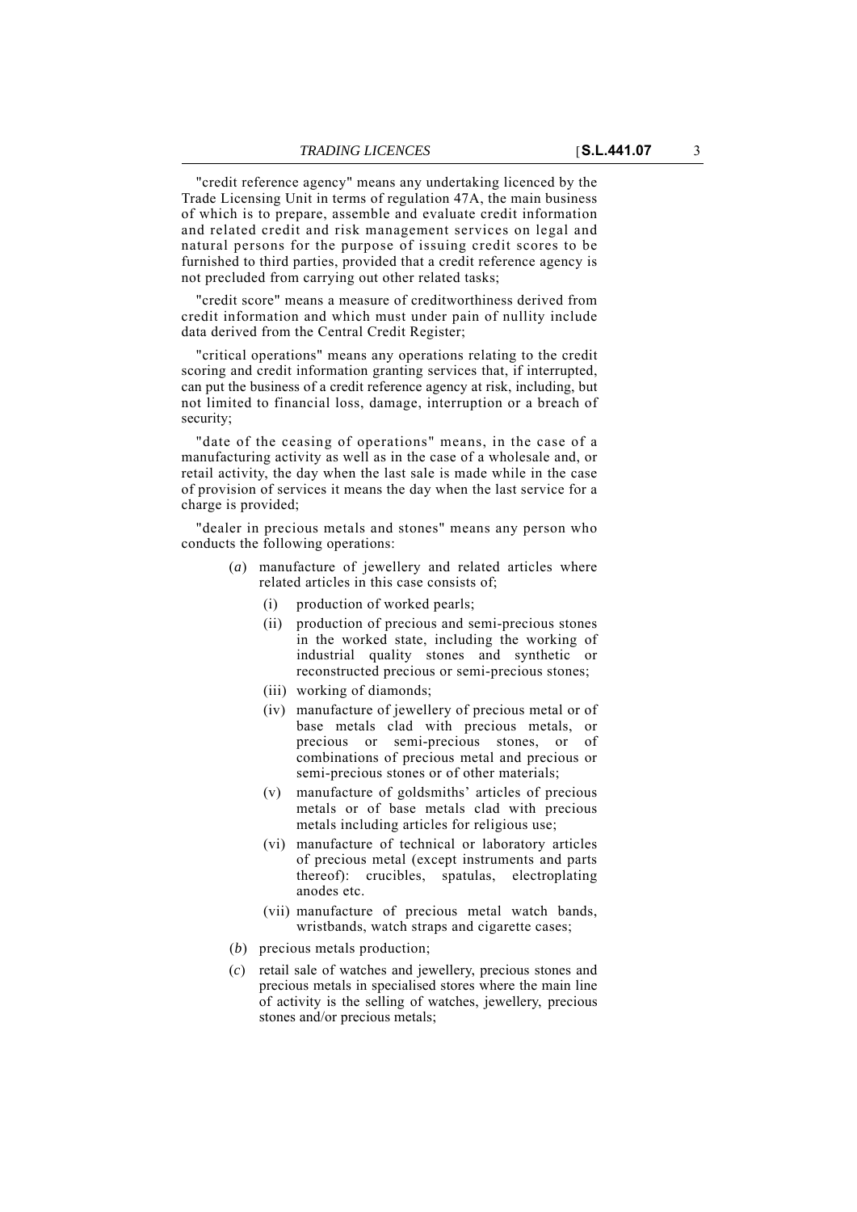"credit reference agency" means any undertaking licenced by the Trade Licensing Unit in terms of regulation 47A, the main business of which is to prepare, assemble and evaluate credit information and related credit and risk management services on legal and natural persons for the purpose of issuing credit scores to be furnished to third parties, provided that a credit reference agency is not precluded from carrying out other related tasks;

"credit score" means a measure of creditworthiness derived from credit information and which must under pain of nullity include data derived from the Central Credit Register;

"critical operations" means any operations relating to the credit scoring and credit information granting services that, if interrupted, can put the business of a credit reference agency at risk, including, but not limited to financial loss, damage, interruption or a breach of security;

"date of the ceasing of operations" means, in the case of a manufacturing activity as well as in the case of a wholesale and, or retail activity, the day when the last sale is made while in the case of provision of services it means the day when the last service for a charge is provided;

"dealer in precious metals and stones" means any person who conducts the following operations:

(*a*) manufacture of jewellery and related articles where related articles in this case consists of;

- (i) production of worked pearls;
- (ii) production of precious and semi-precious stones in the worked state, including the working of industrial quality stones and synthetic or reconstructed precious or semi-precious stones;
- (iii) working of diamonds;
- (iv) manufacture of jewellery of precious metal or of base metals clad with precious metals, or precious or semi-precious stones, or of combinations of precious metal and precious or semi-precious stones or of other materials;
- (v) manufacture of goldsmiths' articles of precious metals or of base metals clad with precious metals including articles for religious use;
- (vi) manufacture of technical or laboratory articles of precious metal (except instruments and parts thereof): crucibles, spatulas, electroplating anodes etc.
- (vii) manufacture of precious metal watch bands, wristbands, watch straps and cigarette cases;

(*b*) precious metals production;

(*c*) retail sale of watches and jewellery, precious stones and precious metals in specialised stores where the main line of activity is the selling of watches, jewellery, precious stones and/or precious metals;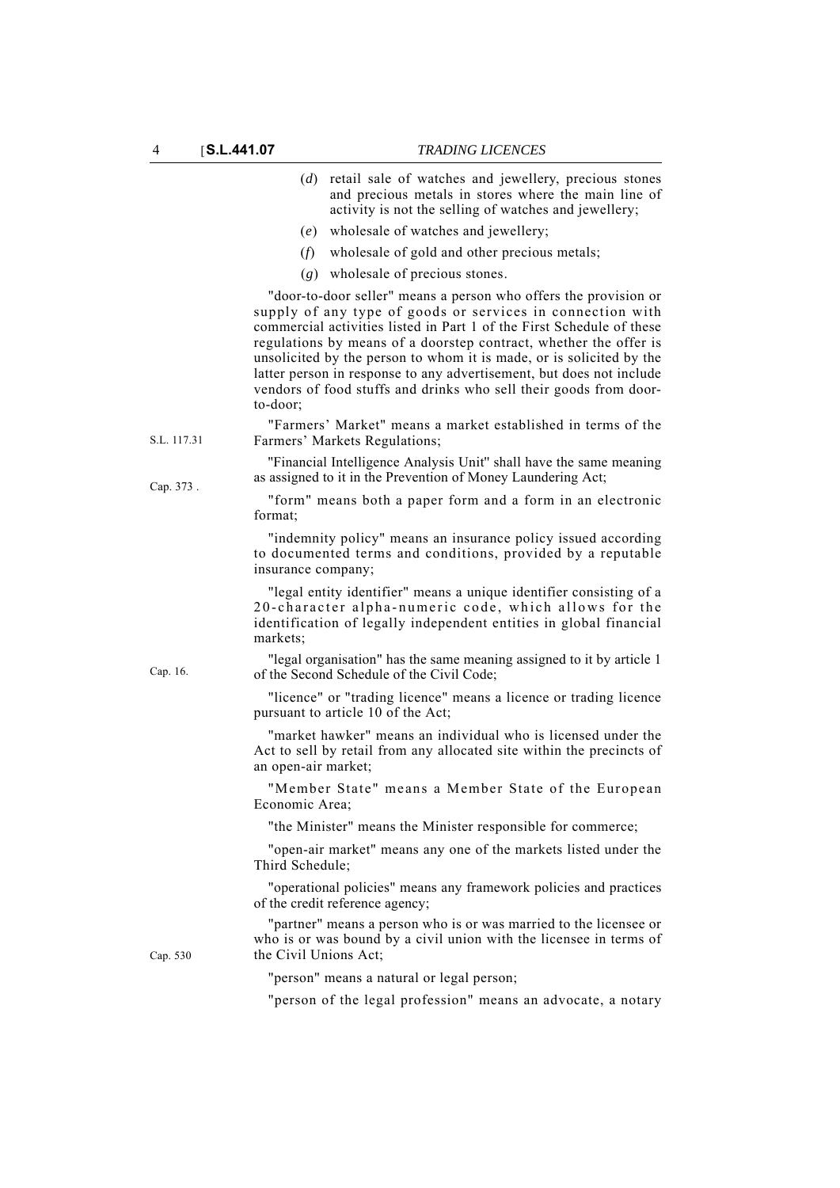(*d*) retail sale of watches and jewellery, precious stones and precious metals in stores where the main line of activity is not the selling of watches and jewellery;

(*e*) wholesale of watches and jewellery;

(*f*) wholesale of gold and other precious metals;

(*g*) wholesale of precious stones.

"door-to-door seller" means a person who offers the provision or supply of any type of goods or services in connection with commercial activities listed in Part 1 of the First Schedule of these regulations by means of a doorstep contract, whether the offer is unsolicited by the person to whom it is made, or is solicited by the latter person in response to any advertisement, but does not include vendors of food stuffs and drinks who sell their goods from door-to-door;

S.L. 117.31

"Farmers' Market" means a market established in terms of the Farmers' Markets Regulations;

Cap. 373 .

"Financial Intelligence Analysis Unit" shall have the same meaning as assigned to it in the Prevention of Money Laundering Act;

"form" means both a paper form and a form in an electronic format;

"indemnity policy" means an insurance policy issued according to documented terms and conditions, provided by a reputable insurance company;

"legal entity identifier" means a unique identifier consisting of a 20-character alpha-numeric code, which allows for the identification of legally independent entities in global financial markets;

Cap. 16.

"legal organisation" has the same meaning assigned to it by article 1 of the Second Schedule of the Civil Code;

"licence" or "trading licence" means a licence or trading licence pursuant to article 10 of the Act;

"market hawker" means an individual who is licensed under the Act to sell by retail from any allocated site within the precincts of an open-air market;

"Member State" means a Member State of the European Economic Area;

"the Minister" means the Minister responsible for commerce;

"open-air market" means any one of the markets listed under the Third Schedule;

"operational policies" means any framework policies and practices of the credit reference agency;

Cap. 530

"partner" means a person who is or was married to the licensee or who is or was bound by a civil union with the licensee in terms of the Civil Unions Act;

"person" means a natural or legal person;

"person of the legal profession" means an advocate, a notary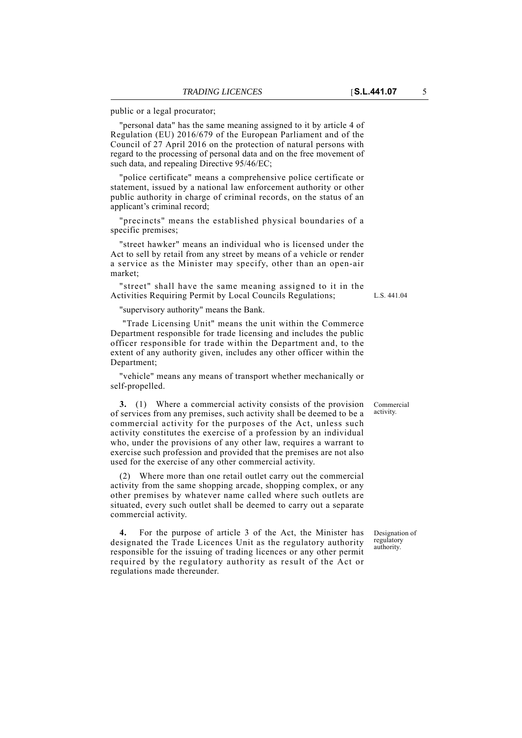public or a legal procurator;

"personal data" has the same meaning assigned to it by article 4 of Regulation (EU) 2016/679 of the European Parliament and of the Council of 27 April 2016 on the protection of natural persons with regard to the processing of personal data and on the free movement of such data, and repealing Directive 95/46/EC;

"police certificate" means a comprehensive police certificate or statement, issued by a national law enforcement authority or other public authority in charge of criminal records, on the status of an applicant's criminal record;

"precincts" means the established physical boundaries of a specific premises;

"street hawker" means an individual who is licensed under the Act to sell by retail from any street by means of a vehicle or render a service as the Minister may specify, other than an open-air market;

"street" shall have the same meaning assigned to it in the Activities Requiring Permit by Local Councils Regulations; L.S. 441.04

"supervisory authority" means the Bank.

"Trade Licensing Unit" means the unit within the Commerce Department responsible for trade licensing and includes the public officer responsible for trade within the Department and, to the extent of any authority given, includes any other officer within the Department;

"vehicle" means any means of transport whether mechanically or self-propelled.

Commercial activity.

**3.** (1) Where a commercial activity consists of the provision of services from any premises, such activity shall be deemed to be a commercial activity for the purposes of the Act, unless such activity constitutes the exercise of a profession by an individual who, under the provisions of any other law, requires a warrant to exercise such profession and provided that the premises are not also used for the exercise of any other commercial activity.

(2) Where more than one retail outlet carry out the commercial activity from the same shopping arcade, shopping complex, or any other premises by whatever name called where such outlets are situated, every such outlet shall be deemed to carry out a separate commercial activity.

Designation of regulatory authority.

**4.** For the purpose of article 3 of the Act, the Minister has designated the Trade Licences Unit as the regulatory authority responsible for the issuing of trading licences or any other permit required by the regulatory authority as result of the Act or regulations made thereunder.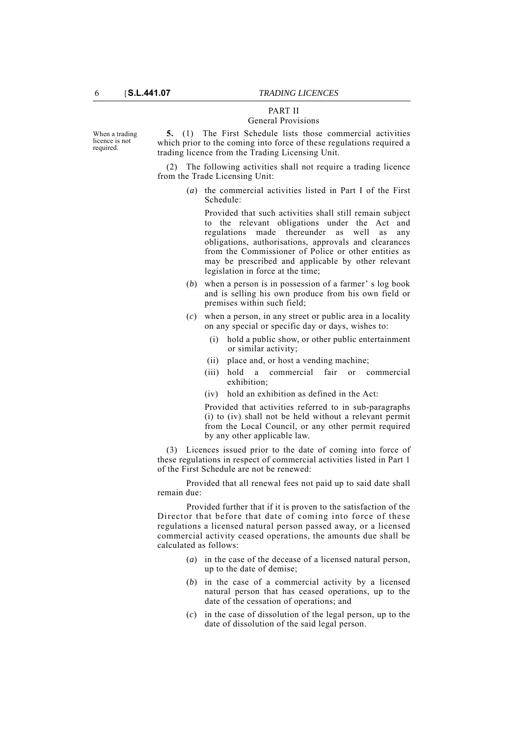## PART II
### General Provisions

When a trading licence is not required.

**5.** (1) The First Schedule lists those commercial activities which prior to the coming into force of these regulations required a trading licence from the Trading Licensing Unit.

(2) The following activities shall not require a trading licence from the Trade Licensing Unit:

(*a*) the commercial activities listed in Part I of the First Schedule:

Provided that such activities shall still remain subject to the relevant obligations under the Act and regulations made thereunder as well as any obligations, authorisations, approvals and clearances from the Commissioner of Police or other entities as may be prescribed and applicable by other relevant legislation in force at the time;

(*b*) when a person is in possession of a farmer' s log book and is selling his own produce from his own field or premises within such field;

(*c*) when a person, in any street or public area in a locality on any special or specific day or days, wishes to:

(i) hold a public show, or other public entertainment or similar activity;

(ii) place and, or host a vending machine;

(iii) hold a commercial fair or commercial exhibition;

(iv) hold an exhibition as defined in the Act:

Provided that activities referred to in sub-paragraphs (i) to (iv) shall not be held without a relevant permit from the Local Council, or any other permit required by any other applicable law.

(3) Licences issued prior to the date of coming into force of these regulations in respect of commercial activities listed in Part 1 of the First Schedule are not be renewed:

Provided that all renewal fees not paid up to said date shall remain due:

Provided further that if it is proven to the satisfaction of the Director that before that date of coming into force of these regulations a licensed natural person passed away, or a licensed commercial activity ceased operations, the amounts due shall be calculated as follows:

(*a*) in the case of the decease of a licensed natural person, up to the date of demise;

(*b*) in the case of a commercial activity by a licensed natural person that has ceased operations, up to the date of the cessation of operations; and

(*c*) in the case of dissolution of the legal person, up to the date of dissolution of the said legal person.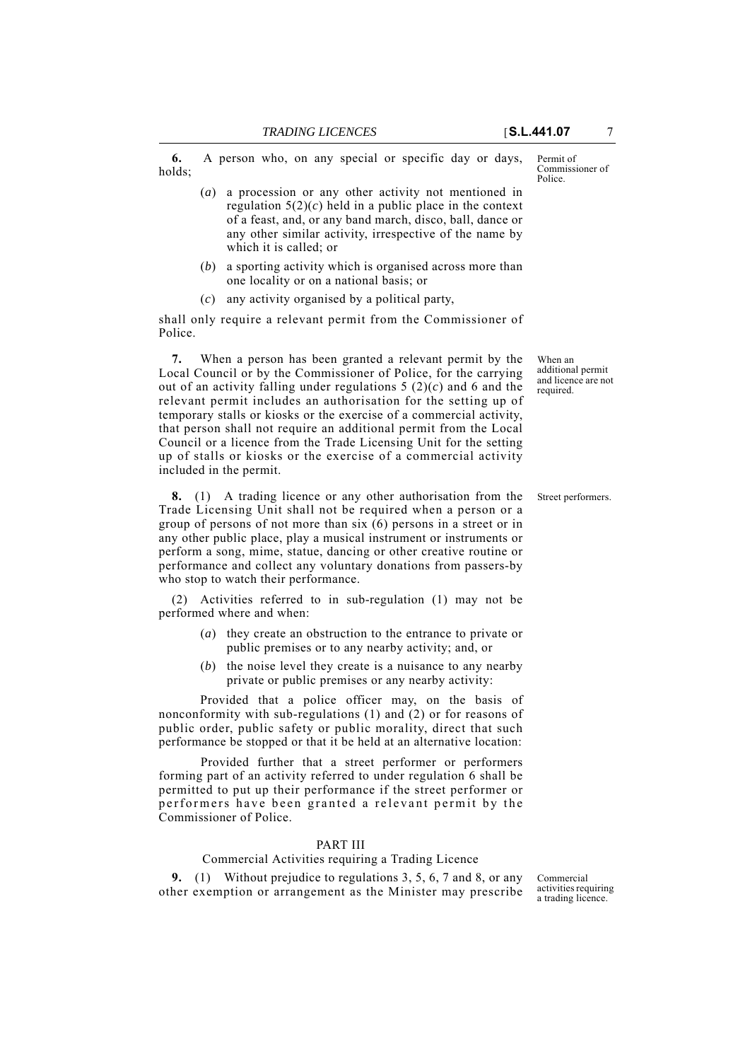**6.** A person who, on any special or specific day or days, holds;

Permit of Commissioner of Police.

(*a*) a procession or any other activity not mentioned in regulation 5(2)(*c*) held in a public place in the context of a feast, and, or any band march, disco, ball, dance or any other similar activity, irrespective of the name by which it is called; or

(*b*) a sporting activity which is organised across more than one locality or on a national basis; or

(*c*) any activity organised by a political party,

shall only require a relevant permit from the Commissioner of Police.

When an additional permit and licence are not required.

**7.** When a person has been granted a relevant permit by the Local Council or by the Commissioner of Police, for the carrying out of an activity falling under regulations 5 (2)(*c*) and 6 and the relevant permit includes an authorisation for the setting up of temporary stalls or kiosks or the exercise of a commercial activity, that person shall not require an additional permit from the Local Council or a licence from the Trade Licensing Unit for the setting up of stalls or kiosks or the exercise of a commercial activity included in the permit.

Street performers.

**8.** (1) A trading licence or any other authorisation from the Trade Licensing Unit shall not be required when a person or a group of persons of not more than six (6) persons in a street or in any other public place, play a musical instrument or instruments or perform a song, mime, statue, dancing or other creative routine or performance and collect any voluntary donations from passers-by who stop to watch their performance.

(2) Activities referred to in sub-regulation (1) may not be performed where and when:

(*a*) they create an obstruction to the entrance to private or public premises or to any nearby activity; and, or

(*b*) the noise level they create is a nuisance to any nearby private or public premises or any nearby activity:

Provided that a police officer may, on the basis of nonconformity with sub-regulations (1) and (2) or for reasons of public order, public safety or public morality, direct that such performance be stopped or that it be held at an alternative location:

Provided further that a street performer or performers forming part of an activity referred to under regulation 6 shall be permitted to put up their performance if the street performer or performers have been granted a relevant permit by the Commissioner of Police.

## PART III

### Commercial Activities requiring a Trading Licence

Commercial activities requiring a trading licence.

**9.** (1) Without prejudice to regulations 3, 5, 6, 7 and 8, or any other exemption or arrangement as the Minister may prescribe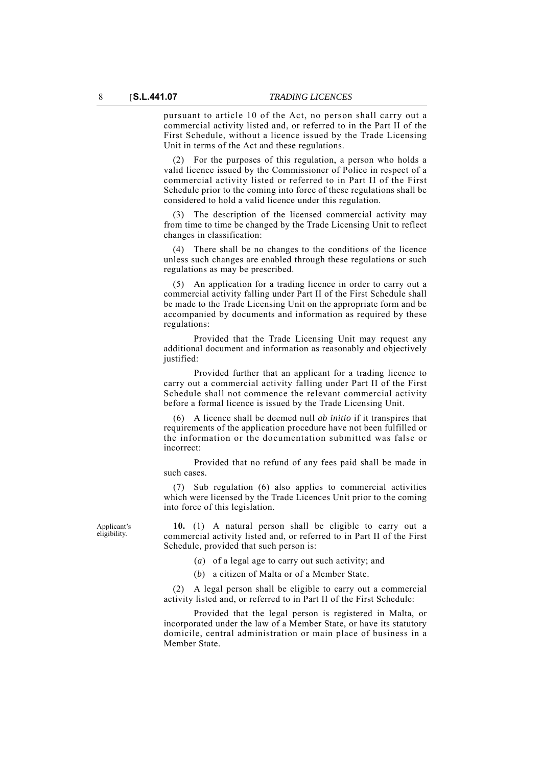pursuant to article 10 of the Act, no person shall carry out a commercial activity listed and, or referred to in the Part II of the First Schedule, without a licence issued by the Trade Licensing Unit in terms of the Act and these regulations.

(2) For the purposes of this regulation, a person who holds a valid licence issued by the Commissioner of Police in respect of a commercial activity listed or referred to in Part II of the First Schedule prior to the coming into force of these regulations shall be considered to hold a valid licence under this regulation.

(3) The description of the licensed commercial activity may from time to time be changed by the Trade Licensing Unit to reflect changes in classification:

(4) There shall be no changes to the conditions of the licence unless such changes are enabled through these regulations or such regulations as may be prescribed.

(5) An application for a trading licence in order to carry out a commercial activity falling under Part II of the First Schedule shall be made to the Trade Licensing Unit on the appropriate form and be accompanied by documents and information as required by these regulations:

Provided that the Trade Licensing Unit may request any additional document and information as reasonably and objectively justified:

Provided further that an applicant for a trading licence to carry out a commercial activity falling under Part II of the First Schedule shall not commence the relevant commercial activity before a formal licence is issued by the Trade Licensing Unit.

(6) A licence shall be deemed null *ab initio* if it transpires that requirements of the application procedure have not been fulfilled or the information or the documentation submitted was false or incorrect:

Provided that no refund of any fees paid shall be made in such cases.

(7) Sub regulation (6) also applies to commercial activities which were licensed by the Trade Licences Unit prior to the coming into force of this legislation.

Applicant's eligibility.

**10.** (1) A natural person shall be eligible to carry out a commercial activity listed and, or referred to in Part II of the First Schedule, provided that such person is:

(*a*) of a legal age to carry out such activity; and

(*b*) a citizen of Malta or of a Member State.

(2) A legal person shall be eligible to carry out a commercial activity listed and, or referred to in Part II of the First Schedule:

Provided that the legal person is registered in Malta, or incorporated under the law of a Member State, or have its statutory domicile, central administration or main place of business in a Member State.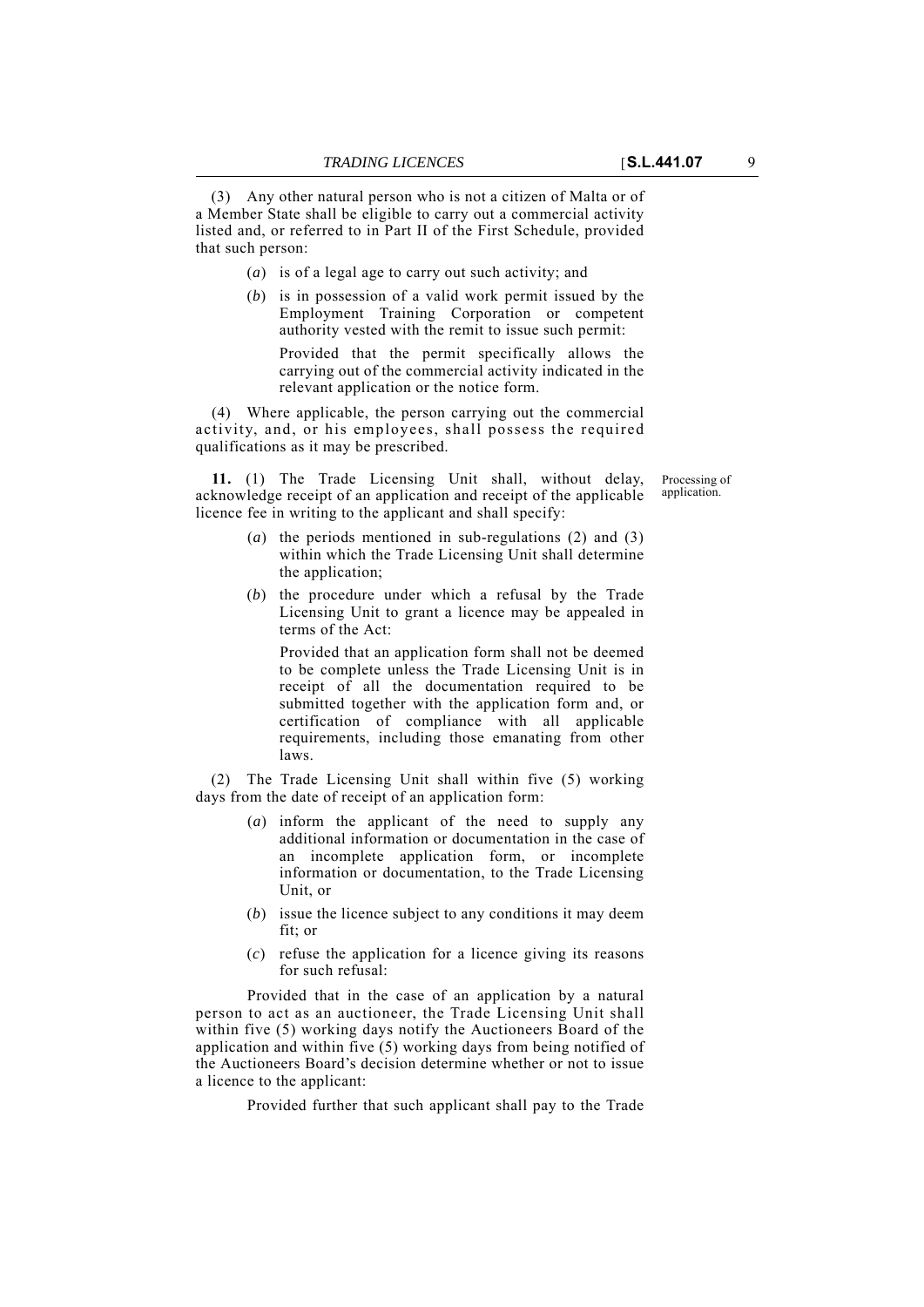(3) Any other natural person who is not a citizen of Malta or of a Member State shall be eligible to carry out a commercial activity listed and, or referred to in Part II of the First Schedule, provided that such person:

(*a*) is of a legal age to carry out such activity; and

(*b*) is in possession of a valid work permit issued by the Employment Training Corporation or competent authority vested with the remit to issue such permit:

Provided that the permit specifically allows the carrying out of the commercial activity indicated in the relevant application or the notice form.

(4) Where applicable, the person carrying out the commercial activity, and, or his employees, shall possess the required qualifications as it may be prescribed.

Processing of application.

**11.** (1) The Trade Licensing Unit shall, without delay, acknowledge receipt of an application and receipt of the applicable licence fee in writing to the applicant and shall specify:

(*a*) the periods mentioned in sub-regulations (2) and (3) within which the Trade Licensing Unit shall determine the application;

(*b*) the procedure under which a refusal by the Trade Licensing Unit to grant a licence may be appealed in terms of the Act:

Provided that an application form shall not be deemed to be complete unless the Trade Licensing Unit is in receipt of all the documentation required to be submitted together with the application form and, or certification of compliance with all applicable requirements, including those emanating from other laws.

(2) The Trade Licensing Unit shall within five (5) working days from the date of receipt of an application form:

(*a*) inform the applicant of the need to supply any additional information or documentation in the case of an incomplete application form, or incomplete information or documentation, to the Trade Licensing Unit, or

(*b*) issue the licence subject to any conditions it may deem fit; or

(*c*) refuse the application for a licence giving its reasons for such refusal:

Provided that in the case of an application by a natural person to act as an auctioneer, the Trade Licensing Unit shall within five (5) working days notify the Auctioneers Board of the application and within five (5) working days from being notified of the Auctioneers Board's decision determine whether or not to issue a licence to the applicant:

Provided further that such applicant shall pay to the Trade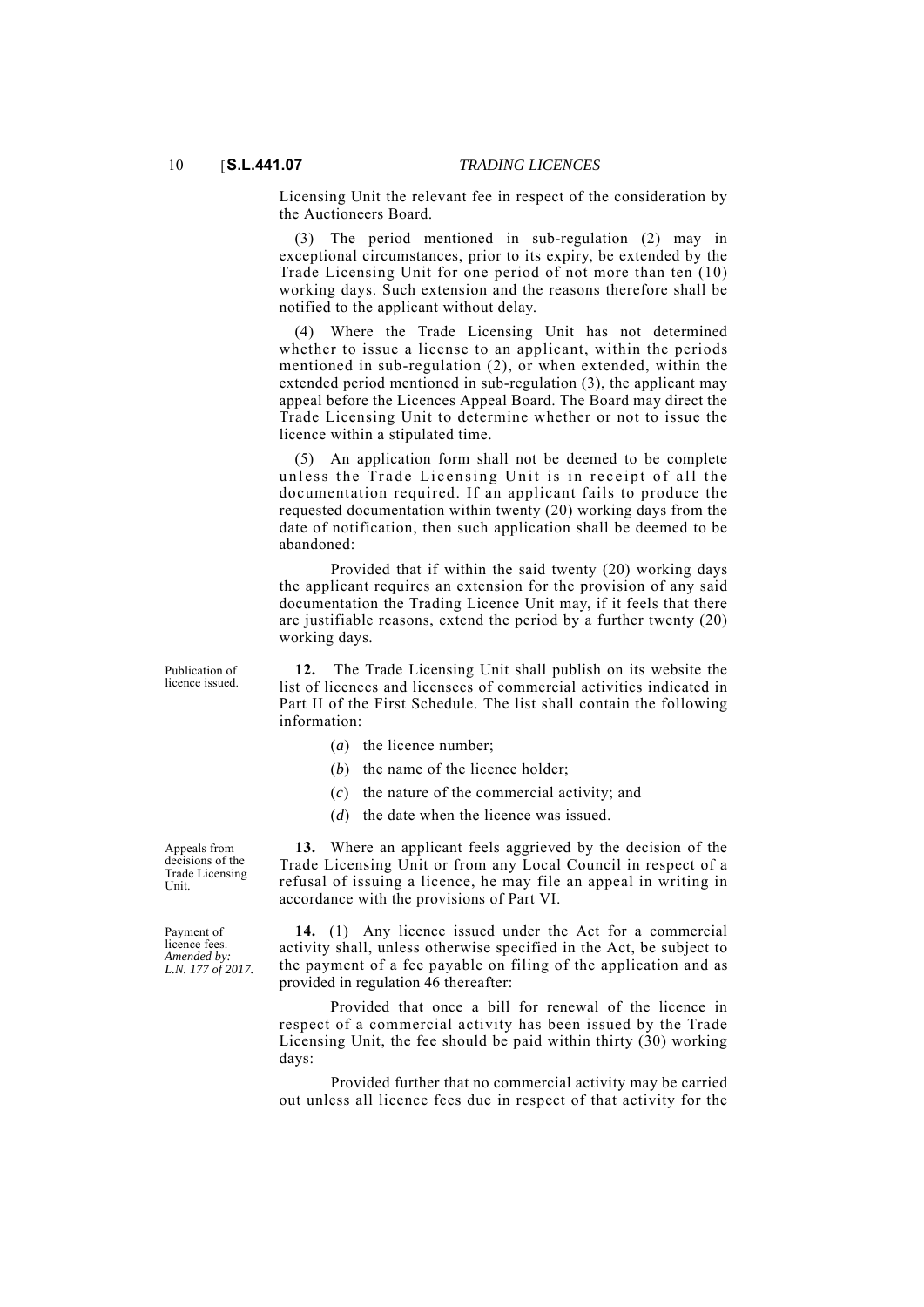Licensing Unit the relevant fee in respect of the consideration by the Auctioneers Board.

(3) The period mentioned in sub-regulation (2) may in exceptional circumstances, prior to its expiry, be extended by the Trade Licensing Unit for one period of not more than ten (10) working days. Such extension and the reasons therefore shall be notified to the applicant without delay.

(4) Where the Trade Licensing Unit has not determined whether to issue a license to an applicant, within the periods mentioned in sub-regulation (2), or when extended, within the extended period mentioned in sub-regulation (3), the applicant may appeal before the Licences Appeal Board. The Board may direct the Trade Licensing Unit to determine whether or not to issue the licence within a stipulated time.

(5) An application form shall not be deemed to be complete unless the Trade Licensing Unit is in receipt of all the documentation required. If an applicant fails to produce the requested documentation within twenty (20) working days from the date of notification, then such application shall be deemed to be abandoned:

Provided that if within the said twenty (20) working days the applicant requires an extension for the provision of any said documentation the Trading Licence Unit may, if it feels that there are justifiable reasons, extend the period by a further twenty (20) working days.

Publication of licence issued.

**12.** The Trade Licensing Unit shall publish on its website the list of licences and licensees of commercial activities indicated in Part II of the First Schedule. The list shall contain the following information:

(*a*) the licence number;

(*b*) the name of the licence holder;

(*c*) the nature of the commercial activity; and

(*d*) the date when the licence was issued.

Appeals from decisions of the Trade Licensing Unit.

**13.** Where an applicant feels aggrieved by the decision of the Trade Licensing Unit or from any Local Council in respect of a refusal of issuing a licence, he may file an appeal in writing in accordance with the provisions of Part VI.

Payment of licence fees. *Amended by: L.N. 177 of 2017.*

**14.** (1) Any licence issued under the Act for a commercial activity shall, unless otherwise specified in the Act, be subject to the payment of a fee payable on filing of the application and as provided in regulation 46 thereafter:

Provided that once a bill for renewal of the licence in respect of a commercial activity has been issued by the Trade Licensing Unit, the fee should be paid within thirty (30) working days:

Provided further that no commercial activity may be carried out unless all licence fees due in respect of that activity for the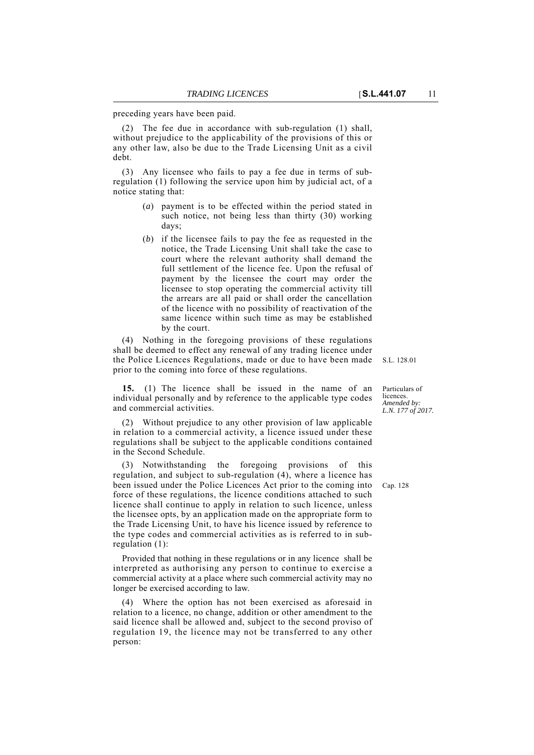preceding years have been paid.

(2) The fee due in accordance with sub-regulation (1) shall, without prejudice to the applicability of the provisions of this or any other law, also be due to the Trade Licensing Unit as a civil debt.

(3) Any licensee who fails to pay a fee due in terms of sub-regulation (1) following the service upon him by judicial act, of a notice stating that:

(*a*) payment is to be effected within the period stated in such notice, not being less than thirty (30) working days;

(*b*) if the licensee fails to pay the fee as requested in the notice, the Trade Licensing Unit shall take the case to court where the relevant authority shall demand the full settlement of the licence fee. Upon the refusal of payment by the licensee the court may order the licensee to stop operating the commercial activity till the arrears are all paid or shall order the cancellation of the licence with no possibility of reactivation of the same licence within such time as may be established by the court.

(4) Nothing in the foregoing provisions of these regulations shall be deemed to effect any renewal of any trading licence under the Police Licences Regulations, made or due to have been made prior to the coming into force of these regulations.

S.L. 128.01

Particulars of licences.
*Amended by: L.N. 177 of 2017.*

**15.** (1) The licence shall be issued in the name of an individual personally and by reference to the applicable type codes and commercial activities.

(2) Without prejudice to any other provision of law applicable in relation to a commercial activity, a licence issued under these regulations shall be subject to the applicable conditions contained in the Second Schedule.

(3) Notwithstanding the foregoing provisions of this regulation, and subject to sub-regulation (4), where a licence has been issued under the Police Licences Act prior to the coming into force of these regulations, the licence conditions attached to such licence shall continue to apply in relation to such licence, unless the licensee opts, by an application made on the appropriate form to the Trade Licensing Unit, to have his licence issued by reference to the type codes and commercial activities as is referred to in sub-regulation (1):

Cap. 128

Provided that nothing in these regulations or in any licence shall be interpreted as authorising any person to continue to exercise a commercial activity at a place where such commercial activity may no longer be exercised according to law.

(4) Where the option has not been exercised as aforesaid in relation to a licence, no change, addition or other amendment to the said licence shall be allowed and, subject to the second proviso of regulation 19, the licence may not be transferred to any other person: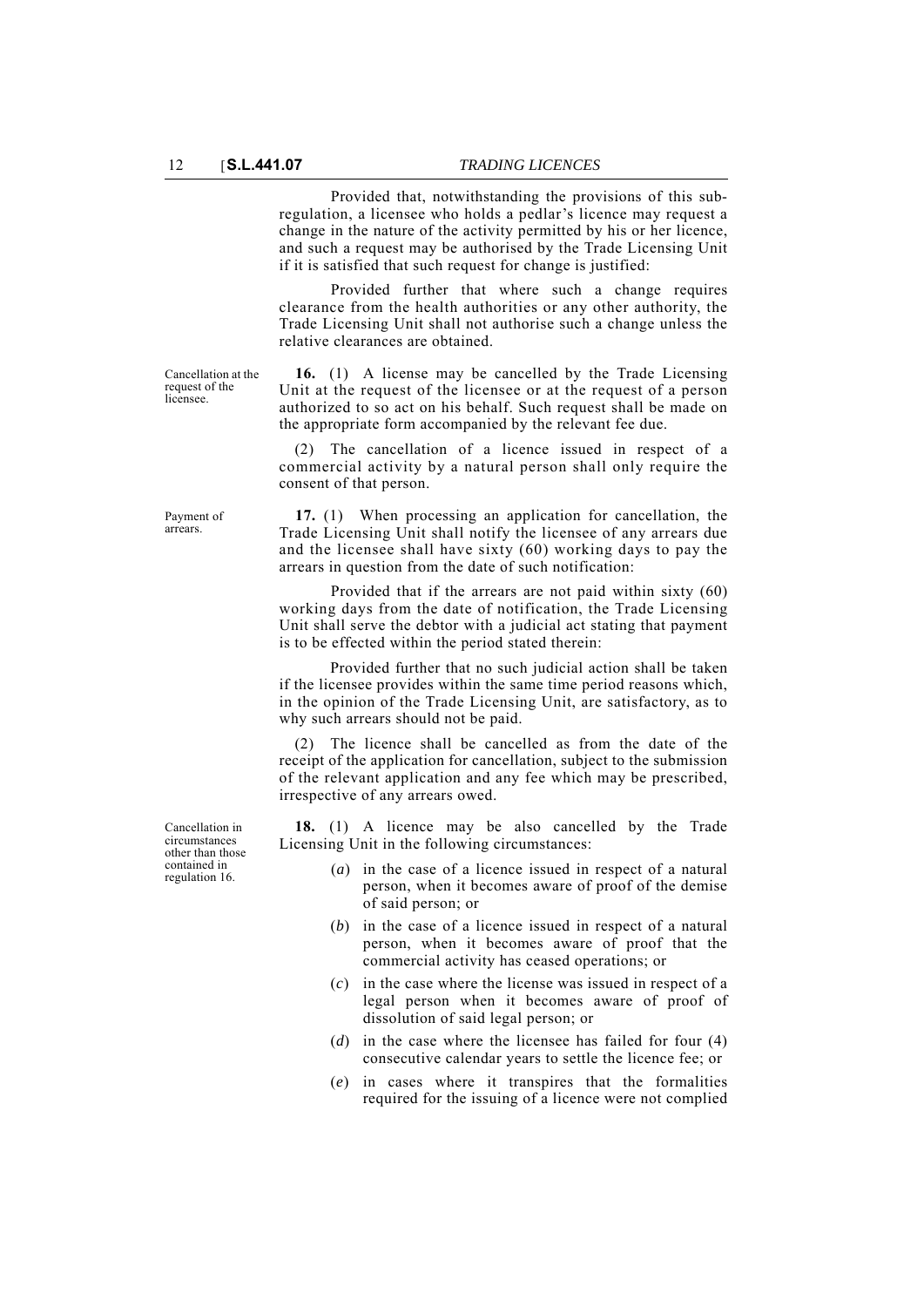Provided that, notwithstanding the provisions of this sub-regulation, a licensee who holds a pedlar's licence may request a change in the nature of the activity permitted by his or her licence, and such a request may be authorised by the Trade Licensing Unit if it is satisfied that such request for change is justified:

Provided further that where such a change requires clearance from the health authorities or any other authority, the Trade Licensing Unit shall not authorise such a change unless the relative clearances are obtained.

*Cancellation at the request of the licensee.*

**16.** (1) A license may be cancelled by the Trade Licensing Unit at the request of the licensee or at the request of a person authorized to so act on his behalf. Such request shall be made on the appropriate form accompanied by the relevant fee due.

(2) The cancellation of a licence issued in respect of a commercial activity by a natural person shall only require the consent of that person.

*Payment of arrears.*

**17.** (1) When processing an application for cancellation, the Trade Licensing Unit shall notify the licensee of any arrears due and the licensee shall have sixty (60) working days to pay the arrears in question from the date of such notification:

Provided that if the arrears are not paid within sixty (60) working days from the date of notification, the Trade Licensing Unit shall serve the debtor with a judicial act stating that payment is to be effected within the period stated therein:

Provided further that no such judicial action shall be taken if the licensee provides within the same time period reasons which, in the opinion of the Trade Licensing Unit, are satisfactory, as to why such arrears should not be paid.

(2) The licence shall be cancelled as from the date of the receipt of the application for cancellation, subject to the submission of the relevant application and any fee which may be prescribed, irrespective of any arrears owed.

*Cancellation in circumstances other than those contained in regulation 16.*

**18.** (1) A licence may be also cancelled by the Trade Licensing Unit in the following circumstances:

(*a*) in the case of a licence issued in respect of a natural person, when it becomes aware of proof of the demise of said person; or

(*b*) in the case of a licence issued in respect of a natural person, when it becomes aware of proof that the commercial activity has ceased operations; or

(*c*) in the case where the license was issued in respect of a legal person when it becomes aware of proof of dissolution of said legal person; or

(*d*) in the case where the licensee has failed for four (4) consecutive calendar years to settle the licence fee; or

(*e*) in cases where it transpires that the formalities required for the issuing of a licence were not complied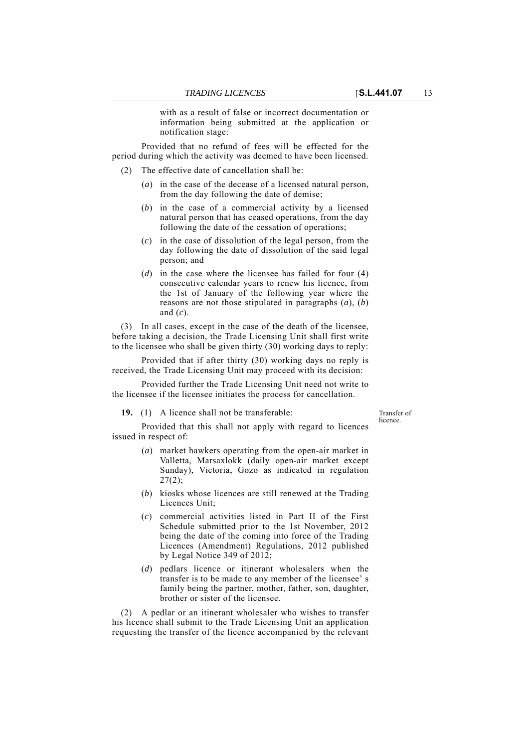with as a result of false or incorrect documentation or information being submitted at the application or notification stage:

Provided that no refund of fees will be effected for the period during which the activity was deemed to have been licensed.

(2) The effective date of cancellation shall be:

(*a*) in the case of the decease of a licensed natural person, from the day following the date of demise;

(*b*) in the case of a commercial activity by a licensed natural person that has ceased operations, from the day following the date of the cessation of operations;

(*c*) in the case of dissolution of the legal person, from the day following the date of dissolution of the said legal person; and

(*d*) in the case where the licensee has failed for four (4) consecutive calendar years to renew his licence, from the 1st of January of the following year where the reasons are not those stipulated in paragraphs (*a*), (*b*) and (*c*).

(3) In all cases, except in the case of the death of the licensee, before taking a decision, the Trade Licensing Unit shall first write to the licensee who shall be given thirty (30) working days to reply:

Provided that if after thirty (30) working days no reply is received, the Trade Licensing Unit may proceed with its decision:

Provided further the Trade Licensing Unit need not write to the licensee if the licensee initiates the process for cancellation.

Transfer of licence.

**19.** (1) A licence shall not be transferable:

Provided that this shall not apply with regard to licences issued in respect of:

(*a*) market hawkers operating from the open-air market in Valletta, Marsaxlokk (daily open-air market except Sunday), Victoria, Gozo as indicated in regulation 27(2);

(*b*) kiosks whose licences are still renewed at the Trading Licences Unit;

(*c*) commercial activities listed in Part II of the First Schedule submitted prior to the 1st November, 2012 being the date of the coming into force of the Trading Licences (Amendment) Regulations, 2012 published by Legal Notice 349 of 2012;

(*d*) pedlars licence or itinerant wholesalers when the transfer is to be made to any member of the licensee' s family being the partner, mother, father, son, daughter, brother or sister of the licensee.

(2) A pedlar or an itinerant wholesaler who wishes to transfer his licence shall submit to the Trade Licensing Unit an application requesting the transfer of the licence accompanied by the relevant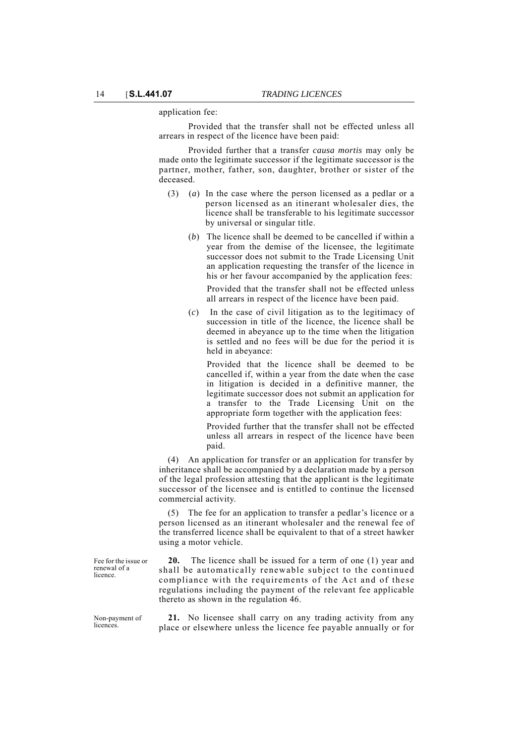application fee:

Provided that the transfer shall not be effected unless all arrears in respect of the licence have been paid:

Provided further that a transfer *causa mortis* may only be made onto the legitimate successor if the legitimate successor is the partner, mother, father, son, daughter, brother or sister of the deceased.

(3) (*a*) In the case where the person licensed as a pedlar or a person licensed as an itinerant wholesaler dies, the licence shall be transferable to his legitimate successor by universal or singular title.

(*b*) The licence shall be deemed to be cancelled if within a year from the demise of the licensee, the legitimate successor does not submit to the Trade Licensing Unit an application requesting the transfer of the licence in his or her favour accompanied by the application fees:

Provided that the transfer shall not be effected unless all arrears in respect of the licence have been paid.

(*c*) In the case of civil litigation as to the legitimacy of succession in title of the licence, the licence shall be deemed in abeyance up to the time when the litigation is settled and no fees will be due for the period it is held in abeyance:

Provided that the licence shall be deemed to be cancelled if, within a year from the date when the case in litigation is decided in a definitive manner, the legitimate successor does not submit an application for a transfer to the Trade Licensing Unit on the appropriate form together with the application fees:

Provided further that the transfer shall not be effected unless all arrears in respect of the licence have been paid.

(4) An application for transfer or an application for transfer by inheritance shall be accompanied by a declaration made by a person of the legal profession attesting that the applicant is the legitimate successor of the licensee and is entitled to continue the licensed commercial activity.

(5) The fee for an application to transfer a pedlar's licence or a person licensed as an itinerant wholesaler and the renewal fee of the transferred licence shall be equivalent to that of a street hawker using a motor vehicle.

Fee for the issue or renewal of a licence.

**20.** The licence shall be issued for a term of one (1) year and shall be automatically renewable subject to the continued compliance with the requirements of the Act and of these regulations including the payment of the relevant fee applicable thereto as shown in the regulation 46.

Non-payment of licences.

**21.** No licensee shall carry on any trading activity from any place or elsewhere unless the licence fee payable annually or for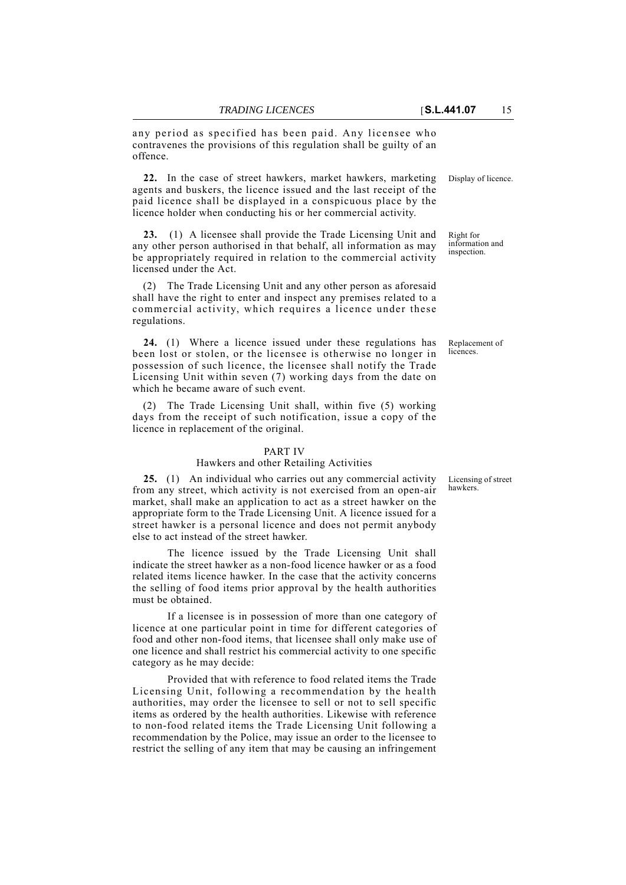any period as specified has been paid. Any licensee who contravenes the provisions of this regulation shall be guilty of an offence.

Display of licence.

**22.** In the case of street hawkers, market hawkers, marketing agents and buskers, the licence issued and the last receipt of the paid licence shall be displayed in a conspicuous place by the licence holder when conducting his or her commercial activity.

Right for information and inspection.

**23.** (1) A licensee shall provide the Trade Licensing Unit and any other person authorised in that behalf, all information as may be appropriately required in relation to the commercial activity licensed under the Act.

(2) The Trade Licensing Unit and any other person as aforesaid shall have the right to enter and inspect any premises related to a commercial activity, which requires a licence under these regulations.

Replacement of licences.

**24.** (1) Where a licence issued under these regulations has been lost or stolen, or the licensee is otherwise no longer in possession of such licence, the licensee shall notify the Trade Licensing Unit within seven (7) working days from the date on which he became aware of such event.

(2) The Trade Licensing Unit shall, within five (5) working days from the receipt of such notification, issue a copy of the licence in replacement of the original.

## PART IV
### Hawkers and other Retailing Activities

Licensing of street hawkers.

**25.** (1) An individual who carries out any commercial activity from any street, which activity is not exercised from an open-air market, shall make an application to act as a street hawker on the appropriate form to the Trade Licensing Unit. A licence issued for a street hawker is a personal licence and does not permit anybody else to act instead of the street hawker.

The licence issued by the Trade Licensing Unit shall indicate the street hawker as a non-food licence hawker or as a food related items licence hawker. In the case that the activity concerns the selling of food items prior approval by the health authorities must be obtained.

If a licensee is in possession of more than one category of licence at one particular point in time for different categories of food and other non-food items, that licensee shall only make use of one licence and shall restrict his commercial activity to one specific category as he may decide:

Provided that with reference to food related items the Trade Licensing Unit, following a recommendation by the health authorities, may order the licensee to sell or not to sell specific items as ordered by the health authorities. Likewise with reference to non-food related items the Trade Licensing Unit following a recommendation by the Police, may issue an order to the licensee to restrict the selling of any item that may be causing an infringement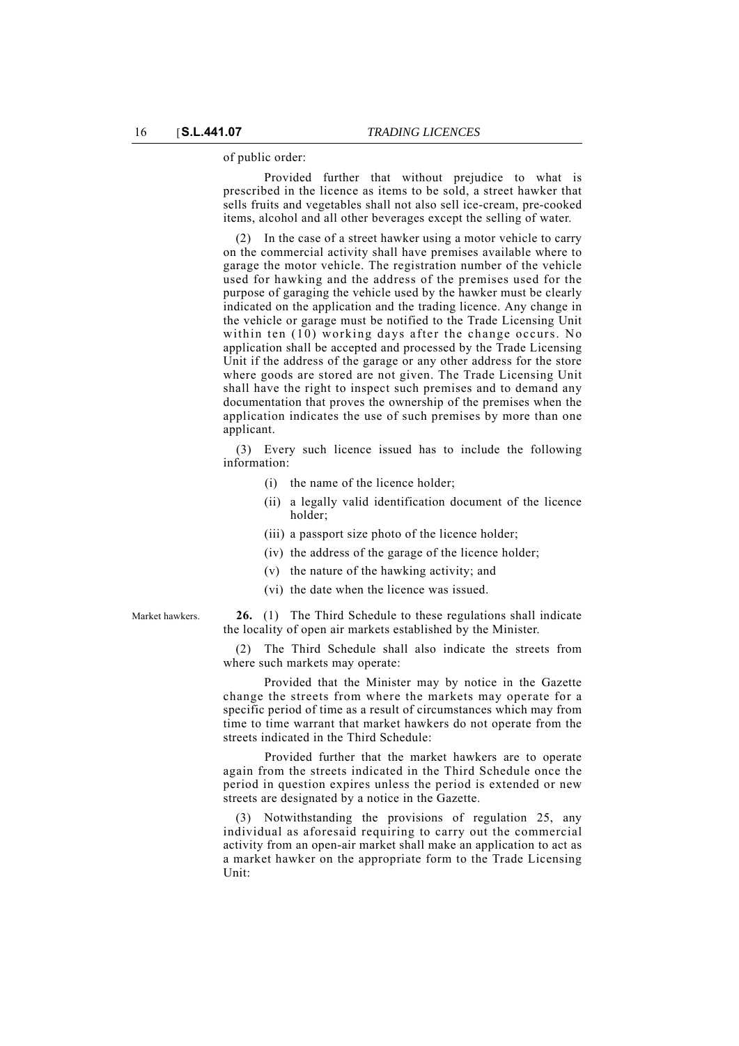of public order:

Provided further that without prejudice to what is prescribed in the licence as items to be sold, a street hawker that sells fruits and vegetables shall not also sell ice-cream, pre-cooked items, alcohol and all other beverages except the selling of water.

(2) In the case of a street hawker using a motor vehicle to carry on the commercial activity shall have premises available where to garage the motor vehicle. The registration number of the vehicle used for hawking and the address of the premises used for the purpose of garaging the vehicle used by the hawker must be clearly indicated on the application and the trading licence. Any change in the vehicle or garage must be notified to the Trade Licensing Unit within ten (10) working days after the change occurs. No application shall be accepted and processed by the Trade Licensing Unit if the address of the garage or any other address for the store where goods are stored are not given. The Trade Licensing Unit shall have the right to inspect such premises and to demand any documentation that proves the ownership of the premises when the application indicates the use of such premises by more than one applicant.

(3) Every such licence issued has to include the following information:

- (i) the name of the licence holder;
- (ii) a legally valid identification document of the licence holder;
- (iii) a passport size photo of the licence holder;
- (iv) the address of the garage of the licence holder;
- (v) the nature of the hawking activity; and
- (vi) the date when the licence was issued.

Market hawkers.

**26.** (1) The Third Schedule to these regulations shall indicate the locality of open air markets established by the Minister.

(2) The Third Schedule shall also indicate the streets from where such markets may operate:

Provided that the Minister may by notice in the Gazette change the streets from where the markets may operate for a specific period of time as a result of circumstances which may from time to time warrant that market hawkers do not operate from the streets indicated in the Third Schedule:

Provided further that the market hawkers are to operate again from the streets indicated in the Third Schedule once the period in question expires unless the period is extended or new streets are designated by a notice in the Gazette.

(3) Notwithstanding the provisions of regulation 25, any individual as aforesaid requiring to carry out the commercial activity from an open-air market shall make an application to act as a market hawker on the appropriate form to the Trade Licensing Unit: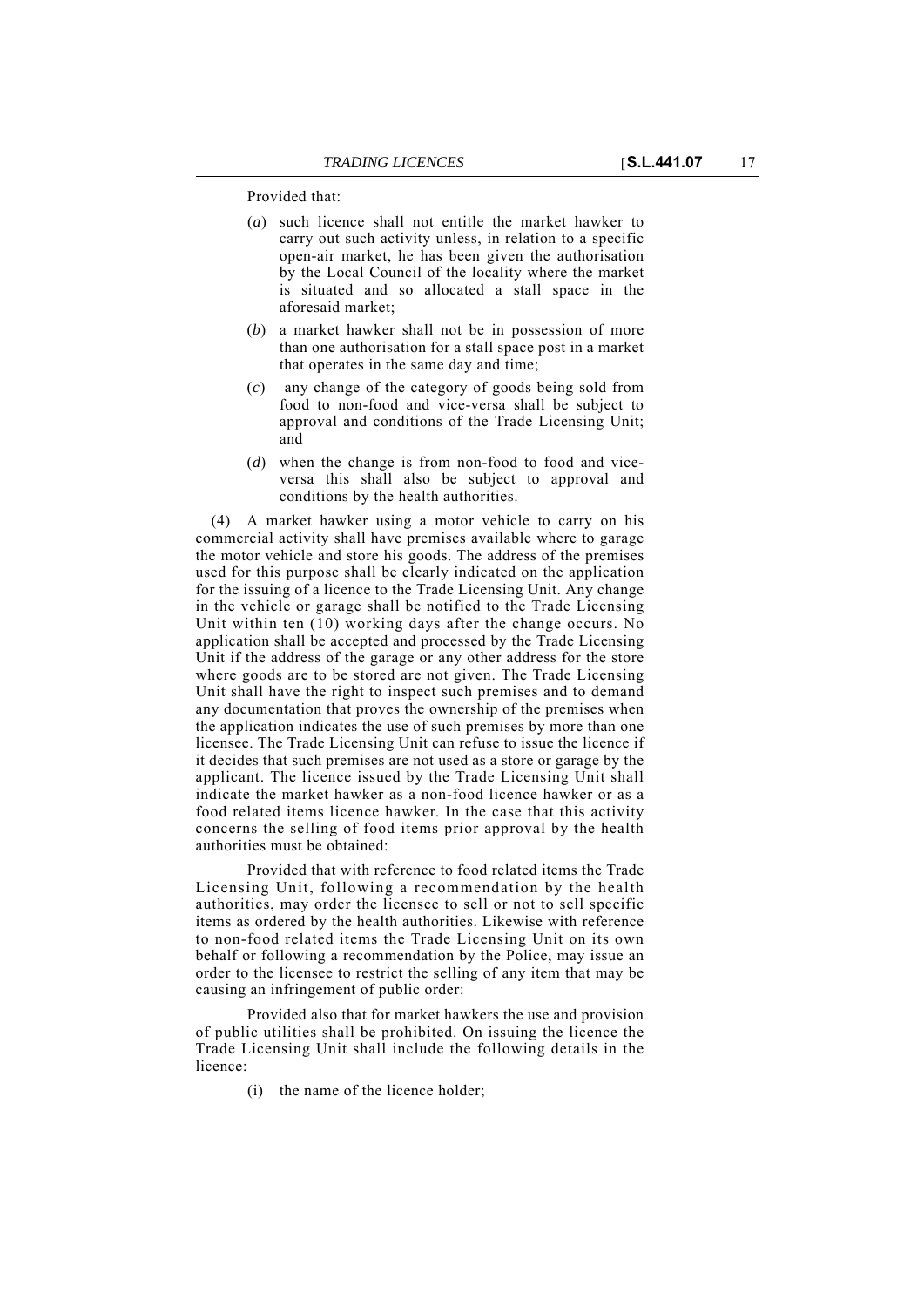Provided that:

(*a*) such licence shall not entitle the market hawker to carry out such activity unless, in relation to a specific open-air market, he has been given the authorisation by the Local Council of the locality where the market is situated and so allocated a stall space in the aforesaid market;

(*b*) a market hawker shall not be in possession of more than one authorisation for a stall space post in a market that operates in the same day and time;

(*c*) any change of the category of goods being sold from food to non-food and vice-versa shall be subject to approval and conditions of the Trade Licensing Unit; and

(*d*) when the change is from non-food to food and vice-versa this shall also be subject to approval and conditions by the health authorities.

(4) A market hawker using a motor vehicle to carry on his commercial activity shall have premises available where to garage the motor vehicle and store his goods. The address of the premises used for this purpose shall be clearly indicated on the application for the issuing of a licence to the Trade Licensing Unit. Any change in the vehicle or garage shall be notified to the Trade Licensing Unit within ten (10) working days after the change occurs. No application shall be accepted and processed by the Trade Licensing Unit if the address of the garage or any other address for the store where goods are to be stored are not given. The Trade Licensing Unit shall have the right to inspect such premises and to demand any documentation that proves the ownership of the premises when the application indicates the use of such premises by more than one licensee. The Trade Licensing Unit can refuse to issue the licence if it decides that such premises are not used as a store or garage by the applicant. The licence issued by the Trade Licensing Unit shall indicate the market hawker as a non-food licence hawker or as a food related items licence hawker. In the case that this activity concerns the selling of food items prior approval by the health authorities must be obtained:

Provided that with reference to food related items the Trade Licensing Unit, following a recommendation by the health authorities, may order the licensee to sell or not to sell specific items as ordered by the health authorities. Likewise with reference to non-food related items the Trade Licensing Unit on its own behalf or following a recommendation by the Police, may issue an order to the licensee to restrict the selling of any item that may be causing an infringement of public order:

Provided also that for market hawkers the use and provision of public utilities shall be prohibited. On issuing the licence the Trade Licensing Unit shall include the following details in the licence:

(i) the name of the licence holder;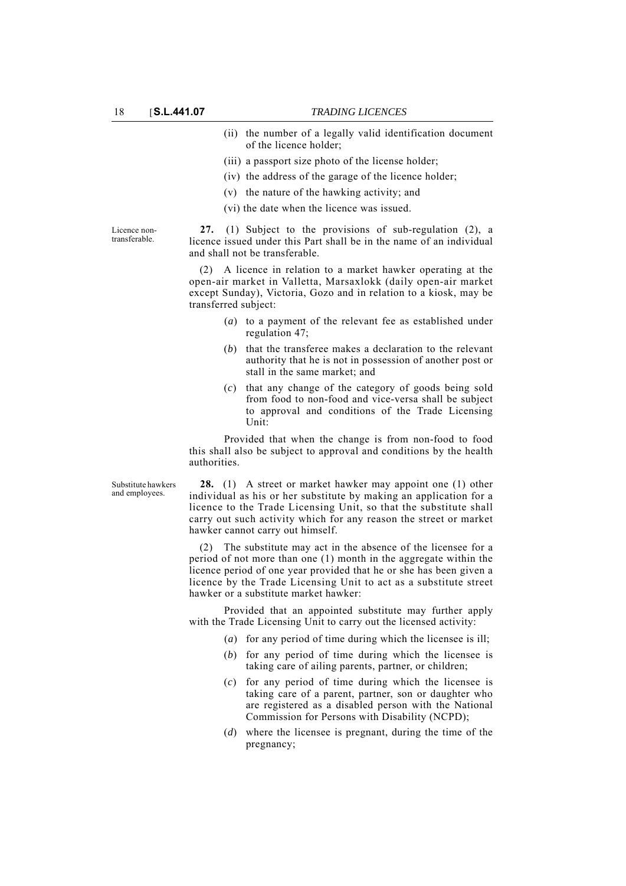(ii) the number of a legally valid identification document of the licence holder;

(iii) a passport size photo of the license holder;

(iv) the address of the garage of the licence holder;

(v) the nature of the hawking activity; and

(vi) the date when the licence was issued.

Licence non-transferable.

**27.** (1) Subject to the provisions of sub-regulation (2), a licence issued under this Part shall be in the name of an individual and shall not be transferable.

(2) A licence in relation to a market hawker operating at the open-air market in Valletta, Marsaxlokk (daily open-air market except Sunday), Victoria, Gozo and in relation to a kiosk, may be transferred subject:

(*a*) to a payment of the relevant fee as established under regulation 47;

(*b*) that the transferee makes a declaration to the relevant authority that he is not in possession of another post or stall in the same market; and

(*c*) that any change of the category of goods being sold from food to non-food and vice-versa shall be subject to approval and conditions of the Trade Licensing Unit:

Provided that when the change is from non-food to food this shall also be subject to approval and conditions by the health authorities.

Substitute hawkers and employees.

**28.** (1) A street or market hawker may appoint one (1) other individual as his or her substitute by making an application for a licence to the Trade Licensing Unit, so that the substitute shall carry out such activity which for any reason the street or market hawker cannot carry out himself.

(2) The substitute may act in the absence of the licensee for a period of not more than one (1) month in the aggregate within the licence period of one year provided that he or she has been given a licence by the Trade Licensing Unit to act as a substitute street hawker or a substitute market hawker:

Provided that an appointed substitute may further apply with the Trade Licensing Unit to carry out the licensed activity:

(*a*) for any period of time during which the licensee is ill;

(*b*) for any period of time during which the licensee is taking care of ailing parents, partner, or children;

(*c*) for any period of time during which the licensee is taking care of a parent, partner, son or daughter who are registered as a disabled person with the National Commission for Persons with Disability (NCPD);

(*d*) where the licensee is pregnant, during the time of the pregnancy;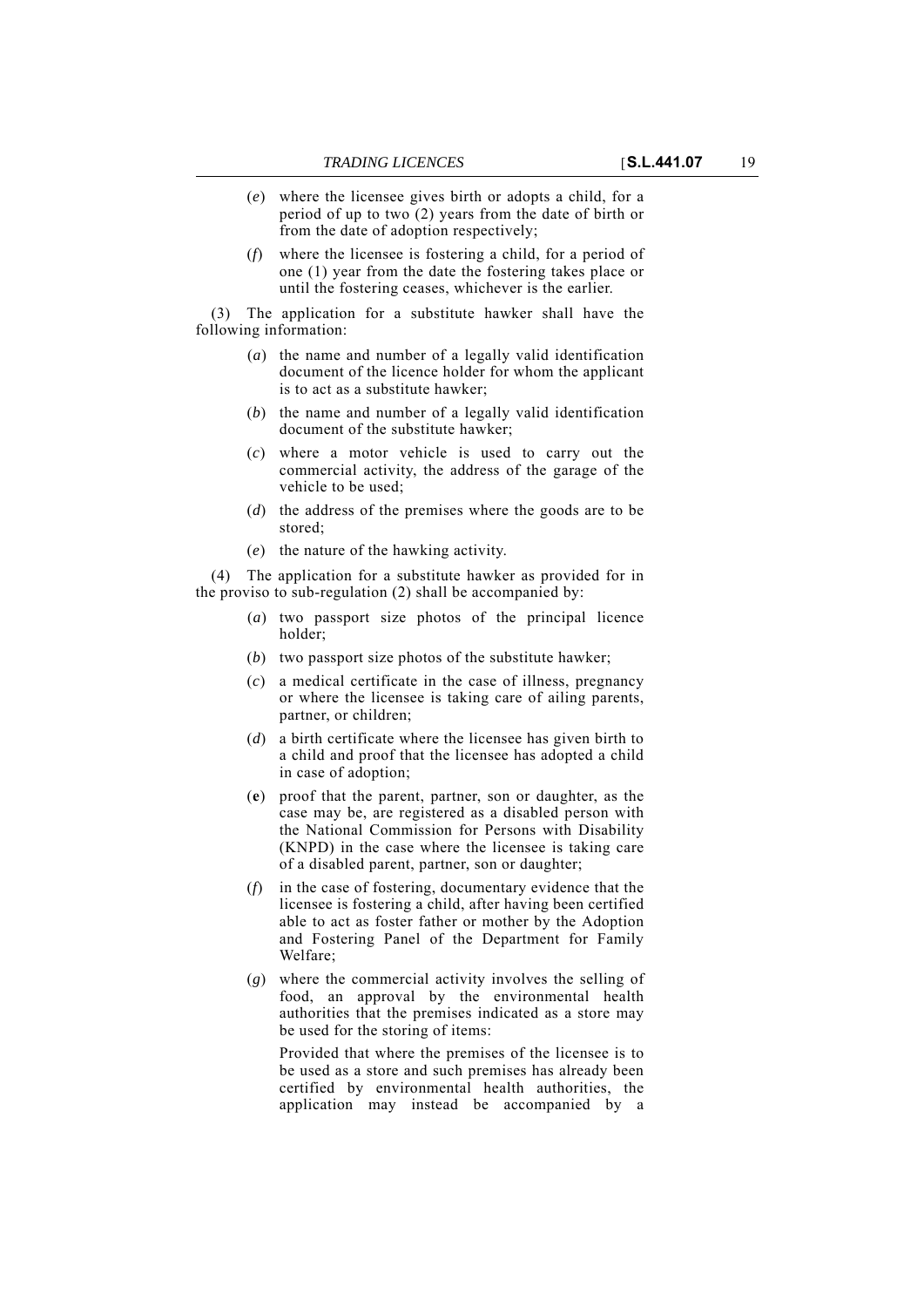(*e*) where the licensee gives birth or adopts a child, for a period of up to two (2) years from the date of birth or from the date of adoption respectively;

(*f*) where the licensee is fostering a child, for a period of one (1) year from the date the fostering takes place or until the fostering ceases, whichever is the earlier.

(3) The application for a substitute hawker shall have the following information:

(*a*) the name and number of a legally valid identification document of the licence holder for whom the applicant is to act as a substitute hawker;

(*b*) the name and number of a legally valid identification document of the substitute hawker;

(*c*) where a motor vehicle is used to carry out the commercial activity, the address of the garage of the vehicle to be used;

(*d*) the address of the premises where the goods are to be stored;

(*e*) the nature of the hawking activity.

(4) The application for a substitute hawker as provided for in the proviso to sub-regulation (2) shall be accompanied by:

(*a*) two passport size photos of the principal licence holder;

(*b*) two passport size photos of the substitute hawker;

(*c*) a medical certificate in the case of illness, pregnancy or where the licensee is taking care of ailing parents, partner, or children;

(*d*) a birth certificate where the licensee has given birth to a child and proof that the licensee has adopted a child in case of adoption;

(**e**) proof that the parent, partner, son or daughter, as the case may be, are registered as a disabled person with the National Commission for Persons with Disability (KNPD) in the case where the licensee is taking care of a disabled parent, partner, son or daughter;

(*f*) in the case of fostering, documentary evidence that the licensee is fostering a child, after having been certified able to act as foster father or mother by the Adoption and Fostering Panel of the Department for Family Welfare;

(*g*) where the commercial activity involves the selling of food, an approval by the environmental health authorities that the premises indicated as a store may be used for the storing of items:

Provided that where the premises of the licensee is to be used as a store and such premises has already been certified by environmental health authorities, the application may instead be accompanied by a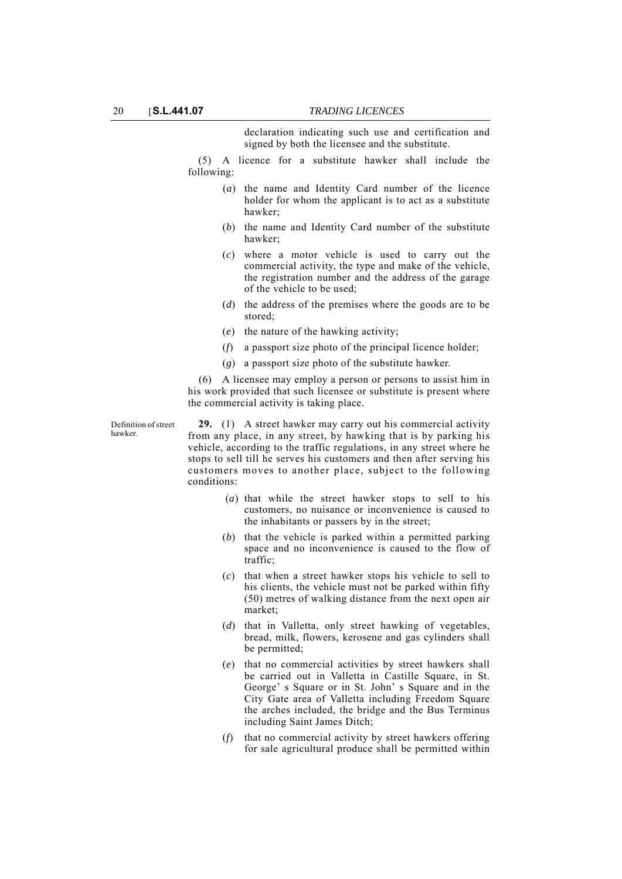declaration indicating such use and certification and signed by both the licensee and the substitute.

(5) A licence for a substitute hawker shall include the following:

(*a*) the name and Identity Card number of the licence holder for whom the applicant is to act as a substitute hawker;

(*b*) the name and Identity Card number of the substitute hawker;

(*c*) where a motor vehicle is used to carry out the commercial activity, the type and make of the vehicle, the registration number and the address of the garage of the vehicle to be used;

(*d*) the address of the premises where the goods are to be stored;

(*e*) the nature of the hawking activity;

(*f*) a passport size photo of the principal licence holder;

(*g*) a passport size photo of the substitute hawker.

(6) A licensee may employ a person or persons to assist him in his work provided that such licensee or substitute is present where the commercial activity is taking place.

Definition of street hawker.

**29.** (1) A street hawker may carry out his commercial activity from any place, in any street, by hawking that is by parking his vehicle, according to the traffic regulations, in any street where he stops to sell till he serves his customers and then after serving his customers moves to another place, subject to the following conditions:

(*a*) that while the street hawker stops to sell to his customers, no nuisance or inconvenience is caused to the inhabitants or passers by in the street;

(*b*) that the vehicle is parked within a permitted parking space and no inconvenience is caused to the flow of traffic;

(*c*) that when a street hawker stops his vehicle to sell to his clients, the vehicle must not be parked within fifty (50) metres of walking distance from the next open air market;

(*d*) that in Valletta, only street hawking of vegetables, bread, milk, flowers, kerosene and gas cylinders shall be permitted;

(*e*) that no commercial activities by street hawkers shall be carried out in Valletta in Castille Square, in St. George' s Square or in St. John' s Square and in the City Gate area of Valletta including Freedom Square the arches included, the bridge and the Bus Terminus including Saint James Ditch;

(*f*) that no commercial activity by street hawkers offering for sale agricultural produce shall be permitted within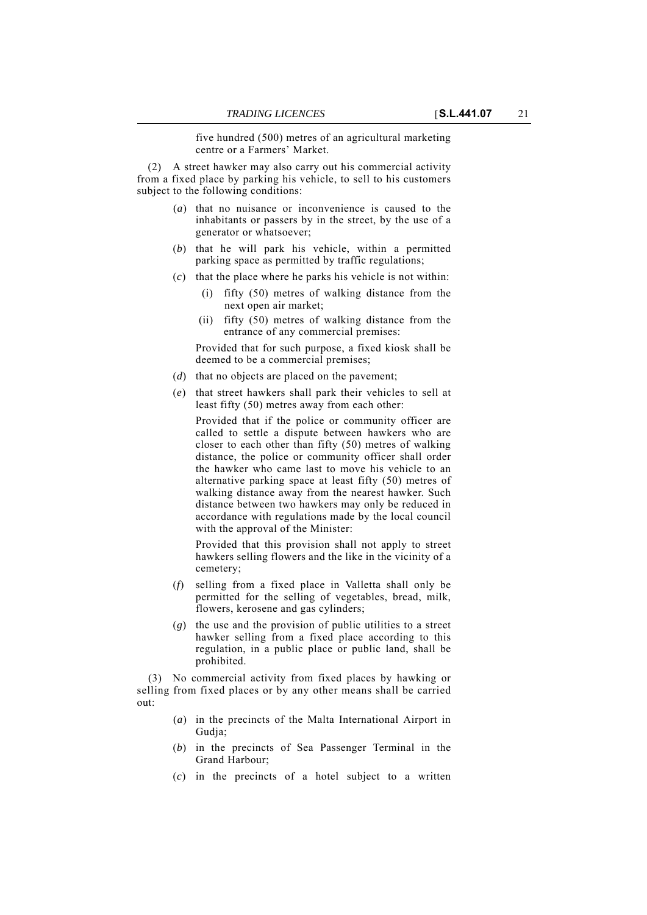five hundred (500) metres of an agricultural marketing centre or a Farmers' Market.

(2) A street hawker may also carry out his commercial activity from a fixed place by parking his vehicle, to sell to his customers subject to the following conditions:

(*a*) that no nuisance or inconvenience is caused to the inhabitants or passers by in the street, by the use of a generator or whatsoever;

(*b*) that he will park his vehicle, within a permitted parking space as permitted by traffic regulations;

(*c*) that the place where he parks his vehicle is not within:

(i) fifty (50) metres of walking distance from the next open air market;

(ii) fifty (50) metres of walking distance from the entrance of any commercial premises:

Provided that for such purpose, a fixed kiosk shall be deemed to be a commercial premises;

(*d*) that no objects are placed on the pavement;

(*e*) that street hawkers shall park their vehicles to sell at least fifty (50) metres away from each other:

Provided that if the police or community officer are called to settle a dispute between hawkers who are closer to each other than fifty (50) metres of walking distance, the police or community officer shall order the hawker who came last to move his vehicle to an alternative parking space at least fifty (50) metres of walking distance away from the nearest hawker. Such distance between two hawkers may only be reduced in accordance with regulations made by the local council with the approval of the Minister:

Provided that this provision shall not apply to street hawkers selling flowers and the like in the vicinity of a cemetery;

(*f*) selling from a fixed place in Valletta shall only be permitted for the selling of vegetables, bread, milk, flowers, kerosene and gas cylinders;

(*g*) the use and the provision of public utilities to a street hawker selling from a fixed place according to this regulation, in a public place or public land, shall be prohibited.

(3) No commercial activity from fixed places by hawking or selling from fixed places or by any other means shall be carried out:

(*a*) in the precincts of the Malta International Airport in Gudja;

(*b*) in the precincts of Sea Passenger Terminal in the Grand Harbour;

(*c*) in the precincts of a hotel subject to a written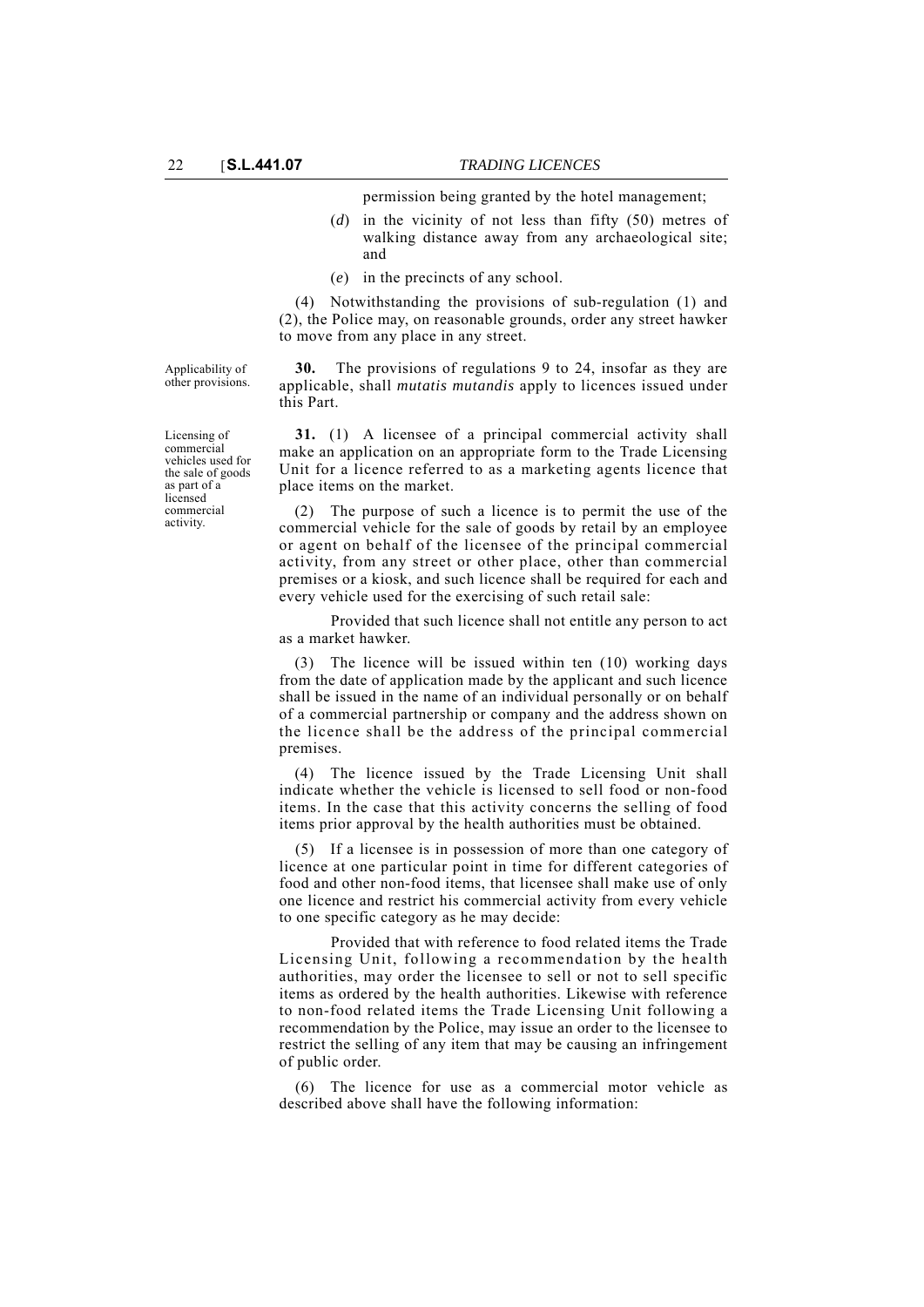permission being granted by the hotel management;

(*d*) in the vicinity of not less than fifty (50) metres of walking distance away from any archaeological site; and

(*e*) in the precincts of any school.

(4) Notwithstanding the provisions of sub-regulation (1) and (2), the Police may, on reasonable grounds, order any street hawker to move from any place in any street.

Applicability of other provisions.

**30.** The provisions of regulations 9 to 24, insofar as they are applicable, shall *mutatis mutandis* apply to licences issued under this Part.

Licensing of commercial vehicles used for the sale of goods as part of a licensed commercial activity.

**31.** (1) A licensee of a principal commercial activity shall make an application on an appropriate form to the Trade Licensing Unit for a licence referred to as a marketing agents licence that place items on the market.

(2) The purpose of such a licence is to permit the use of the commercial vehicle for the sale of goods by retail by an employee or agent on behalf of the licensee of the principal commercial activity, from any street or other place, other than commercial premises or a kiosk, and such licence shall be required for each and every vehicle used for the exercising of such retail sale:

Provided that such licence shall not entitle any person to act as a market hawker.

(3) The licence will be issued within ten (10) working days from the date of application made by the applicant and such licence shall be issued in the name of an individual personally or on behalf of a commercial partnership or company and the address shown on the licence shall be the address of the principal commercial premises.

(4) The licence issued by the Trade Licensing Unit shall indicate whether the vehicle is licensed to sell food or non-food items. In the case that this activity concerns the selling of food items prior approval by the health authorities must be obtained.

(5) If a licensee is in possession of more than one category of licence at one particular point in time for different categories of food and other non-food items, that licensee shall make use of only one licence and restrict his commercial activity from every vehicle to one specific category as he may decide:

Provided that with reference to food related items the Trade Licensing Unit, following a recommendation by the health authorities, may order the licensee to sell or not to sell specific items as ordered by the health authorities. Likewise with reference to non-food related items the Trade Licensing Unit following a recommendation by the Police, may issue an order to the licensee to restrict the selling of any item that may be causing an infringement of public order.

(6) The licence for use as a commercial motor vehicle as described above shall have the following information: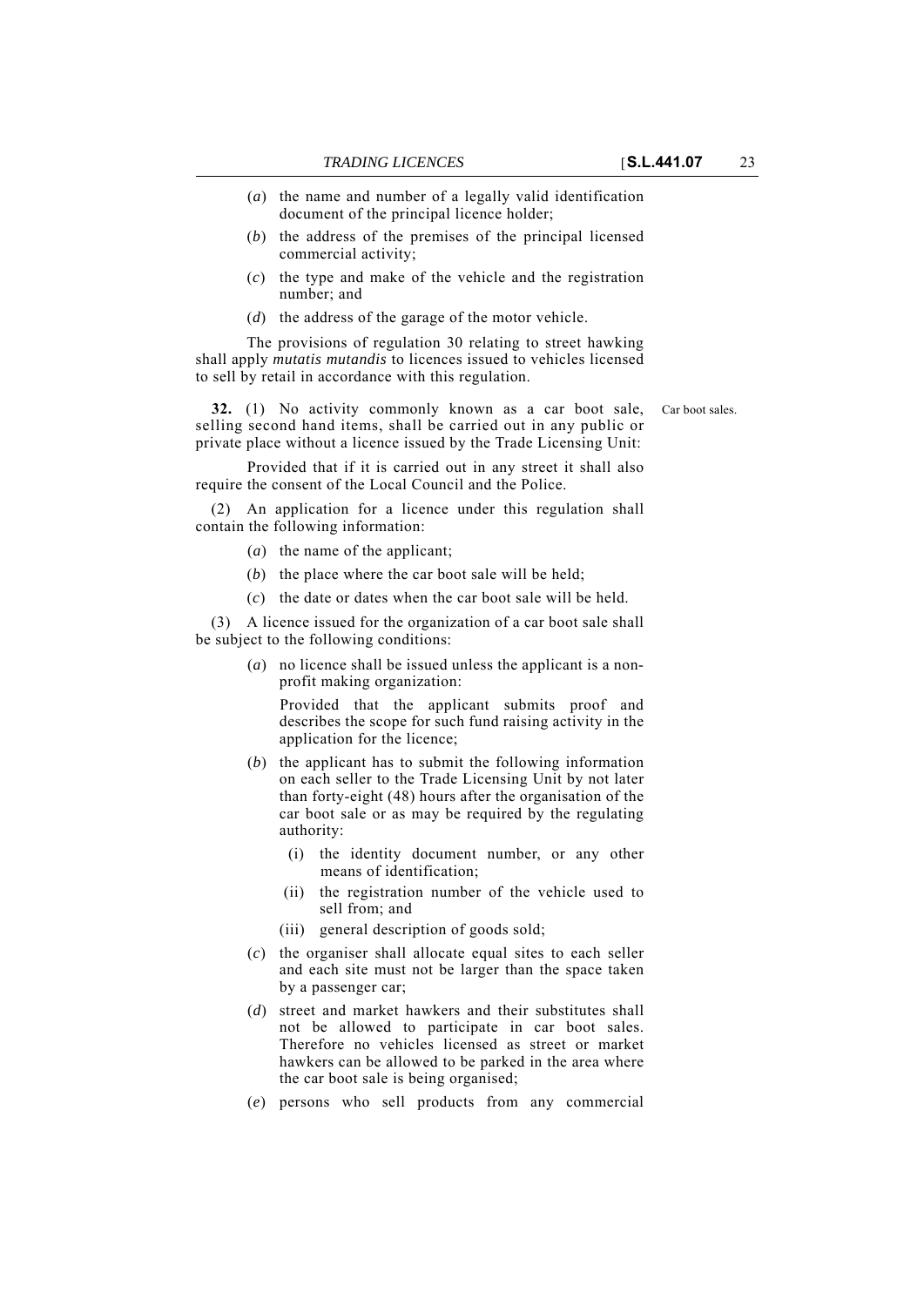(*a*) the name and number of a legally valid identification document of the principal licence holder;

(*b*) the address of the premises of the principal licensed commercial activity;

(*c*) the type and make of the vehicle and the registration number; and

(*d*) the address of the garage of the motor vehicle.

The provisions of regulation 30 relating to street hawking shall apply *mutatis mutandis* to licences issued to vehicles licensed to sell by retail in accordance with this regulation.

Car boot sales.

**32.** (1) No activity commonly known as a car boot sale, selling second hand items, shall be carried out in any public or private place without a licence issued by the Trade Licensing Unit:

Provided that if it is carried out in any street it shall also require the consent of the Local Council and the Police.

(2) An application for a licence under this regulation shall contain the following information:

(*a*) the name of the applicant;

(*b*) the place where the car boot sale will be held;

(*c*) the date or dates when the car boot sale will be held.

(3) A licence issued for the organization of a car boot sale shall be subject to the following conditions:

(*a*) no licence shall be issued unless the applicant is a non-profit making organization:

Provided that the applicant submits proof and describes the scope for such fund raising activity in the application for the licence;

(*b*) the applicant has to submit the following information on each seller to the Trade Licensing Unit by not later than forty-eight (48) hours after the organisation of the car boot sale or as may be required by the regulating authority:

(i) the identity document number, or any other means of identification;

(ii) the registration number of the vehicle used to sell from; and

(iii) general description of goods sold;

(*c*) the organiser shall allocate equal sites to each seller and each site must not be larger than the space taken by a passenger car;

(*d*) street and market hawkers and their substitutes shall not be allowed to participate in car boot sales. Therefore no vehicles licensed as street or market hawkers can be allowed to be parked in the area where the car boot sale is being organised;

(*e*) persons who sell products from any commercial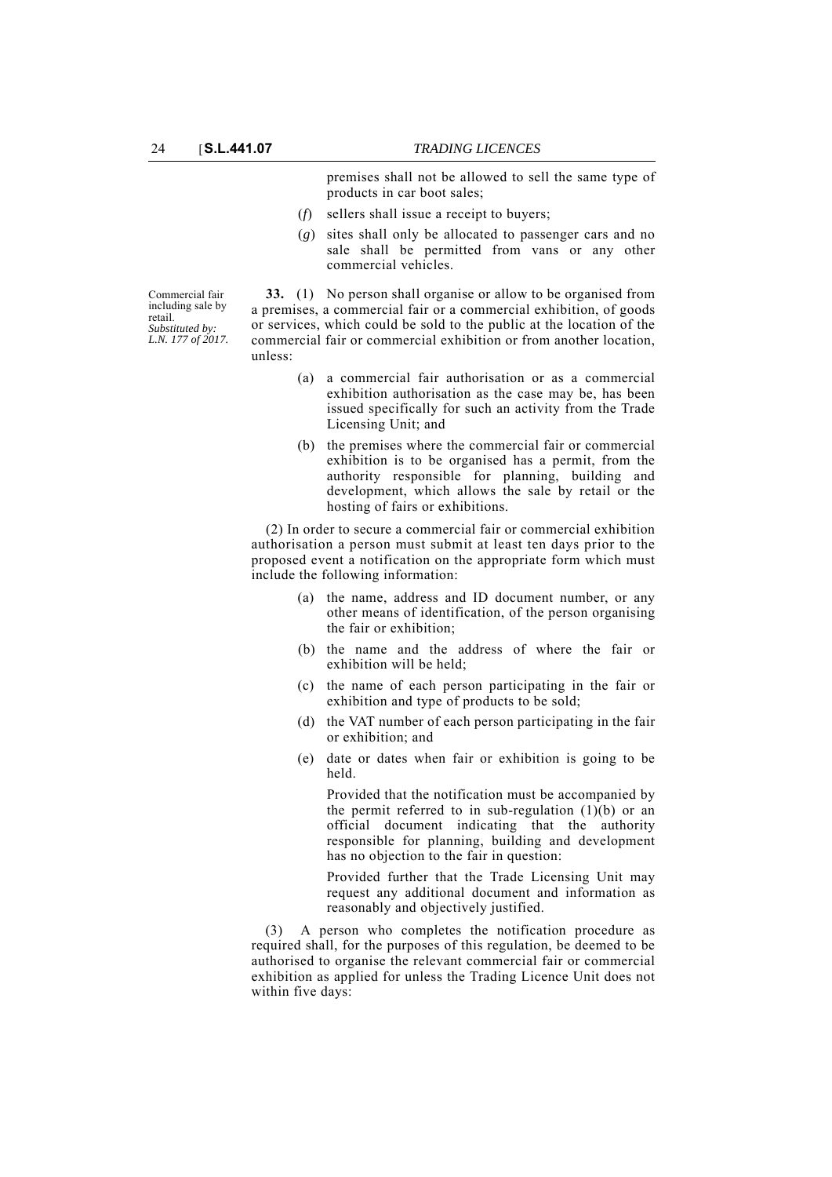premises shall not be allowed to sell the same type of products in car boot sales;

(*f*) sellers shall issue a receipt to buyers;

(*g*) sites shall only be allocated to passenger cars and no sale shall be permitted from vans or any other commercial vehicles.

Commercial fair including sale by retail.
*Substituted by: L.N. 177 of 2017.*

**33.** (1) No person shall organise or allow to be organised from a premises, a commercial fair or a commercial exhibition, of goods or services, which could be sold to the public at the location of the commercial fair or commercial exhibition or from another location, unless:

(a) a commercial fair authorisation or as a commercial exhibition authorisation as the case may be, has been issued specifically for such an activity from the Trade Licensing Unit; and

(b) the premises where the commercial fair or commercial exhibition is to be organised has a permit, from the authority responsible for planning, building and development, which allows the sale by retail or the hosting of fairs or exhibitions.

(2) In order to secure a commercial fair or commercial exhibition authorisation a person must submit at least ten days prior to the proposed event a notification on the appropriate form which must include the following information:

(a) the name, address and ID document number, or any other means of identification, of the person organising the fair or exhibition;

(b) the name and the address of where the fair or exhibition will be held;

(c) the name of each person participating in the fair or exhibition and type of products to be sold;

(d) the VAT number of each person participating in the fair or exhibition; and

(e) date or dates when fair or exhibition is going to be held.

Provided that the notification must be accompanied by the permit referred to in sub-regulation (1)(b) or an official document indicating that the authority responsible for planning, building and development has no objection to the fair in question:

Provided further that the Trade Licensing Unit may request any additional document and information as reasonably and objectively justified.

(3) A person who completes the notification procedure as required shall, for the purposes of this regulation, be deemed to be authorised to organise the relevant commercial fair or commercial exhibition as applied for unless the Trading Licence Unit does not within five days: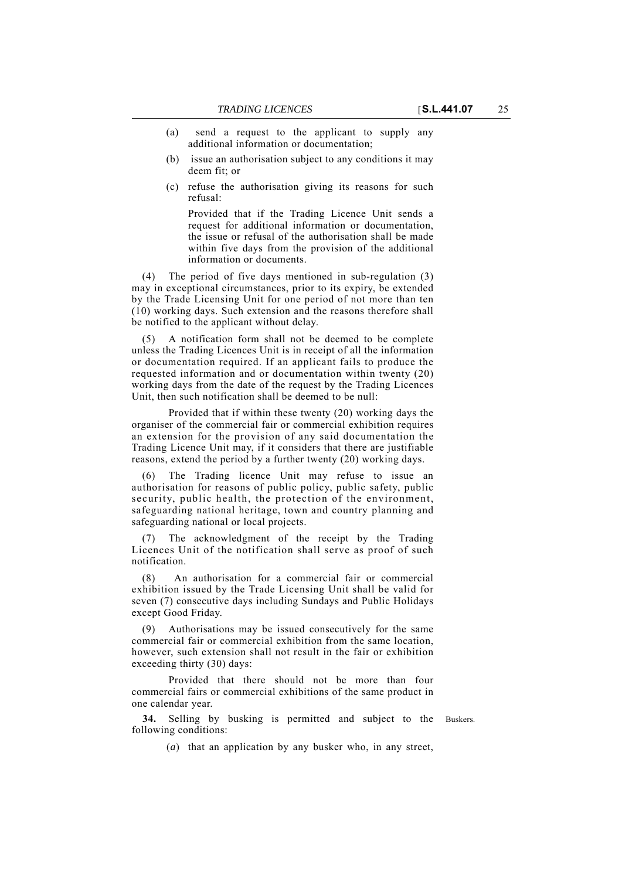(a) send a request to the applicant to supply any additional information or documentation;

(b) issue an authorisation subject to any conditions it may deem fit; or

(c) refuse the authorisation giving its reasons for such refusal:

Provided that if the Trading Licence Unit sends a request for additional information or documentation, the issue or refusal of the authorisation shall be made within five days from the provision of the additional information or documents.

(4) The period of five days mentioned in sub-regulation (3) may in exceptional circumstances, prior to its expiry, be extended by the Trade Licensing Unit for one period of not more than ten (10) working days. Such extension and the reasons therefore shall be notified to the applicant without delay.

(5) A notification form shall not be deemed to be complete unless the Trading Licences Unit is in receipt of all the information or documentation required. If an applicant fails to produce the requested information and or documentation within twenty (20) working days from the date of the request by the Trading Licences Unit, then such notification shall be deemed to be null:

Provided that if within these twenty (20) working days the organiser of the commercial fair or commercial exhibition requires an extension for the provision of any said documentation the Trading Licence Unit may, if it considers that there are justifiable reasons, extend the period by a further twenty (20) working days.

(6) The Trading licence Unit may refuse to issue an authorisation for reasons of public policy, public safety, public security, public health, the protection of the environment, safeguarding national heritage, town and country planning and safeguarding national or local projects.

(7) The acknowledgment of the receipt by the Trading Licences Unit of the notification shall serve as proof of such notification.

(8) An authorisation for a commercial fair or commercial exhibition issued by the Trade Licensing Unit shall be valid for seven (7) consecutive days including Sundays and Public Holidays except Good Friday.

(9) Authorisations may be issued consecutively for the same commercial fair or commercial exhibition from the same location, however, such extension shall not result in the fair or exhibition exceeding thirty (30) days:

Provided that there should not be more than four commercial fairs or commercial exhibitions of the same product in one calendar year.

Buskers.

**34.** Selling by busking is permitted and subject to the following conditions:

(*a*) that an application by any busker who, in any street,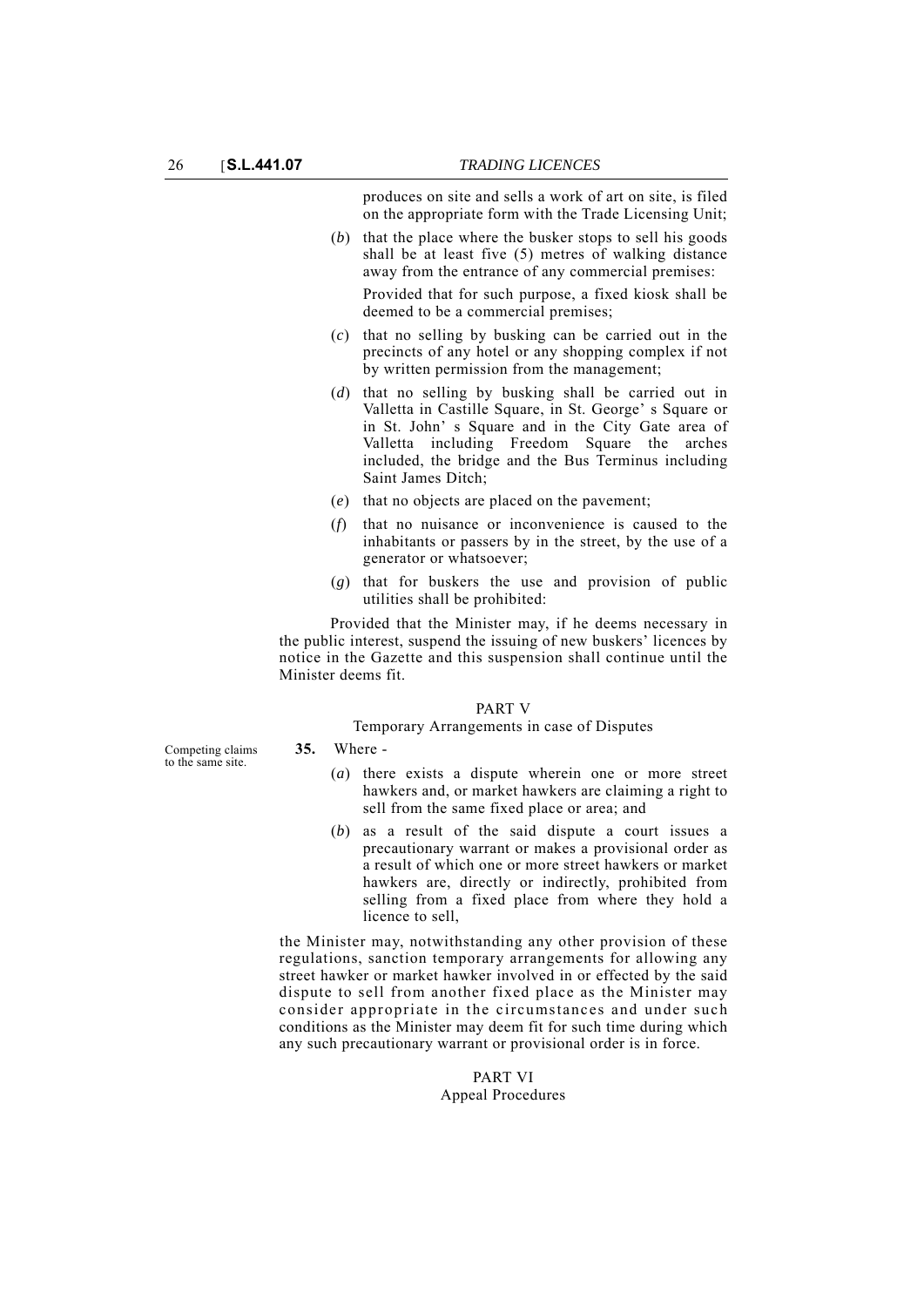produces on site and sells a work of art on site, is filed on the appropriate form with the Trade Licensing Unit;

(*b*) that the place where the busker stops to sell his goods shall be at least five (5) metres of walking distance away from the entrance of any commercial premises:

Provided that for such purpose, a fixed kiosk shall be deemed to be a commercial premises;

(*c*) that no selling by busking can be carried out in the precincts of any hotel or any shopping complex if not by written permission from the management;

(*d*) that no selling by busking shall be carried out in Valletta in Castille Square, in St. George' s Square or in St. John' s Square and in the City Gate area of Valletta including Freedom Square the arches included, the bridge and the Bus Terminus including Saint James Ditch;

(*e*) that no objects are placed on the pavement;

(*f*) that no nuisance or inconvenience is caused to the inhabitants or passers by in the street, by the use of a generator or whatsoever;

(*g*) that for buskers the use and provision of public utilities shall be prohibited:

Provided that the Minister may, if he deems necessary in the public interest, suspend the issuing of new buskers' licences by notice in the Gazette and this suspension shall continue until the Minister deems fit.

## PART V

### Temporary Arrangements in case of Disputes

Competing claims to the same site.

**35.** Where -

(*a*) there exists a dispute wherein one or more street hawkers and, or market hawkers are claiming a right to sell from the same fixed place or area; and

(*b*) as a result of the said dispute a court issues a precautionary warrant or makes a provisional order as a result of which one or more street hawkers or market hawkers are, directly or indirectly, prohibited from selling from a fixed place from where they hold a licence to sell,

the Minister may, notwithstanding any other provision of these regulations, sanction temporary arrangements for allowing any street hawker or market hawker involved in or effected by the said dispute to sell from another fixed place as the Minister may consider appropriate in the circumstances and under such conditions as the Minister may deem fit for such time during which any such precautionary warrant or provisional order is in force.

## PART VI

### Appeal Procedures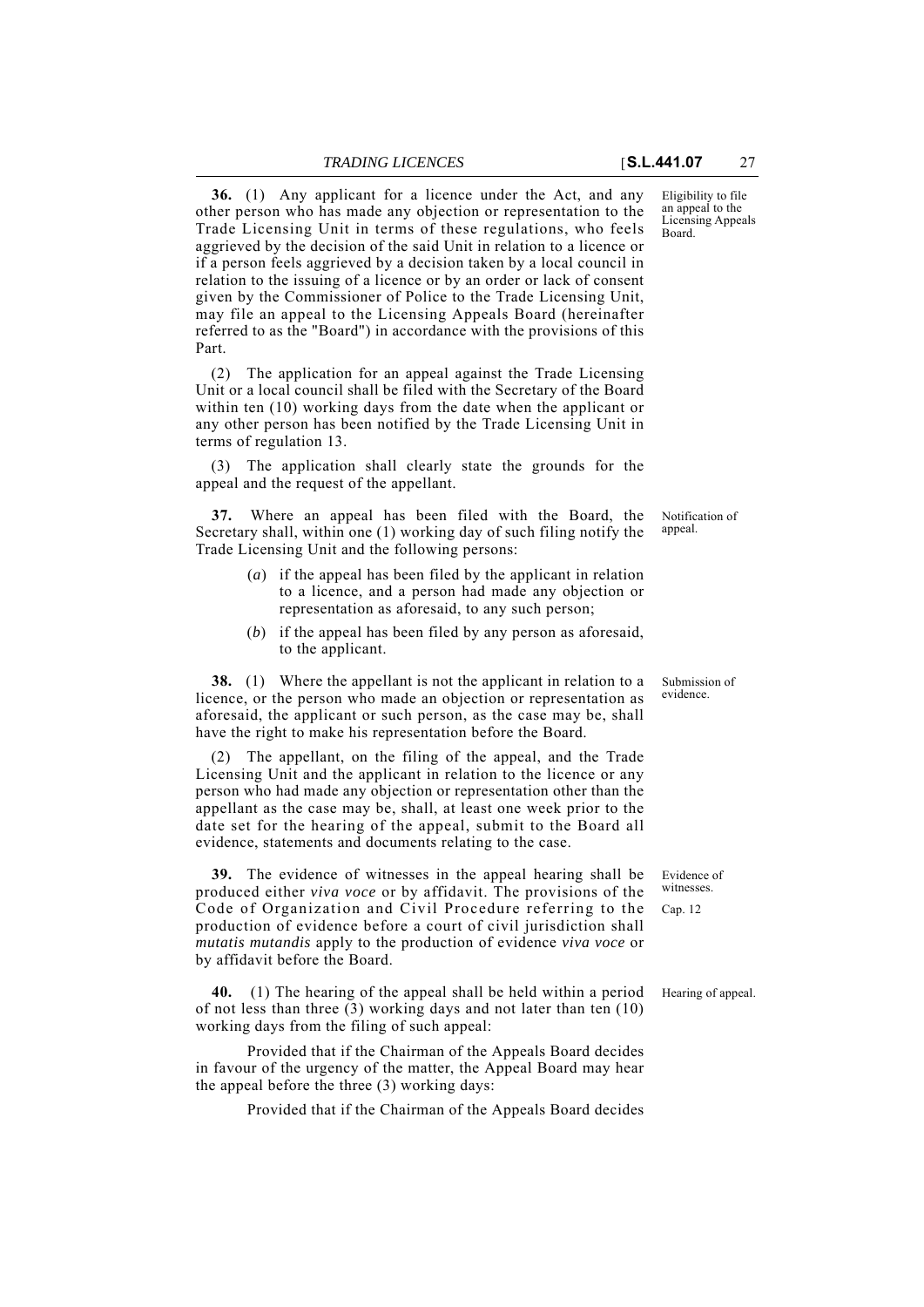**36.** (1) Any applicant for a licence under the Act, and any other person who has made any objection or representation to the Trade Licensing Unit in terms of these regulations, who feels aggrieved by the decision of the said Unit in relation to a licence or if a person feels aggrieved by a decision taken by a local council in relation to the issuing of a licence or by an order or lack of consent given by the Commissioner of Police to the Trade Licensing Unit, may file an appeal to the Licensing Appeals Board (hereinafter referred to as the "Board") in accordance with the provisions of this Part.

Eligibility to file an appeal to the Licensing Appeals Board.

(2) The application for an appeal against the Trade Licensing Unit or a local council shall be filed with the Secretary of the Board within ten (10) working days from the date when the applicant or any other person has been notified by the Trade Licensing Unit in terms of regulation 13.

(3) The application shall clearly state the grounds for the appeal and the request of the appellant.

**37.** Where an appeal has been filed with the Board, the Secretary shall, within one (1) working day of such filing notify the Trade Licensing Unit and the following persons:

Notification of appeal.

(*a*) if the appeal has been filed by the applicant in relation to a licence, and a person had made any objection or representation as aforesaid, to any such person;

(*b*) if the appeal has been filed by any person as aforesaid, to the applicant.

**38.** (1) Where the appellant is not the applicant in relation to a licence, or the person who made an objection or representation as aforesaid, the applicant or such person, as the case may be, shall have the right to make his representation before the Board.

Submission of evidence.

(2) The appellant, on the filing of the appeal, and the Trade Licensing Unit and the applicant in relation to the licence or any person who had made any objection or representation other than the appellant as the case may be, shall, at least one week prior to the date set for the hearing of the appeal, submit to the Board all evidence, statements and documents relating to the case.

**39.** The evidence of witnesses in the appeal hearing shall be produced either *viva voce* or by affidavit. The provisions of the Code of Organization and Civil Procedure referring to the production of evidence before a court of civil jurisdiction shall *mutatis mutandis* apply to the production of evidence *viva voce* or by affidavit before the Board.

Evidence of witnesses.

Cap. 12

**40.** (1) The hearing of the appeal shall be held within a period of not less than three (3) working days and not later than ten (10) working days from the filing of such appeal:

Hearing of appeal.

Provided that if the Chairman of the Appeals Board decides in favour of the urgency of the matter, the Appeal Board may hear the appeal before the three (3) working days:

Provided that if the Chairman of the Appeals Board decides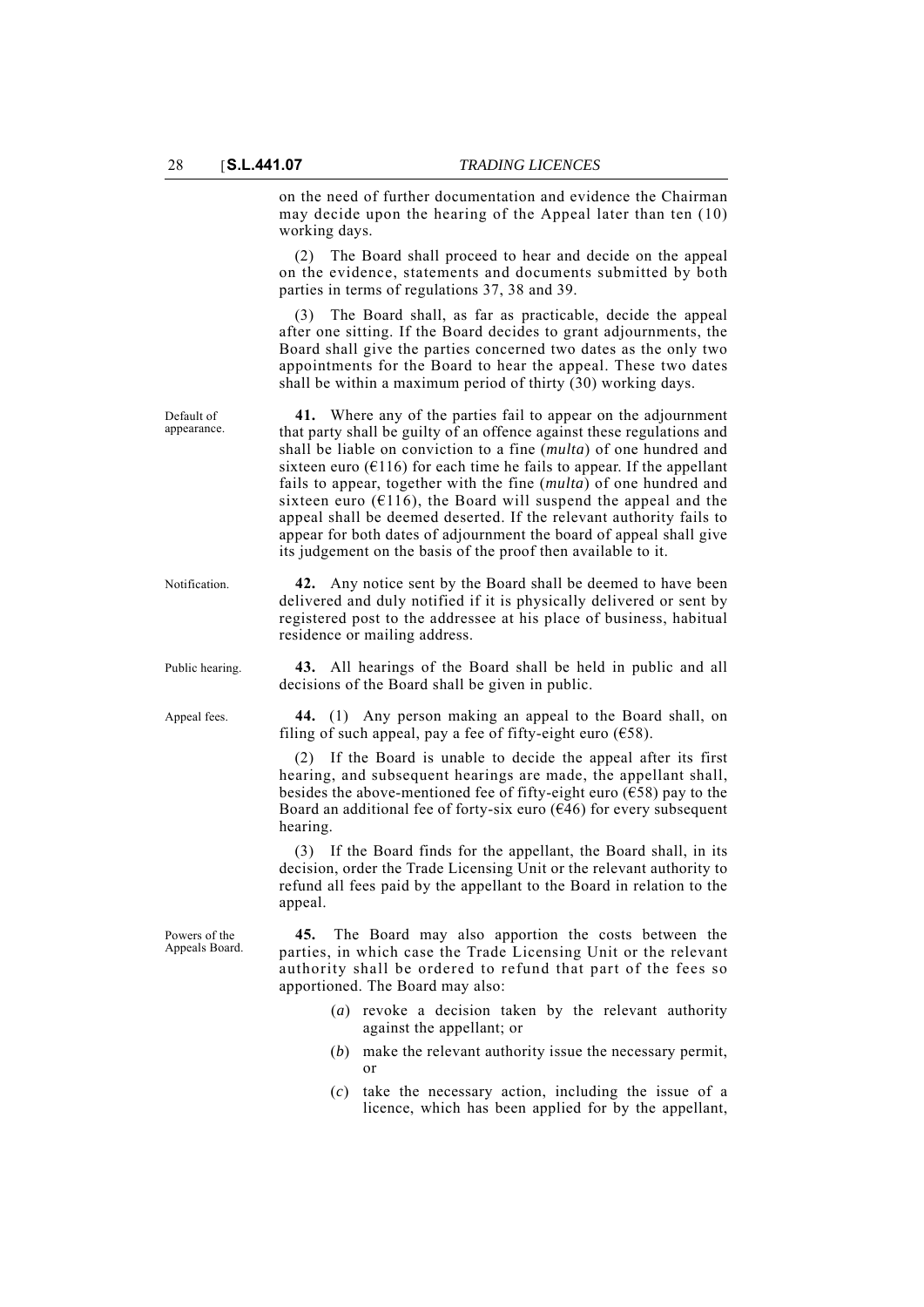on the need of further documentation and evidence the Chairman may decide upon the hearing of the Appeal later than ten (10) working days.

(2) The Board shall proceed to hear and decide on the appeal on the evidence, statements and documents submitted by both parties in terms of regulations 37, 38 and 39.

(3) The Board shall, as far as practicable, decide the appeal after one sitting. If the Board decides to grant adjournments, the Board shall give the parties concerned two dates as the only two appointments for the Board to hear the appeal. These two dates shall be within a maximum period of thirty (30) working days.

Default of appearance.

**41.** Where any of the parties fail to appear on the adjournment that party shall be guilty of an offence against these regulations and shall be liable on conviction to a fine (*multa*) of one hundred and sixteen euro (€116) for each time he fails to appear. If the appellant fails to appear, together with the fine (*multa*) of one hundred and sixteen euro (€116), the Board will suspend the appeal and the appeal shall be deemed deserted. If the relevant authority fails to appear for both dates of adjournment the board of appeal shall give its judgement on the basis of the proof then available to it.

Notification.

**42.** Any notice sent by the Board shall be deemed to have been delivered and duly notified if it is physically delivered or sent by registered post to the addressee at his place of business, habitual residence or mailing address.

Public hearing.

**43.** All hearings of the Board shall be held in public and all decisions of the Board shall be given in public.

Appeal fees.

**44.** (1) Any person making an appeal to the Board shall, on filing of such appeal, pay a fee of fifty-eight euro (€58).

(2) If the Board is unable to decide the appeal after its first hearing, and subsequent hearings are made, the appellant shall, besides the above-mentioned fee of fifty-eight euro (€58) pay to the Board an additional fee of forty-six euro (€46) for every subsequent hearing.

(3) If the Board finds for the appellant, the Board shall, in its decision, order the Trade Licensing Unit or the relevant authority to refund all fees paid by the appellant to the Board in relation to the appeal.

Powers of the Appeals Board.

**45.** The Board may also apportion the costs between the parties, in which case the Trade Licensing Unit or the relevant authority shall be ordered to refund that part of the fees so apportioned. The Board may also:

(*a*) revoke a decision taken by the relevant authority against the appellant; or

(*b*) make the relevant authority issue the necessary permit, or

(*c*) take the necessary action, including the issue of a licence, which has been applied for by the appellant,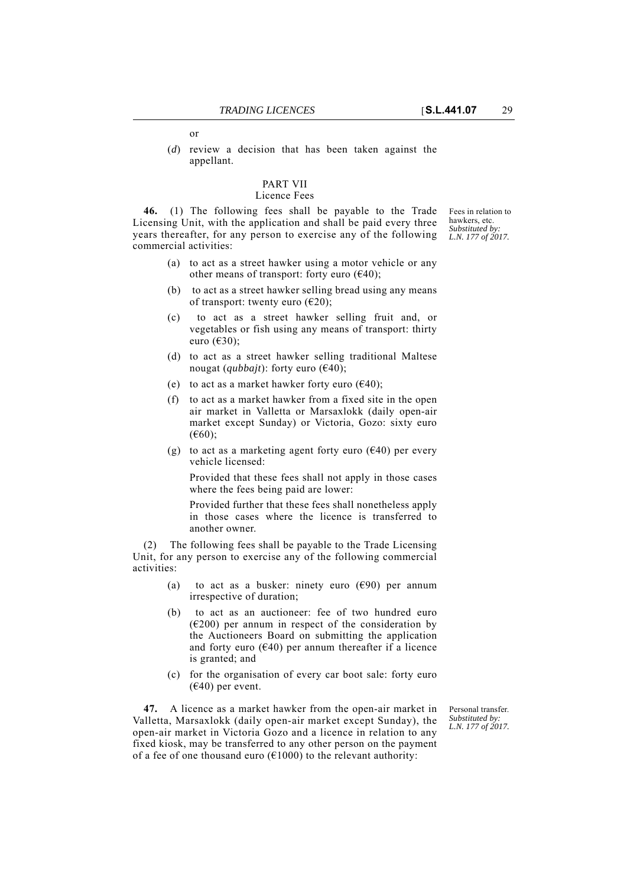or

(*d*) review a decision that has been taken against the appellant.

## PART VII
### Licence Fees

*Fees in relation to hawkers, etc. Substituted by: L.N. 177 of 2017.*

**46.** (1) The following fees shall be payable to the Trade Licensing Unit, with the application and shall be paid every three years thereafter, for any person to exercise any of the following commercial activities:

(a) to act as a street hawker using a motor vehicle or any other means of transport: forty euro (€40);

(b) to act as a street hawker selling bread using any means of transport: twenty euro (€20);

(c) to act as a street hawker selling fruit and, or vegetables or fish using any means of transport: thirty euro (€30);

(d) to act as a street hawker selling traditional Maltese nougat (*qubbajt*): forty euro (€40);

(e) to act as a market hawker forty euro (€40);

(f) to act as a market hawker from a fixed site in the open air market in Valletta or Marsaxlokk (daily open-air market except Sunday) or Victoria, Gozo: sixty euro (€60);

(g) to act as a marketing agent forty euro (€40) per every vehicle licensed:

Provided that these fees shall not apply in those cases where the fees being paid are lower:

Provided further that these fees shall nonetheless apply in those cases where the licence is transferred to another owner.

(2) The following fees shall be payable to the Trade Licensing Unit, for any person to exercise any of the following commercial activities:

(a) to act as a busker: ninety euro (€90) per annum irrespective of duration;

(b) to act as an auctioneer: fee of two hundred euro (€200) per annum in respect of the consideration by the Auctioneers Board on submitting the application and forty euro (€40) per annum thereafter if a licence is granted; and

(c) for the organisation of every car boot sale: forty euro (€40) per event.

*Personal transfer. Substituted by: L.N. 177 of 2017.*

**47.** A licence as a market hawker from the open-air market in Valletta, Marsaxlokk (daily open-air market except Sunday), the open-air market in Victoria Gozo and a licence in relation to any fixed kiosk, may be transferred to any other person on the payment of a fee of one thousand euro (€1000) to the relevant authority: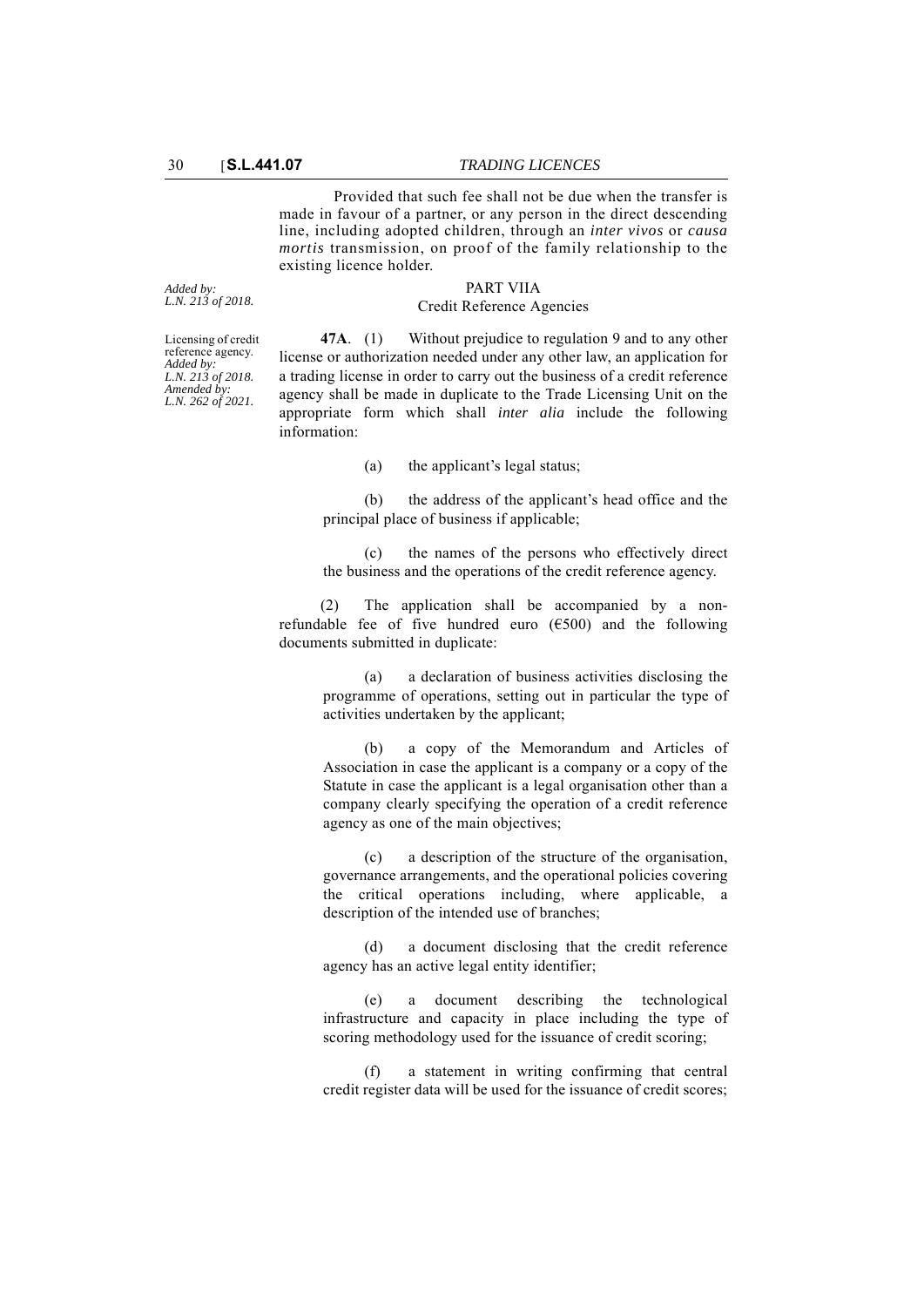Provided that such fee shall not be due when the transfer is made in favour of a partner, or any person in the direct descending line, including adopted children, through an *inter vivos* or *causa mortis* transmission, on proof of the family relationship to the existing licence holder.

*Added by: L.N. 213 of 2018.*

## PART VIIA

### Credit Reference Agencies

Licensing of credit reference agency. *Added by: L.N. 213 of 2018. Amended by: L.N. 262 of 2021.*

**47A**. (1) Without prejudice to regulation 9 and to any other license or authorization needed under any other law, an application for a trading license in order to carry out the business of a credit reference agency shall be made in duplicate to the Trade Licensing Unit on the appropriate form which shall *inter alia* include the following information:

(a) the applicant's legal status;

(b) the address of the applicant's head office and the principal place of business if applicable;

(c) the names of the persons who effectively direct the business and the operations of the credit reference agency.

(2) The application shall be accompanied by a non-refundable fee of five hundred euro (€500) and the following documents submitted in duplicate:

(a) a declaration of business activities disclosing the programme of operations, setting out in particular the type of activities undertaken by the applicant;

(b) a copy of the Memorandum and Articles of Association in case the applicant is a company or a copy of the Statute in case the applicant is a legal organisation other than a company clearly specifying the operation of a credit reference agency as one of the main objectives;

(c) a description of the structure of the organisation, governance arrangements, and the operational policies covering the critical operations including, where applicable, a description of the intended use of branches;

(d) a document disclosing that the credit reference agency has an active legal entity identifier;

(e) a document describing the technological infrastructure and capacity in place including the type of scoring methodology used for the issuance of credit scoring;

(f) a statement in writing confirming that central credit register data will be used for the issuance of credit scores;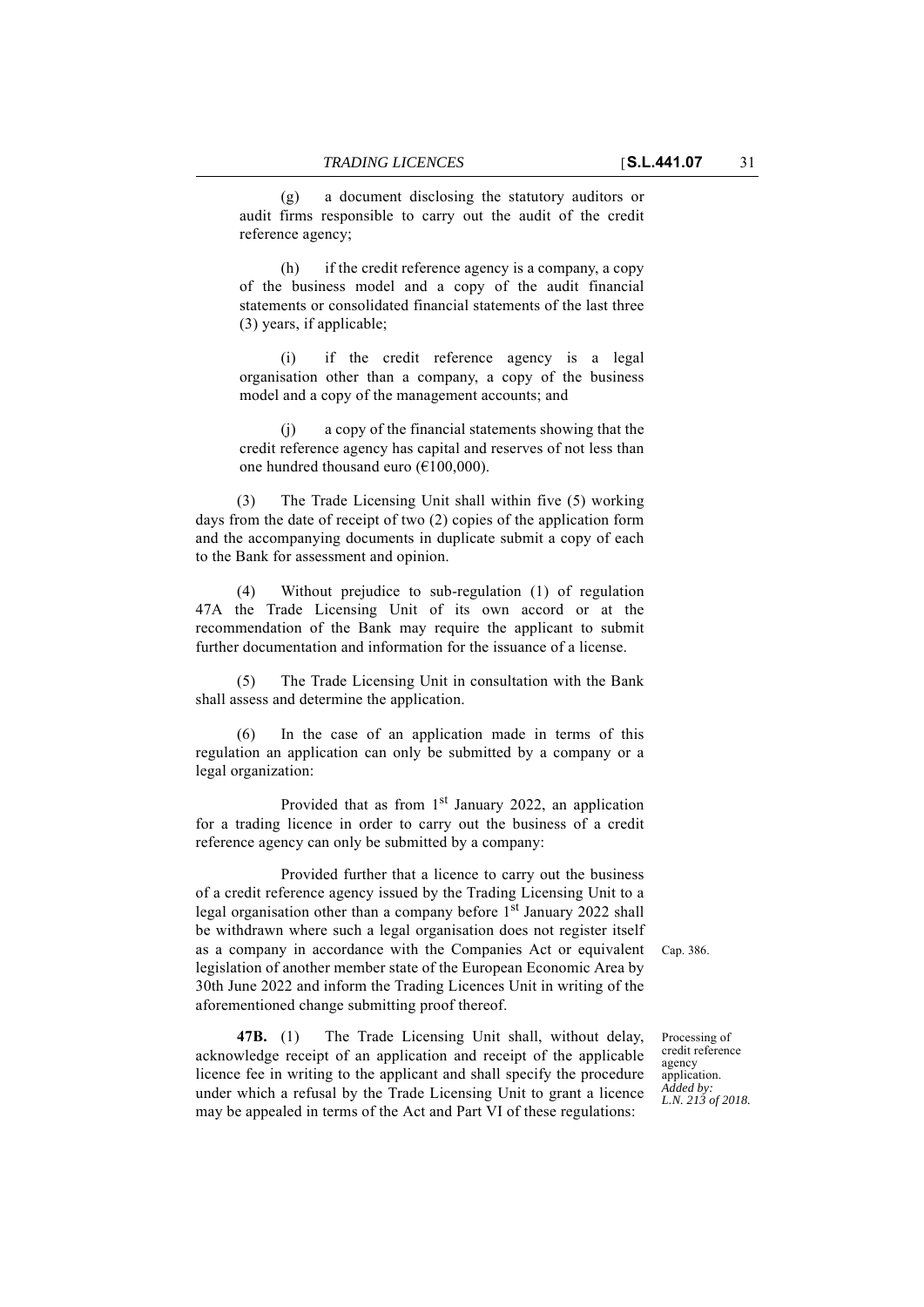(g) a document disclosing the statutory auditors or audit firms responsible to carry out the audit of the credit reference agency;

(h) if the credit reference agency is a company, a copy of the business model and a copy of the audit financial statements or consolidated financial statements of the last three (3) years, if applicable;

(i) if the credit reference agency is a legal organisation other than a company, a copy of the business model and a copy of the management accounts; and

(j) a copy of the financial statements showing that the credit reference agency has capital and reserves of not less than one hundred thousand euro (€100,000).

(3) The Trade Licensing Unit shall within five (5) working days from the date of receipt of two (2) copies of the application form and the accompanying documents in duplicate submit a copy of each to the Bank for assessment and opinion.

(4) Without prejudice to sub-regulation (1) of regulation 47A the Trade Licensing Unit of its own accord or at the recommendation of the Bank may require the applicant to submit further documentation and information for the issuance of a license.

(5) The Trade Licensing Unit in consultation with the Bank shall assess and determine the application.

(6) In the case of an application made in terms of this regulation an application can only be submitted by a company or a legal organization:

Provided that as from 1st January 2022, an application for a trading licence in order to carry out the business of a credit reference agency can only be submitted by a company:

Provided further that a licence to carry out the business of a credit reference agency issued by the Trading Licensing Unit to a legal organisation other than a company before 1st January 2022 shall be withdrawn where such a legal organisation does not register itself as a company in accordance with the Companies Act or equivalent legislation of another member state of the European Economic Area by 30th June 2022 and inform the Trading Licences Unit in writing of the aforementioned change submitting proof thereof.

Cap. 386.

Processing of credit reference agency application.
*Added by: L.N. 213 of 2018.*

**47B.** (1) The Trade Licensing Unit shall, without delay, acknowledge receipt of an application and receipt of the applicable licence fee in writing to the applicant and shall specify the procedure under which a refusal by the Trade Licensing Unit to grant a licence may be appealed in terms of the Act and Part VI of these regulations: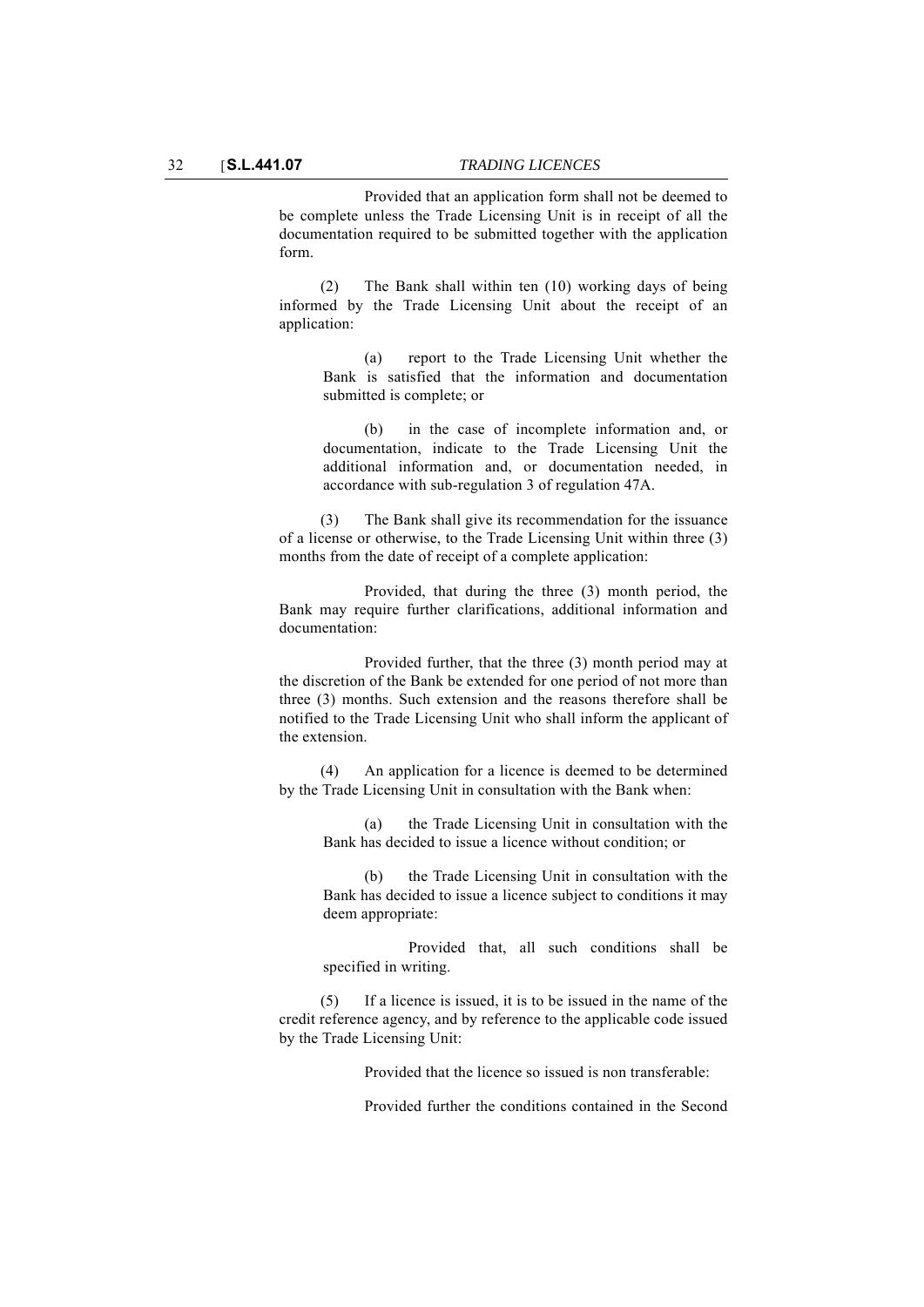Provided that an application form shall not be deemed to be complete unless the Trade Licensing Unit is in receipt of all the documentation required to be submitted together with the application form.

(2) The Bank shall within ten (10) working days of being informed by the Trade Licensing Unit about the receipt of an application:

(a) report to the Trade Licensing Unit whether the Bank is satisfied that the information and documentation submitted is complete; or

(b) in the case of incomplete information and, or documentation, indicate to the Trade Licensing Unit the additional information and, or documentation needed, in accordance with sub-regulation 3 of regulation 47A.

(3) The Bank shall give its recommendation for the issuance of a license or otherwise, to the Trade Licensing Unit within three (3) months from the date of receipt of a complete application:

Provided, that during the three (3) month period, the Bank may require further clarifications, additional information and documentation:

Provided further, that the three (3) month period may at the discretion of the Bank be extended for one period of not more than three (3) months. Such extension and the reasons therefore shall be notified to the Trade Licensing Unit who shall inform the applicant of the extension.

(4) An application for a licence is deemed to be determined by the Trade Licensing Unit in consultation with the Bank when:

(a) the Trade Licensing Unit in consultation with the Bank has decided to issue a licence without condition; or

(b) the Trade Licensing Unit in consultation with the Bank has decided to issue a licence subject to conditions it may deem appropriate:

Provided that, all such conditions shall be specified in writing.

(5) If a licence is issued, it is to be issued in the name of the credit reference agency, and by reference to the applicable code issued by the Trade Licensing Unit:

Provided that the licence so issued is non transferable:

Provided further the conditions contained in the Second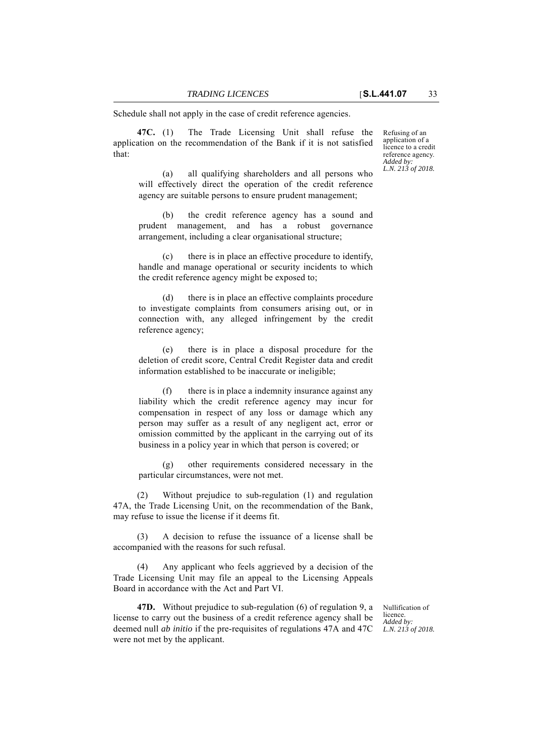Schedule shall not apply in the case of credit reference agencies.

Refusing of an application of a licence to a credit reference agency. *Added by: L.N. 213 of 2018.*

**47C.** (1) The Trade Licensing Unit shall refuse the application on the recommendation of the Bank if it is not satisfied that:

(a) all qualifying shareholders and all persons who will effectively direct the operation of the credit reference agency are suitable persons to ensure prudent management;

(b) the credit reference agency has a sound and prudent management, and has a robust governance arrangement, including a clear organisational structure;

(c) there is in place an effective procedure to identify, handle and manage operational or security incidents to which the credit reference agency might be exposed to;

(d) there is in place an effective complaints procedure to investigate complaints from consumers arising out, or in connection with, any alleged infringement by the credit reference agency;

(e) there is in place a disposal procedure for the deletion of credit score, Central Credit Register data and credit information established to be inaccurate or ineligible;

(f) there is in place a indemnity insurance against any liability which the credit reference agency may incur for compensation in respect of any loss or damage which any person may suffer as a result of any negligent act, error or omission committed by the applicant in the carrying out of its business in a policy year in which that person is covered; or

(g) other requirements considered necessary in the particular circumstances, were not met.

(2) Without prejudice to sub-regulation (1) and regulation 47A, the Trade Licensing Unit, on the recommendation of the Bank, may refuse to issue the license if it deems fit.

(3) A decision to refuse the issuance of a license shall be accompanied with the reasons for such refusal.

(4) Any applicant who feels aggrieved by a decision of the Trade Licensing Unit may file an appeal to the Licensing Appeals Board in accordance with the Act and Part VI.

Nullification of licence. *Added by: L.N. 213 of 2018.*

**47D.** Without prejudice to sub-regulation (6) of regulation 9, a license to carry out the business of a credit reference agency shall be deemed null *ab initio* if the pre-requisites of regulations 47A and 47C were not met by the applicant.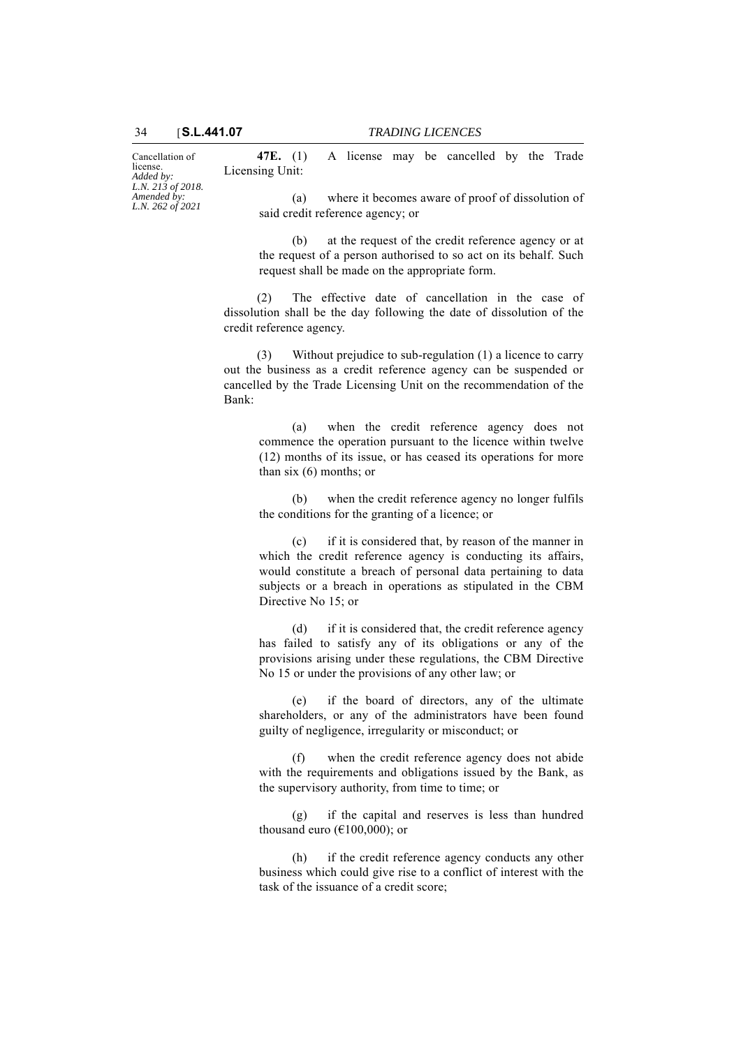Cancellation of license.
*Added by: L.N. 213 of 2018. Amended by: L.N. 262 of 2021*

**47E.** (1) A license may be cancelled by the Trade Licensing Unit:

(a) where it becomes aware of proof of dissolution of said credit reference agency; or

(b) at the request of the credit reference agency or at the request of a person authorised to so act on its behalf. Such request shall be made on the appropriate form.

(2) The effective date of cancellation in the case of dissolution shall be the day following the date of dissolution of the credit reference agency.

(3) Without prejudice to sub-regulation (1) a licence to carry out the business as a credit reference agency can be suspended or cancelled by the Trade Licensing Unit on the recommendation of the Bank:

(a) when the credit reference agency does not commence the operation pursuant to the licence within twelve (12) months of its issue, or has ceased its operations for more than six (6) months; or

(b) when the credit reference agency no longer fulfils the conditions for the granting of a licence; or

(c) if it is considered that, by reason of the manner in which the credit reference agency is conducting its affairs, would constitute a breach of personal data pertaining to data subjects or a breach in operations as stipulated in the CBM Directive No 15; or

(d) if it is considered that, the credit reference agency has failed to satisfy any of its obligations or any of the provisions arising under these regulations, the CBM Directive No 15 or under the provisions of any other law; or

(e) if the board of directors, any of the ultimate shareholders, or any of the administrators have been found guilty of negligence, irregularity or misconduct; or

(f) when the credit reference agency does not abide with the requirements and obligations issued by the Bank, as the supervisory authority, from time to time; or

(g) if the capital and reserves is less than hundred thousand euro (€100,000); or

(h) if the credit reference agency conducts any other business which could give rise to a conflict of interest with the task of the issuance of a credit score;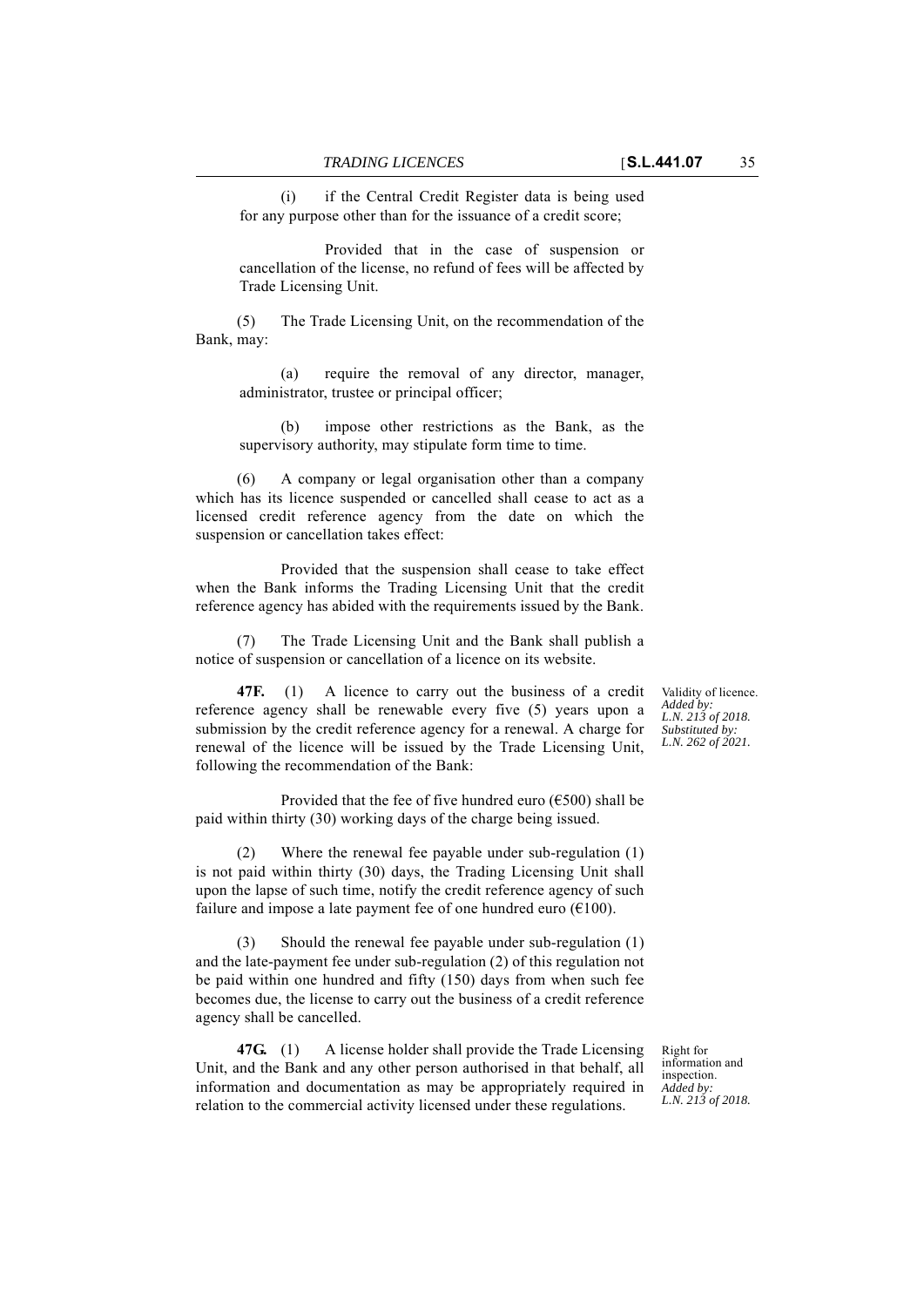(i) if the Central Credit Register data is being used for any purpose other than for the issuance of a credit score;

Provided that in the case of suspension or cancellation of the license, no refund of fees will be affected by Trade Licensing Unit.

(5) The Trade Licensing Unit, on the recommendation of the Bank, may:

(a) require the removal of any director, manager, administrator, trustee or principal officer;

(b) impose other restrictions as the Bank, as the supervisory authority, may stipulate form time to time.

(6) A company or legal organisation other than a company which has its licence suspended or cancelled shall cease to act as a licensed credit reference agency from the date on which the suspension or cancellation takes effect:

Provided that the suspension shall cease to take effect when the Bank informs the Trading Licensing Unit that the credit reference agency has abided with the requirements issued by the Bank.

(7) The Trade Licensing Unit and the Bank shall publish a notice of suspension or cancellation of a licence on its website.

*Validity of licence. Added by: L.N. 213 of 2018. Substituted by: L.N. 262 of 2021.*

**47F.** (1) A licence to carry out the business of a credit reference agency shall be renewable every five (5) years upon a submission by the credit reference agency for a renewal. A charge for renewal of the licence will be issued by the Trade Licensing Unit, following the recommendation of the Bank:

Provided that the fee of five hundred euro (€500) shall be paid within thirty (30) working days of the charge being issued.

(2) Where the renewal fee payable under sub-regulation (1) is not paid within thirty (30) days, the Trading Licensing Unit shall upon the lapse of such time, notify the credit reference agency of such failure and impose a late payment fee of one hundred euro (€100).

(3) Should the renewal fee payable under sub-regulation (1) and the late-payment fee under sub-regulation (2) of this regulation not be paid within one hundred and fifty (150) days from when such fee becomes due, the license to carry out the business of a credit reference agency shall be cancelled.

*Right for information and inspection. Added by: L.N. 213 of 2018.*

**47G.** (1) A license holder shall provide the Trade Licensing Unit, and the Bank and any other person authorised in that behalf, all information and documentation as may be appropriately required in relation to the commercial activity licensed under these regulations.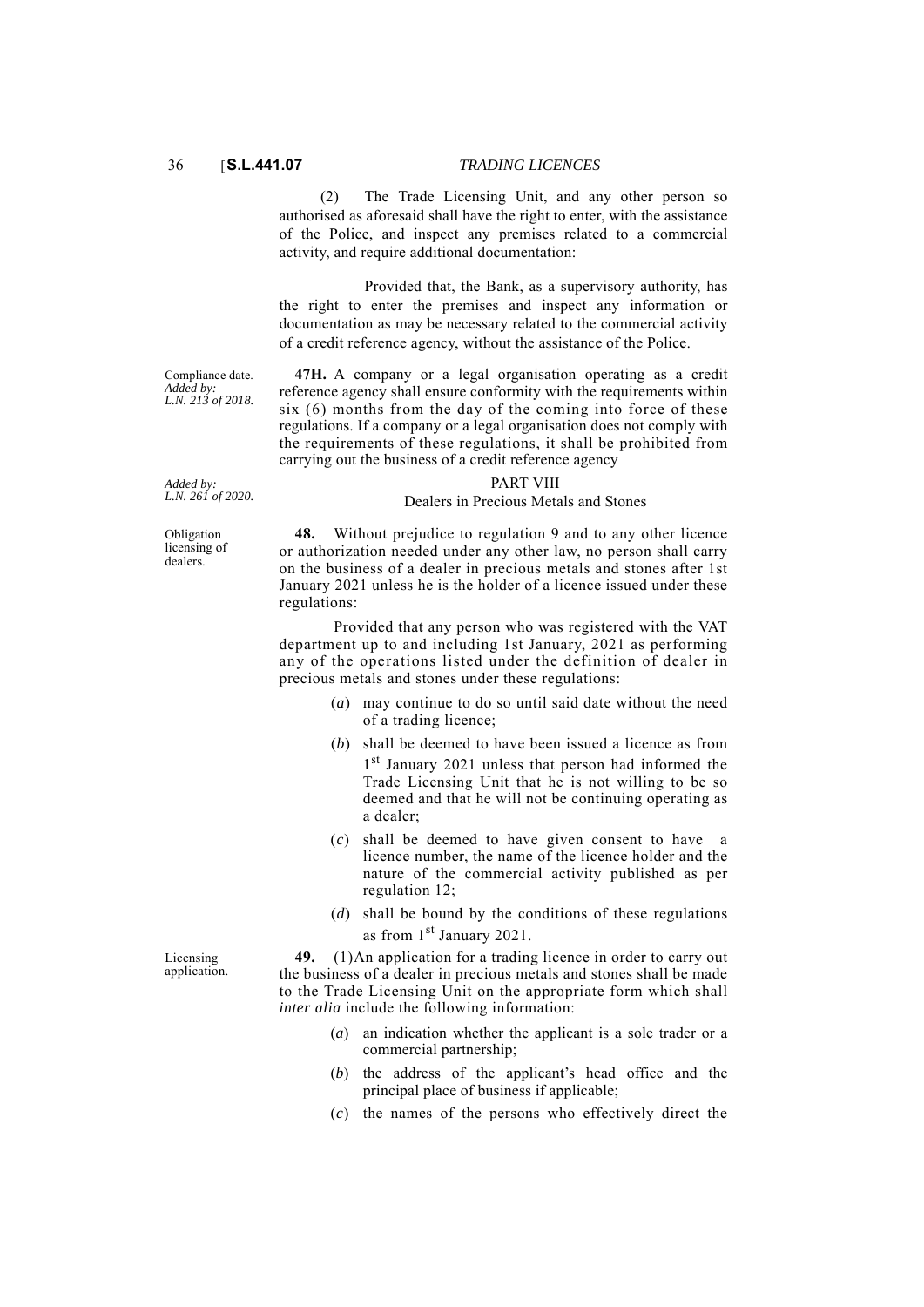(2) The Trade Licensing Unit, and any other person so authorised as aforesaid shall have the right to enter, with the assistance of the Police, and inspect any premises related to a commercial activity, and require additional documentation:

Provided that, the Bank, as a supervisory authority, has the right to enter the premises and inspect any information or documentation as may be necessary related to the commercial activity of a credit reference agency, without the assistance of the Police.

Compliance date. *Added by: L.N. 213 of 2018.*

**47H.** A company or a legal organisation operating as a credit reference agency shall ensure conformity with the requirements within six (6) months from the day of the coming into force of these regulations. If a company or a legal organisation does not comply with the requirements of these regulations, it shall be prohibited from carrying out the business of a credit reference agency

*Added by: L.N. 261 of 2020.*

## PART VIII

### Dealers in Precious Metals and Stones

Obligation licensing of dealers.

**48.** Without prejudice to regulation 9 and to any other licence or authorization needed under any other law, no person shall carry on the business of a dealer in precious metals and stones after 1st January 2021 unless he is the holder of a licence issued under these regulations:

Provided that any person who was registered with the VAT department up to and including 1st January, 2021 as performing any of the operations listed under the definition of dealer in precious metals and stones under these regulations:

(*a*) may continue to do so until said date without the need of a trading licence;

(*b*) shall be deemed to have been issued a licence as from 1st January 2021 unless that person had informed the Trade Licensing Unit that he is not willing to be so deemed and that he will not be continuing operating as a dealer;

(*c*) shall be deemed to have given consent to have a licence number, the name of the licence holder and the nature of the commercial activity published as per regulation 12;

(*d*) shall be bound by the conditions of these regulations as from 1st January 2021.

Licensing application.

**49.** (1) An application for a trading licence in order to carry out the business of a dealer in precious metals and stones shall be made to the Trade Licensing Unit on the appropriate form which shall *inter alia* include the following information:

(*a*) an indication whether the applicant is a sole trader or a commercial partnership;

(*b*) the address of the applicant's head office and the principal place of business if applicable;

(*c*) the names of the persons who effectively direct the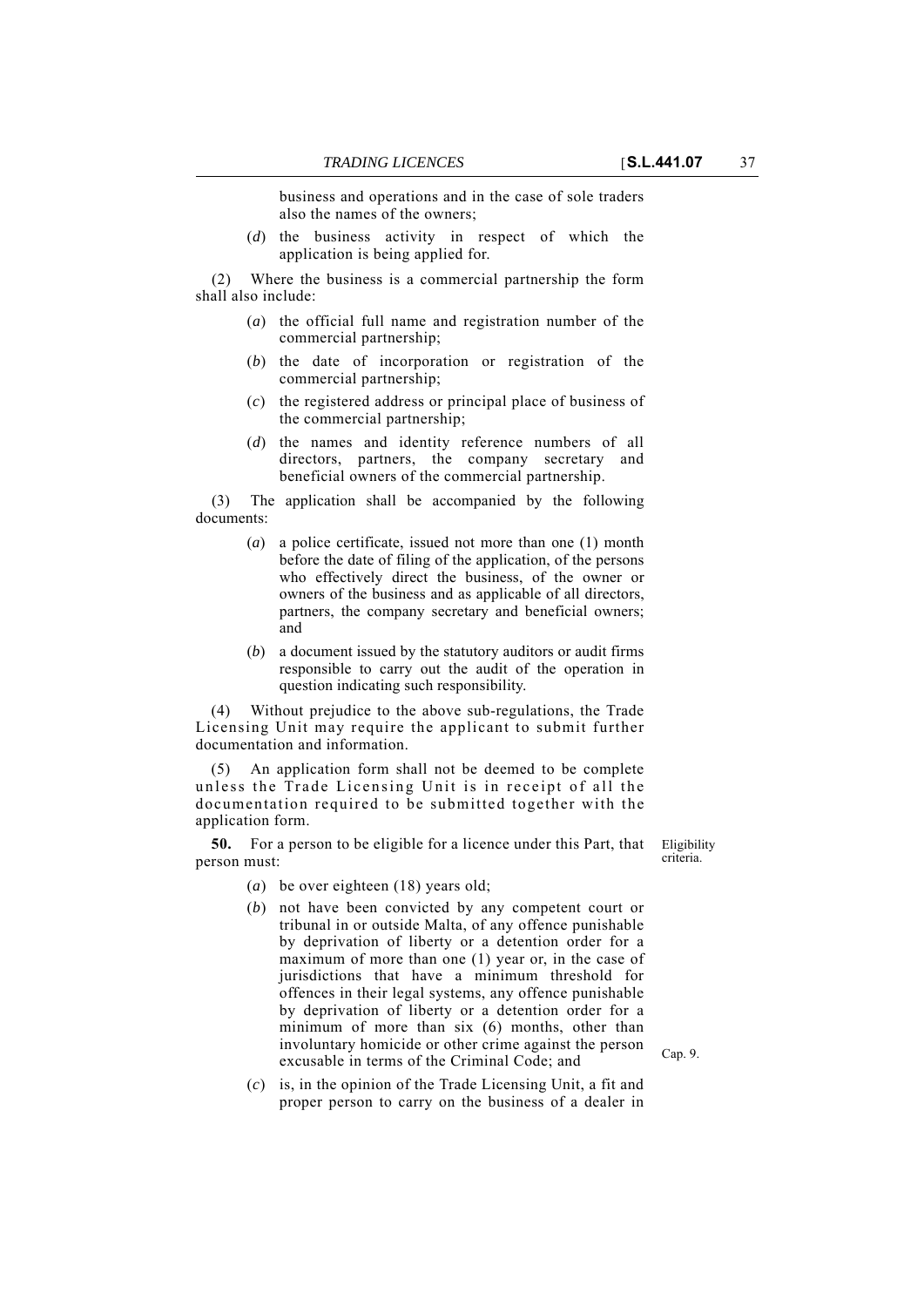business and operations and in the case of sole traders also the names of the owners;

(*d*) the business activity in respect of which the application is being applied for.

(2) Where the business is a commercial partnership the form shall also include:

(*a*) the official full name and registration number of the commercial partnership;

(*b*) the date of incorporation or registration of the commercial partnership;

(*c*) the registered address or principal place of business of the commercial partnership;

(*d*) the names and identity reference numbers of all directors, partners, the company secretary and beneficial owners of the commercial partnership.

(3) The application shall be accompanied by the following documents:

(*a*) a police certificate, issued not more than one (1) month before the date of filing of the application, of the persons who effectively direct the business, of the owner or owners of the business and as applicable of all directors, partners, the company secretary and beneficial owners; and

(*b*) a document issued by the statutory auditors or audit firms responsible to carry out the audit of the operation in question indicating such responsibility.

(4) Without prejudice to the above sub-regulations, the Trade Licensing Unit may require the applicant to submit further documentation and information.

(5) An application form shall not be deemed to be complete unless the Trade Licensing Unit is in receipt of all the documentation required to be submitted together with the application form.

Eligibility criteria.

**50.** For a person to be eligible for a licence under this Part, that person must:

(*a*) be over eighteen (18) years old;

(*b*) not have been convicted by any competent court or tribunal in or outside Malta, of any offence punishable by deprivation of liberty or a detention order for a maximum of more than one (1) year or, in the case of jurisdictions that have a minimum threshold for offences in their legal systems, any offence punishable by deprivation of liberty or a detention order for a minimum of more than six (6) months, other than involuntary homicide or other crime against the person excusable in terms of the Criminal Code; and

Cap. 9.

(*c*) is, in the opinion of the Trade Licensing Unit, a fit and proper person to carry on the business of a dealer in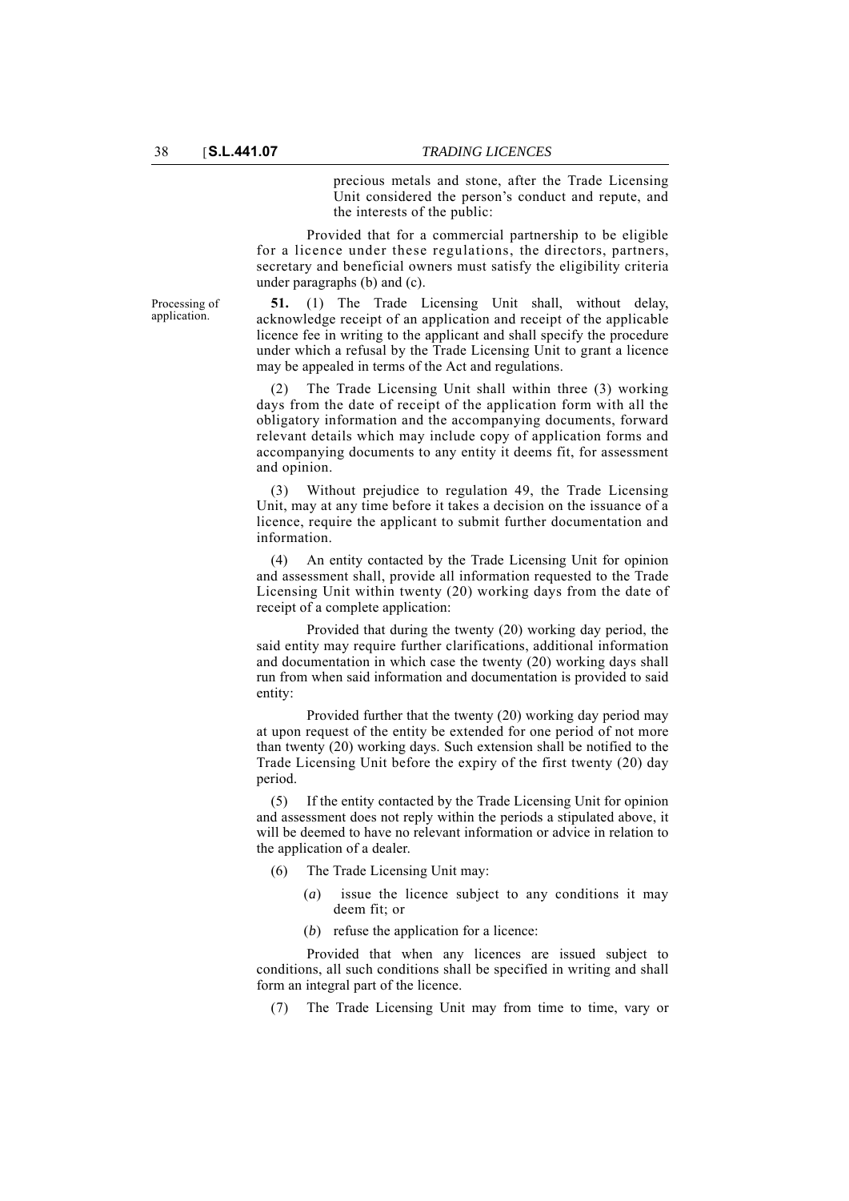precious metals and stone, after the Trade Licensing Unit considered the person's conduct and repute, and the interests of the public:

Provided that for a commercial partnership to be eligible for a licence under these regulations, the directors, partners, secretary and beneficial owners must satisfy the eligibility criteria under paragraphs (b) and (c).

Processing of application.

**51.** (1) The Trade Licensing Unit shall, without delay, acknowledge receipt of an application and receipt of the applicable licence fee in writing to the applicant and shall specify the procedure under which a refusal by the Trade Licensing Unit to grant a licence may be appealed in terms of the Act and regulations.

(2) The Trade Licensing Unit shall within three (3) working days from the date of receipt of the application form with all the obligatory information and the accompanying documents, forward relevant details which may include copy of application forms and accompanying documents to any entity it deems fit, for assessment and opinion.

(3) Without prejudice to regulation 49, the Trade Licensing Unit, may at any time before it takes a decision on the issuance of a licence, require the applicant to submit further documentation and information.

(4) An entity contacted by the Trade Licensing Unit for opinion and assessment shall, provide all information requested to the Trade Licensing Unit within twenty (20) working days from the date of receipt of a complete application:

Provided that during the twenty (20) working day period, the said entity may require further clarifications, additional information and documentation in which case the twenty (20) working days shall run from when said information and documentation is provided to said entity:

Provided further that the twenty (20) working day period may at upon request of the entity be extended for one period of not more than twenty (20) working days. Such extension shall be notified to the Trade Licensing Unit before the expiry of the first twenty (20) day period.

(5) If the entity contacted by the Trade Licensing Unit for opinion and assessment does not reply within the periods a stipulated above, it will be deemed to have no relevant information or advice in relation to the application of a dealer.

(6) The Trade Licensing Unit may:

(*a*) issue the licence subject to any conditions it may deem fit; or

(*b*) refuse the application for a licence:

Provided that when any licences are issued subject to conditions, all such conditions shall be specified in writing and shall form an integral part of the licence.

(7) The Trade Licensing Unit may from time to time, vary or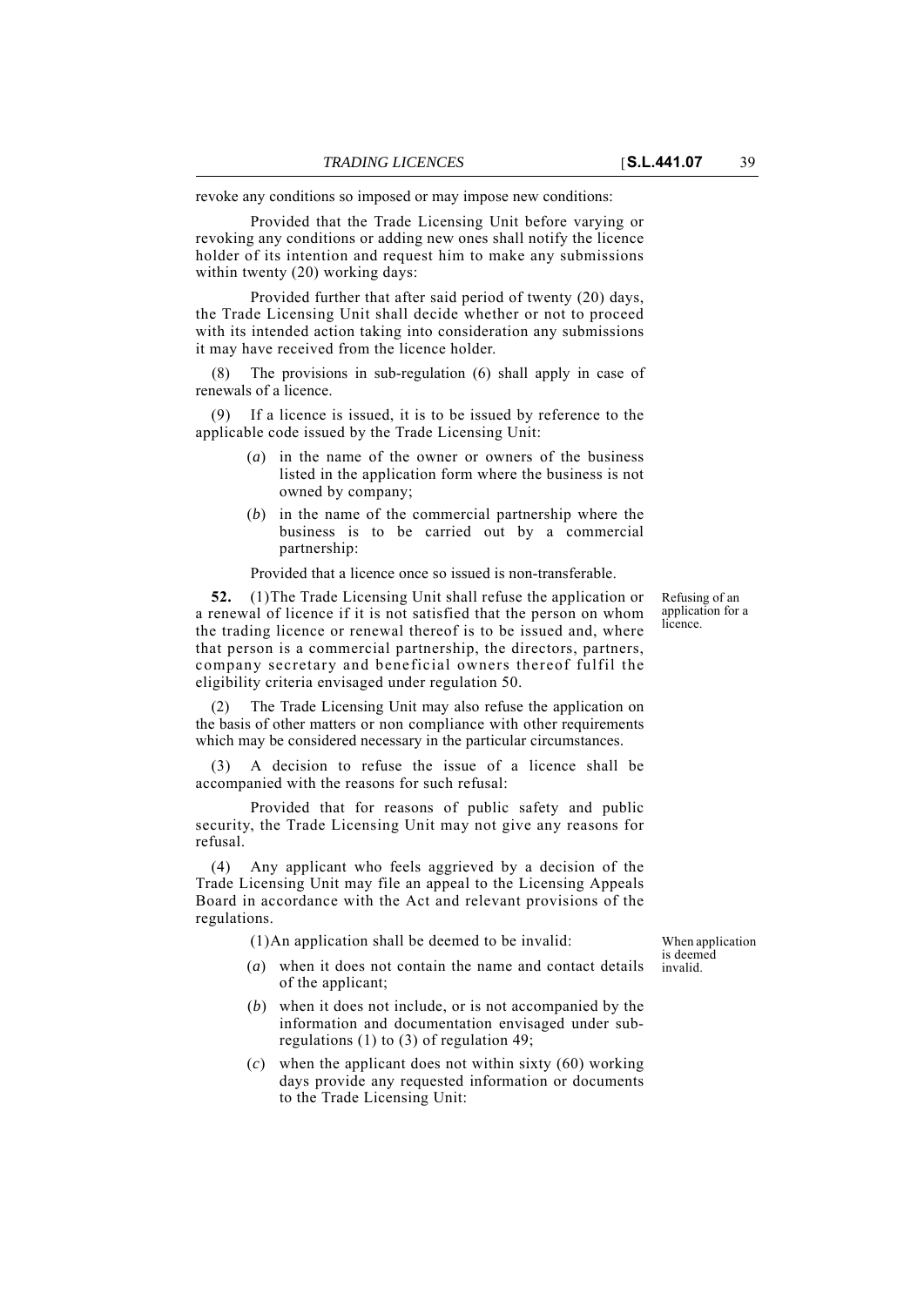revoke any conditions so imposed or may impose new conditions:

Provided that the Trade Licensing Unit before varying or revoking any conditions or adding new ones shall notify the licence holder of its intention and request him to make any submissions within twenty (20) working days:

Provided further that after said period of twenty (20) days, the Trade Licensing Unit shall decide whether or not to proceed with its intended action taking into consideration any submissions it may have received from the licence holder.

(8) The provisions in sub-regulation (6) shall apply in case of renewals of a licence.

(9) If a licence is issued, it is to be issued by reference to the applicable code issued by the Trade Licensing Unit:

- (*a*) in the name of the owner or owners of the business listed in the application form where the business is not owned by company;
- (*b*) in the name of the commercial partnership where the business is to be carried out by a commercial partnership:

Provided that a licence once so issued is non-transferable.

*Refusing of an application for a licence.*

**52.** (1) The Trade Licensing Unit shall refuse the application or a renewal of licence if it is not satisfied that the person on whom the trading licence or renewal thereof is to be issued and, where that person is a commercial partnership, the directors, partners, company secretary and beneficial owners thereof fulfil the eligibility criteria envisaged under regulation 50.

(2) The Trade Licensing Unit may also refuse the application on the basis of other matters or non compliance with other requirements which may be considered necessary in the particular circumstances.

(3) A decision to refuse the issue of a licence shall be accompanied with the reasons for such refusal:

Provided that for reasons of public safety and public security, the Trade Licensing Unit may not give any reasons for refusal.

(4) Any applicant who feels aggrieved by a decision of the Trade Licensing Unit may file an appeal to the Licensing Appeals Board in accordance with the Act and relevant provisions of the regulations.

*When application is deemed invalid.*

(1) An application shall be deemed to be invalid:

- (*a*) when it does not contain the name and contact details of the applicant;
- (*b*) when it does not include, or is not accompanied by the information and documentation envisaged under sub-regulations (1) to (3) of regulation 49;
- (*c*) when the applicant does not within sixty (60) working days provide any requested information or documents to the Trade Licensing Unit: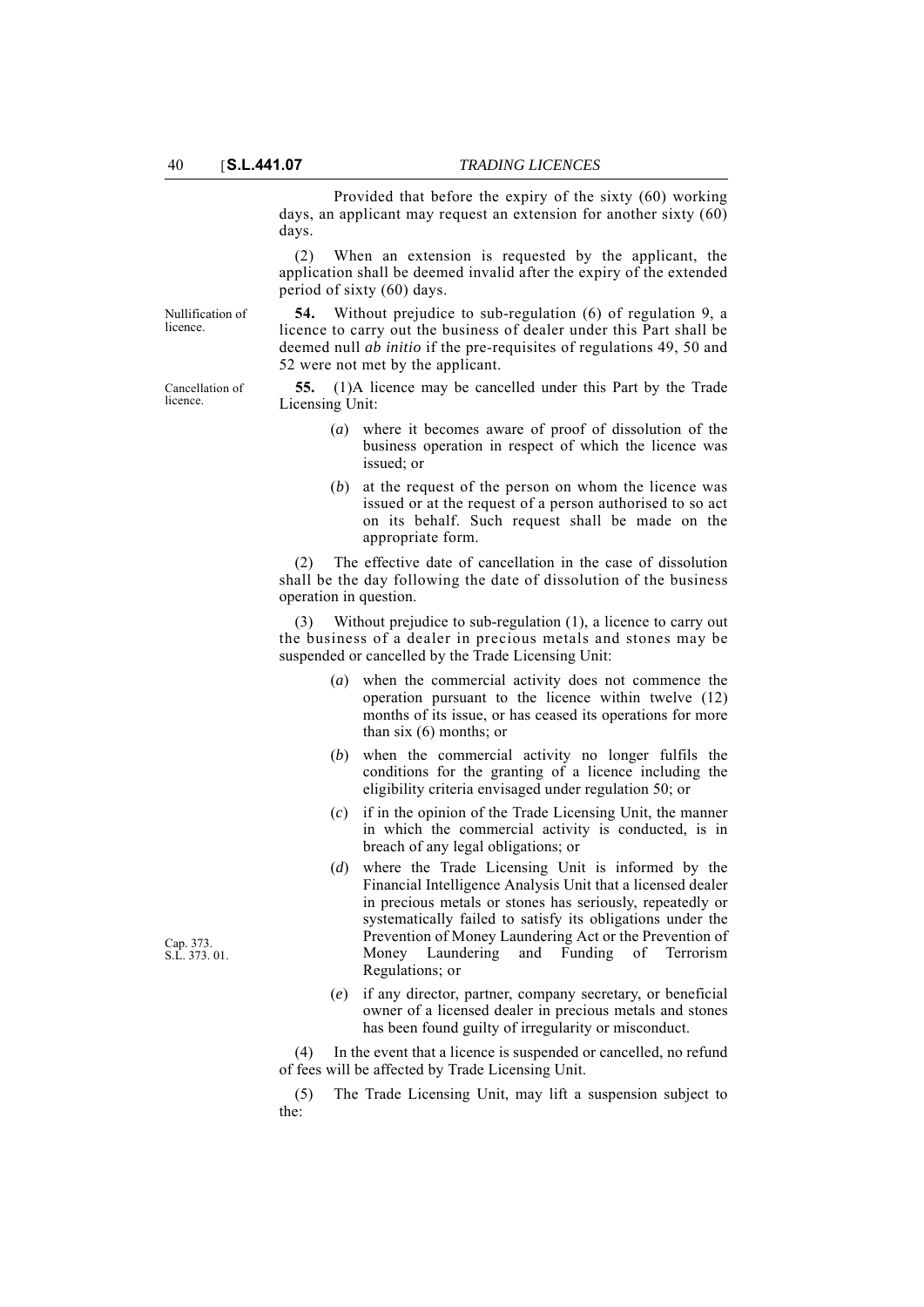Provided that before the expiry of the sixty (60) working days, an applicant may request an extension for another sixty (60) days.

(2) When an extension is requested by the applicant, the application shall be deemed invalid after the expiry of the extended period of sixty (60) days.

Nullification of licence.

**54.** Without prejudice to sub-regulation (6) of regulation 9, a licence to carry out the business of dealer under this Part shall be deemed null *ab initio* if the pre-requisites of regulations 49, 50 and 52 were not met by the applicant.

Cancellation of licence.

**55.** (1)A licence may be cancelled under this Part by the Trade Licensing Unit:

(*a*) where it becomes aware of proof of dissolution of the business operation in respect of which the licence was issued; or

(*b*) at the request of the person on whom the licence was issued or at the request of a person authorised to so act on its behalf. Such request shall be made on the appropriate form.

(2) The effective date of cancellation in the case of dissolution shall be the day following the date of dissolution of the business operation in question.

(3) Without prejudice to sub-regulation (1), a licence to carry out the business of a dealer in precious metals and stones may be suspended or cancelled by the Trade Licensing Unit:

(*a*) when the commercial activity does not commence the operation pursuant to the licence within twelve (12) months of its issue, or has ceased its operations for more than six (6) months; or

(*b*) when the commercial activity no longer fulfils the conditions for the granting of a licence including the eligibility criteria envisaged under regulation 50; or

(*c*) if in the opinion of the Trade Licensing Unit, the manner in which the commercial activity is conducted, is in breach of any legal obligations; or

(*d*) where the Trade Licensing Unit is informed by the Financial Intelligence Analysis Unit that a licensed dealer in precious metals or stones has seriously, repeatedly or systematically failed to satisfy its obligations under the Prevention of Money Laundering Act or the Prevention of Money Laundering and Funding of Terrorism Regulations; or

Cap. 373.
S.L. 373. 01.

(*e*) if any director, partner, company secretary, or beneficial owner of a licensed dealer in precious metals and stones has been found guilty of irregularity or misconduct.

(4) In the event that a licence is suspended or cancelled, no refund of fees will be affected by Trade Licensing Unit.

(5) The Trade Licensing Unit, may lift a suspension subject to the: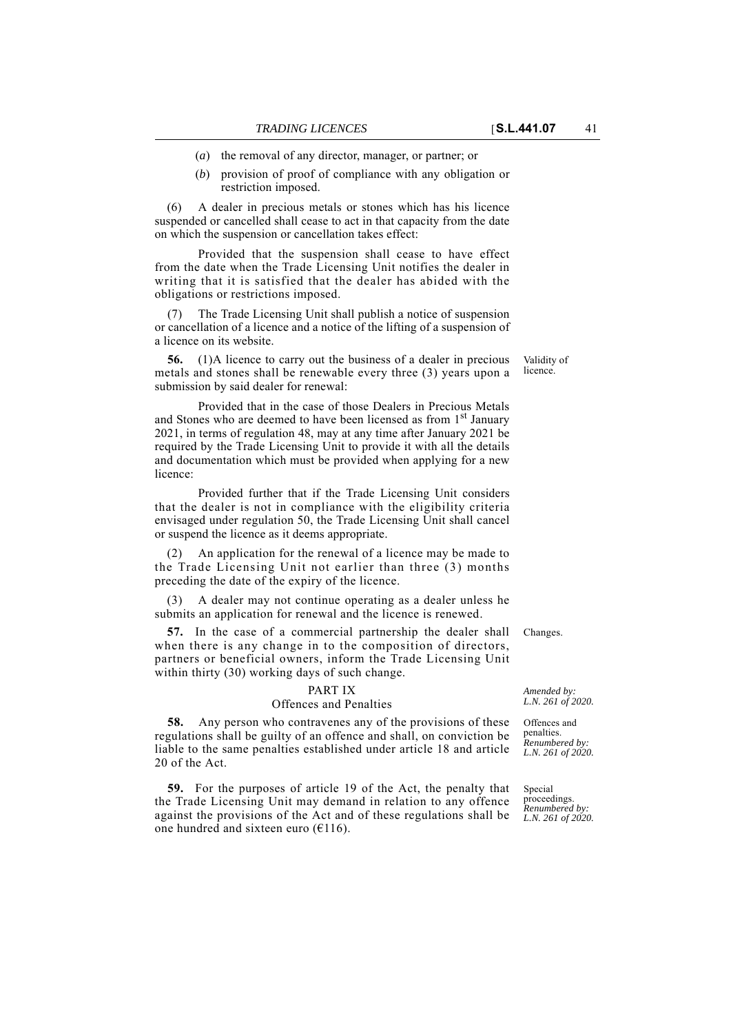(*a*) the removal of any director, manager, or partner; or

(*b*) provision of proof of compliance with any obligation or restriction imposed.

(6) A dealer in precious metals or stones which has his licence suspended or cancelled shall cease to act in that capacity from the date on which the suspension or cancellation takes effect:

Provided that the suspension shall cease to have effect from the date when the Trade Licensing Unit notifies the dealer in writing that it is satisfied that the dealer has abided with the obligations or restrictions imposed.

(7) The Trade Licensing Unit shall publish a notice of suspension or cancellation of a licence and a notice of the lifting of a suspension of a licence on its website.

Validity of licence.

**56.** (1)A licence to carry out the business of a dealer in precious metals and stones shall be renewable every three (3) years upon a submission by said dealer for renewal:

Provided that in the case of those Dealers in Precious Metals and Stones who are deemed to have been licensed as from 1st January 2021, in terms of regulation 48, may at any time after January 2021 be required by the Trade Licensing Unit to provide it with all the details and documentation which must be provided when applying for a new licence:

Provided further that if the Trade Licensing Unit considers that the dealer is not in compliance with the eligibility criteria envisaged under regulation 50, the Trade Licensing Unit shall cancel or suspend the licence as it deems appropriate.

(2) An application for the renewal of a licence may be made to the Trade Licensing Unit not earlier than three (3) months preceding the date of the expiry of the licence.

(3) A dealer may not continue operating as a dealer unless he submits an application for renewal and the licence is renewed.

Changes.

**57.** In the case of a commercial partnership the dealer shall when there is any change in to the composition of directors, partners or beneficial owners, inform the Trade Licensing Unit within thirty (30) working days of such change.

## PART IX
## Offences and Penalties

*Amended by: L.N. 261 of 2020.*

Offences and penalties. *Renumbered by: L.N. 261 of 2020.*

**58.** Any person who contravenes any of the provisions of these regulations shall be guilty of an offence and shall, on conviction be liable to the same penalties established under article 18 and article 20 of the Act.

Special proceedings. *Renumbered by: L.N. 261 of 2020.*

**59.** For the purposes of article 19 of the Act, the penalty that the Trade Licensing Unit may demand in relation to any offence against the provisions of the Act and of these regulations shall be one hundred and sixteen euro (€116).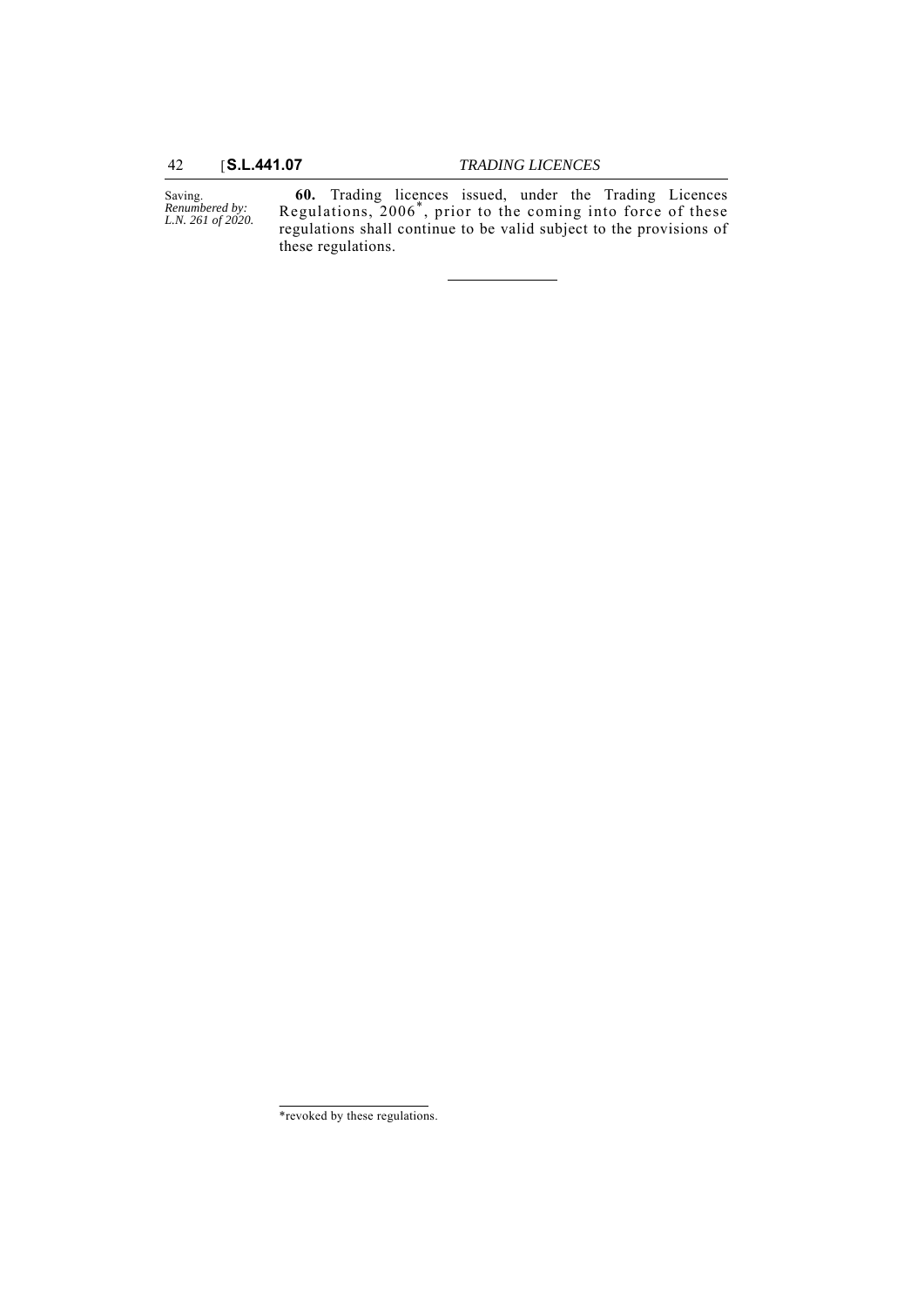Saving.
*Renumbered by: L.N. 261 of 2020.*

**60.** Trading licences issued, under the Trading Licences Regulations, 2006*, prior to the coming into force of these regulations shall continue to be valid subject to the provisions of these regulations.

---

*revoked by these regulations.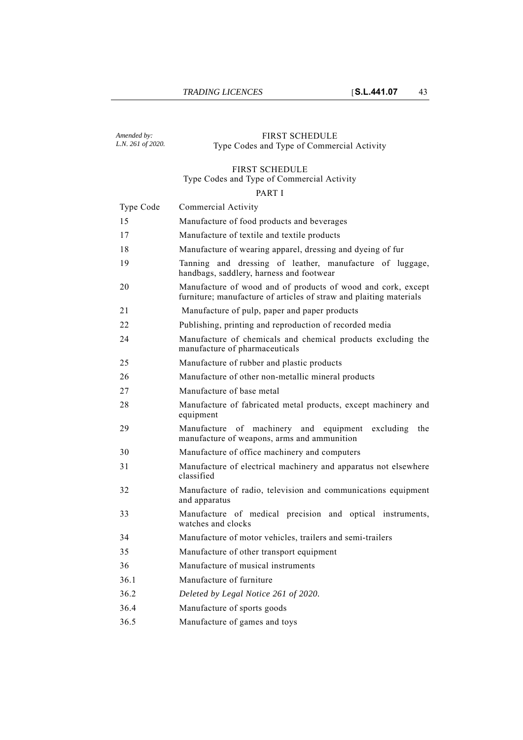*Amended by: L.N. 261 of 2020.*

FIRST SCHEDULE
Type Codes and Type of Commercial Activity

## FIRST SCHEDULE
### Type Codes and Type of Commercial Activity

### PART I

| Type Code | Commercial Activity |
|---|---|
| 15 | Manufacture of food products and beverages |
| 17 | Manufacture of textile and textile products |
| 18 | Manufacture of wearing apparel, dressing and dyeing of fur |
| 19 | Tanning and dressing of leather, manufacture of luggage, handbags, saddlery, harness and footwear |
| 20 | Manufacture of wood and of products of wood and cork, except furniture; manufacture of articles of straw and plaiting materials |
| 21 | Manufacture of pulp, paper and paper products |
| 22 | Publishing, printing and reproduction of recorded media |
| 24 | Manufacture of chemicals and chemical products excluding the manufacture of pharmaceuticals |
| 25 | Manufacture of rubber and plastic products |
| 26 | Manufacture of other non-metallic mineral products |
| 27 | Manufacture of base metal |
| 28 | Manufacture of fabricated metal products, except machinery and equipment |
| 29 | Manufacture of machinery and equipment excluding the manufacture of weapons, arms and ammunition |
| 30 | Manufacture of office machinery and computers |
| 31 | Manufacture of electrical machinery and apparatus not elsewhere classified |
| 32 | Manufacture of radio, television and communications equipment and apparatus |
| 33 | Manufacture of medical precision and optical instruments, watches and clocks |
| 34 | Manufacture of motor vehicles, trailers and semi-trailers |
| 35 | Manufacture of other transport equipment |
| 36 | Manufacture of musical instruments |
| 36.1 | Manufacture of furniture |
| 36.2 | *Deleted by Legal Notice 261 of 2020.* |
| 36.4 | Manufacture of sports goods |
| 36.5 | Manufacture of games and toys |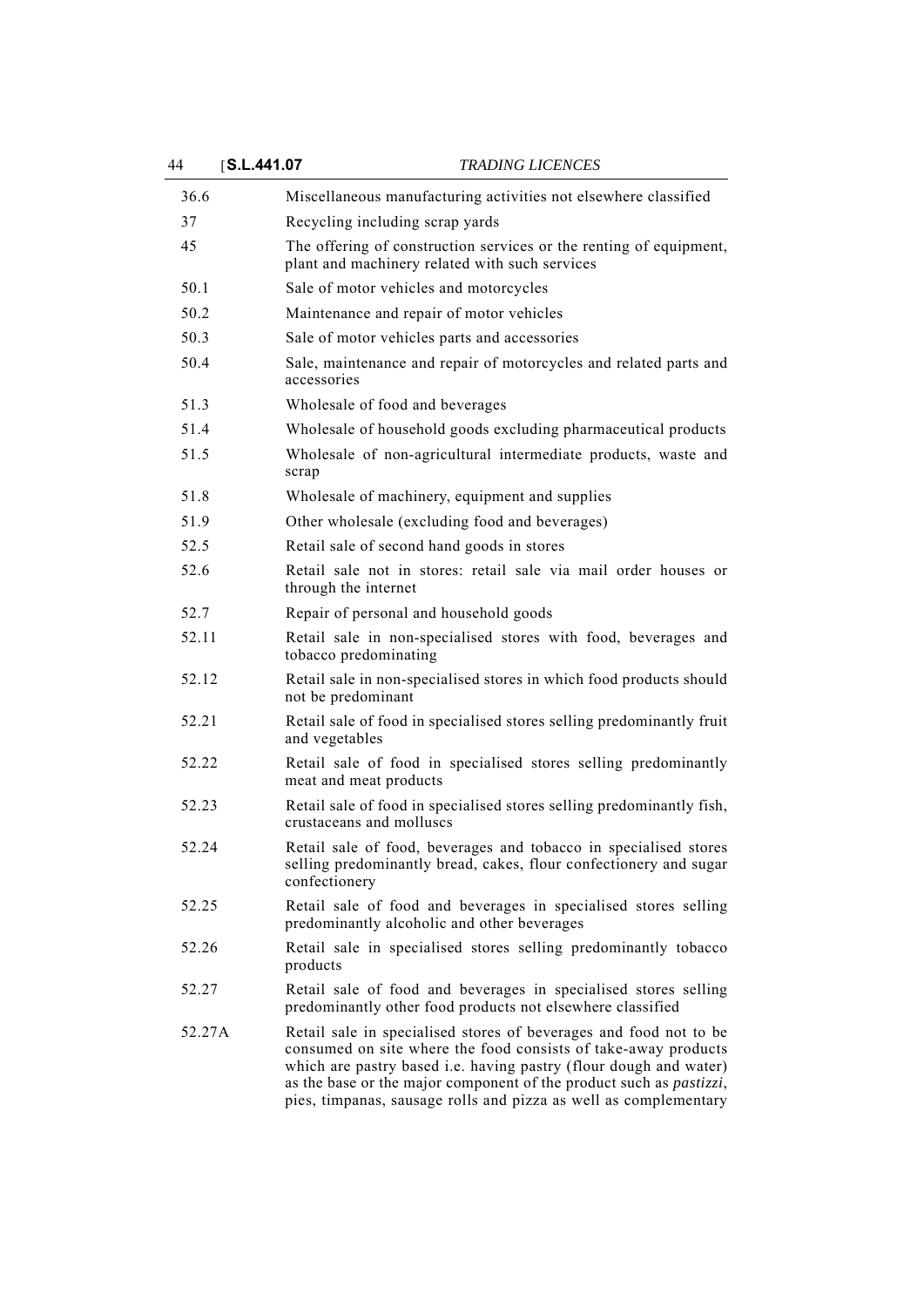| | |
|---|---|
| 36.6 | Miscellaneous manufacturing activities not elsewhere classified |
| 37 | Recycling including scrap yards |
| 45 | The offering of construction services or the renting of equipment, plant and machinery related with such services |
| 50.1 | Sale of motor vehicles and motorcycles |
| 50.2 | Maintenance and repair of motor vehicles |
| 50.3 | Sale of motor vehicles parts and accessories |
| 50.4 | Sale, maintenance and repair of motorcycles and related parts and accessories |
| 51.3 | Wholesale of food and beverages |
| 51.4 | Wholesale of household goods excluding pharmaceutical products |
| 51.5 | Wholesale of non-agricultural intermediate products, waste and scrap |
| 51.8 | Wholesale of machinery, equipment and supplies |
| 51.9 | Other wholesale (excluding food and beverages) |
| 52.5 | Retail sale of second hand goods in stores |
| 52.6 | Retail sale not in stores: retail sale via mail order houses or through the internet |
| 52.7 | Repair of personal and household goods |
| 52.11 | Retail sale in non-specialised stores with food, beverages and tobacco predominating |
| 52.12 | Retail sale in non-specialised stores in which food products should not be predominant |
| 52.21 | Retail sale of food in specialised stores selling predominantly fruit and vegetables |
| 52.22 | Retail sale of food in specialised stores selling predominantly meat and meat products |
| 52.23 | Retail sale of food in specialised stores selling predominantly fish, crustaceans and molluscs |
| 52.24 | Retail sale of food, beverages and tobacco in specialised stores selling predominantly bread, cakes, flour confectionery and sugar confectionery |
| 52.25 | Retail sale of food and beverages in specialised stores selling predominantly alcoholic and other beverages |
| 52.26 | Retail sale in specialised stores selling predominantly tobacco products |
| 52.27 | Retail sale of food and beverages in specialised stores selling predominantly other food products not elsewhere classified |
| 52.27A | Retail sale in specialised stores of beverages and food not to be consumed on site where the food consists of take-away products which are pastry based i.e. having pastry (flour dough and water) as the base or the major component of the product such as *pastizzi*, pies, timpanas, sausage rolls and pizza as well as complementary |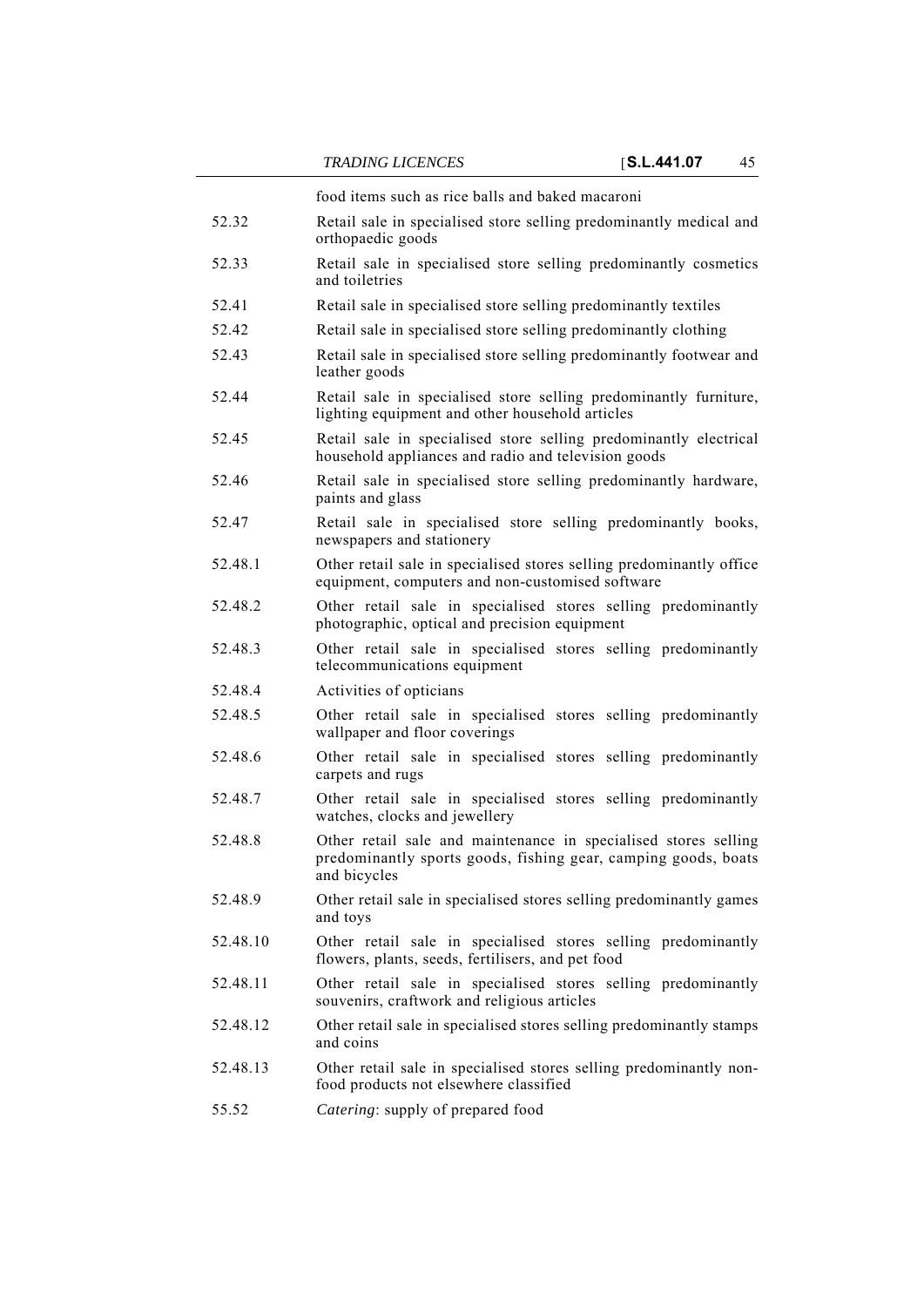| | food items such as rice balls and baked macaroni |
|---|---|
| 52.32 | Retail sale in specialised store selling predominantly medical and orthopaedic goods |
| 52.33 | Retail sale in specialised store selling predominantly cosmetics and toiletries |
| 52.41 | Retail sale in specialised store selling predominantly textiles |
| 52.42 | Retail sale in specialised store selling predominantly clothing |
| 52.43 | Retail sale in specialised store selling predominantly footwear and leather goods |
| 52.44 | Retail sale in specialised store selling predominantly furniture, lighting equipment and other household articles |
| 52.45 | Retail sale in specialised store selling predominantly electrical household appliances and radio and television goods |
| 52.46 | Retail sale in specialised store selling predominantly hardware, paints and glass |
| 52.47 | Retail sale in specialised store selling predominantly books, newspapers and stationery |
| 52.48.1 | Other retail sale in specialised stores selling predominantly office equipment, computers and non-customised software |
| 52.48.2 | Other retail sale in specialised stores selling predominantly photographic, optical and precision equipment |
| 52.48.3 | Other retail sale in specialised stores selling predominantly telecommunications equipment |
| 52.48.4 | Activities of opticians |
| 52.48.5 | Other retail sale in specialised stores selling predominantly wallpaper and floor coverings |
| 52.48.6 | Other retail sale in specialised stores selling predominantly carpets and rugs |
| 52.48.7 | Other retail sale in specialised stores selling predominantly watches, clocks and jewellery |
| 52.48.8 | Other retail sale and maintenance in specialised stores selling predominantly sports goods, fishing gear, camping goods, boats and bicycles |
| 52.48.9 | Other retail sale in specialised stores selling predominantly games and toys |
| 52.48.10 | Other retail sale in specialised stores selling predominantly flowers, plants, seeds, fertilisers, and pet food |
| 52.48.11 | Other retail sale in specialised stores selling predominantly souvenirs, craftwork and religious articles |
| 52.48.12 | Other retail sale in specialised stores selling predominantly stamps and coins |
| 52.48.13 | Other retail sale in specialised stores selling predominantly non-food products not elsewhere classified |
| 55.52 | *Catering*: supply of prepared food |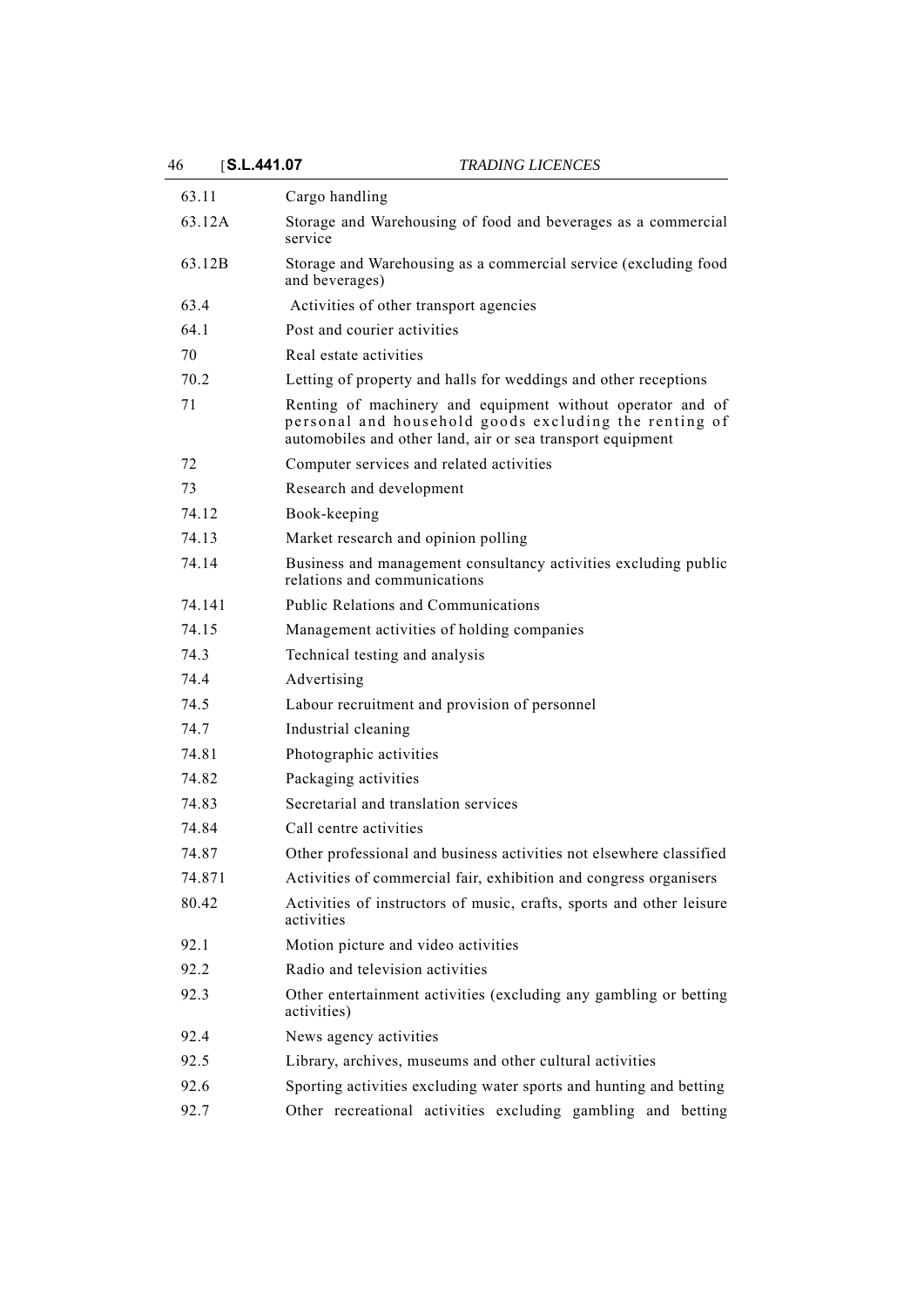| | |
|---|---|
| 63.11 | Cargo handling |
| 63.12A | Storage and Warehousing of food and beverages as a commercial service |
| 63.12B | Storage and Warehousing as a commercial service (excluding food and beverages) |
| 63.4 | Activities of other transport agencies |
| 64.1 | Post and courier activities |
| 70 | Real estate activities |
| 70.2 | Letting of property and halls for weddings and other receptions |
| 71 | Renting of machinery and equipment without operator and of personal and household goods excluding the renting of automobiles and other land, air or sea transport equipment |
| 72 | Computer services and related activities |
| 73 | Research and development |
| 74.12 | Book-keeping |
| 74.13 | Market research and opinion polling |
| 74.14 | Business and management consultancy activities excluding public relations and communications |
| 74.141 | Public Relations and Communications |
| 74.15 | Management activities of holding companies |
| 74.3 | Technical testing and analysis |
| 74.4 | Advertising |
| 74.5 | Labour recruitment and provision of personnel |
| 74.7 | Industrial cleaning |
| 74.81 | Photographic activities |
| 74.82 | Packaging activities |
| 74.83 | Secretarial and translation services |
| 74.84 | Call centre activities |
| 74.87 | Other professional and business activities not elsewhere classified |
| 74.871 | Activities of commercial fair, exhibition and congress organisers |
| 80.42 | Activities of instructors of music, crafts, sports and other leisure activities |
| 92.1 | Motion picture and video activities |
| 92.2 | Radio and television activities |
| 92.3 | Other entertainment activities (excluding any gambling or betting activities) |
| 92.4 | News agency activities |
| 92.5 | Library, archives, museums and other cultural activities |
| 92.6 | Sporting activities excluding water sports and hunting and betting |
| 92.7 | Other recreational activities excluding gambling and betting |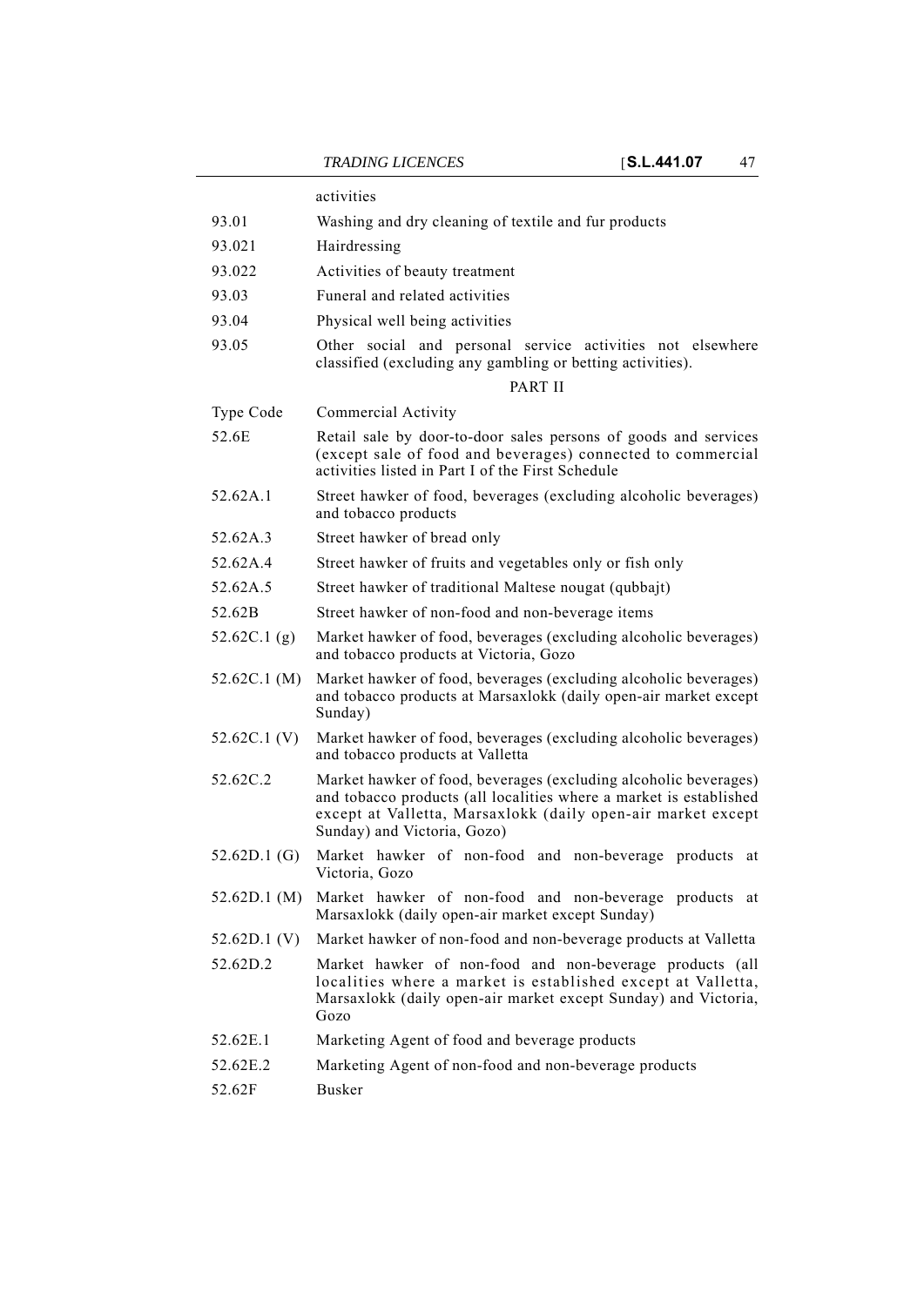| | activities |
|---|---|
| 93.01 | Washing and dry cleaning of textile and fur products |
| 93.021 | Hairdressing |
| 93.022 | Activities of beauty treatment |
| 93.03 | Funeral and related activities |
| 93.04 | Physical well being activities |
| 93.05 | Other social and personal service activities not elsewhere classified (excluding any gambling or betting activities). |

PART II

| Type Code | Commercial Activity |
|---|---|
| 52.6E | Retail sale by door-to-door sales persons of goods and services (except sale of food and beverages) connected to commercial activities listed in Part I of the First Schedule |
| 52.62A.1 | Street hawker of food, beverages (excluding alcoholic beverages) and tobacco products |
| 52.62A.3 | Street hawker of bread only |
| 52.62A.4 | Street hawker of fruits and vegetables only or fish only |
| 52.62A.5 | Street hawker of traditional Maltese nougat (qubbajt) |
| 52.62B | Street hawker of non-food and non-beverage items |
| 52.62C.1 (g) | Market hawker of food, beverages (excluding alcoholic beverages) and tobacco products at Victoria, Gozo |
| 52.62C.1 (M) | Market hawker of food, beverages (excluding alcoholic beverages) and tobacco products at Marsaxlokk (daily open-air market except Sunday) |
| 52.62C.1 (V) | Market hawker of food, beverages (excluding alcoholic beverages) and tobacco products at Valletta |
| 52.62C.2 | Market hawker of food, beverages (excluding alcoholic beverages) and tobacco products (all localities where a market is established except at Valletta, Marsaxlokk (daily open-air market except Sunday) and Victoria, Gozo) |
| 52.62D.1 (G) | Market hawker of non-food and non-beverage products at Victoria, Gozo |
| 52.62D.1 (M) | Market hawker of non-food and non-beverage products at Marsaxlokk (daily open-air market except Sunday) |
| 52.62D.1 (V) | Market hawker of non-food and non-beverage products at Valletta |
| 52.62D.2 | Market hawker of non-food and non-beverage products (all localities where a market is established except at Valletta, Marsaxlokk (daily open-air market except Sunday) and Victoria, Gozo |
| 52.62E.1 | Marketing Agent of food and beverage products |
| 52.62E.2 | Marketing Agent of non-food and non-beverage products |
| 52.62F | Busker |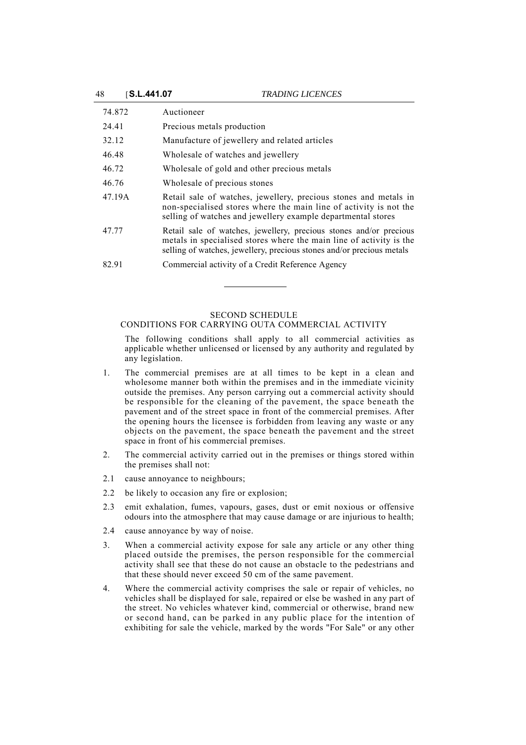| | |
|---|---|
| 74.872 | Auctioneer |
| 24.41 | Precious metals production |
| 32.12 | Manufacture of jewellery and related articles |
| 46.48 | Wholesale of watches and jewellery |
| 46.72 | Wholesale of gold and other precious metals |
| 46.76 | Wholesale of precious stones |
| 47.19A | Retail sale of watches, jewellery, precious stones and metals in non-specialised stores where the main line of activity is not the selling of watches and jewellery example departmental stores |
| 47.77 | Retail sale of watches, jewellery, precious stones and/or precious metals in specialised stores where the main line of activity is the selling of watches, jewellery, precious stones and/or precious metals |
| 82.91 | Commercial activity of a Credit Reference Agency |

---

## SECOND SCHEDULE
## CONDITIONS FOR CARRYING OUTA COMMERCIAL ACTIVITY

The following conditions shall apply to all commercial activities as applicable whether unlicensed or licensed by any authority and regulated by any legislation.

1. The commercial premises are at all times to be kept in a clean and wholesome manner both within the premises and in the immediate vicinity outside the premises. Any person carrying out a commercial activity should be responsible for the cleaning of the pavement, the space beneath the pavement and of the street space in front of the commercial premises. After the opening hours the licensee is forbidden from leaving any waste or any objects on the pavement, the space beneath the pavement and the street space in front of his commercial premises.

2. The commercial activity carried out in the premises or things stored within the premises shall not:

2.1 cause annoyance to neighbours;

2.2 be likely to occasion any fire or explosion;

2.3 emit exhalation, fumes, vapours, gases, dust or emit noxious or offensive odours into the atmosphere that may cause damage or are injurious to health;

2.4 cause annoyance by way of noise.

3. When a commercial activity expose for sale any article or any other thing placed outside the premises, the person responsible for the commercial activity shall see that these do not cause an obstacle to the pedestrians and that these should never exceed 50 cm of the same pavement.

4. Where the commercial activity comprises the sale or repair of vehicles, no vehicles shall be displayed for sale, repaired or else be washed in any part of the street. No vehicles whatever kind, commercial or otherwise, brand new or second hand, can be parked in any public place for the intention of exhibiting for sale the vehicle, marked by the words "For Sale" or any other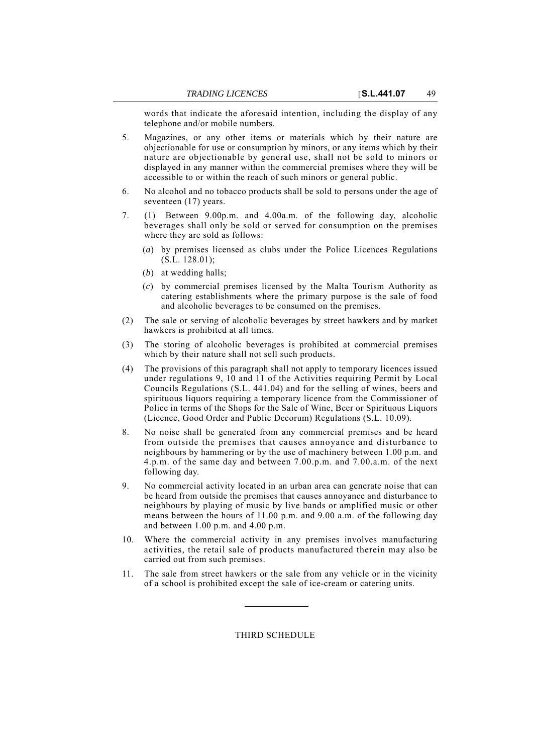words that indicate the aforesaid intention, including the display of any telephone and/or mobile numbers.

5. Magazines, or any other items or materials which by their nature are objectionable for use or consumption by minors, or any items which by their nature are objectionable by general use, shall not be sold to minors or displayed in any manner within the commercial premises where they will be accessible to or within the reach of such minors or general public.

6. No alcohol and no tobacco products shall be sold to persons under the age of seventeen (17) years.

7. (1) Between 9.00p.m. and 4.00a.m. of the following day, alcoholic beverages shall only be sold or served for consumption on the premises where they are sold as follows:

   (*a*) by premises licensed as clubs under the Police Licences Regulations (S.L. 128.01);

   (*b*) at wedding halls;

   (*c*) by commercial premises licensed by the Malta Tourism Authority as catering establishments where the primary purpose is the sale of food and alcoholic beverages to be consumed on the premises.

(2) The sale or serving of alcoholic beverages by street hawkers and by market hawkers is prohibited at all times.

(3) The storing of alcoholic beverages is prohibited at commercial premises which by their nature shall not sell such products.

(4) The provisions of this paragraph shall not apply to temporary licences issued under regulations 9, 10 and 11 of the Activities requiring Permit by Local Councils Regulations (S.L. 441.04) and for the selling of wines, beers and spirituous liquors requiring a temporary licence from the Commissioner of Police in terms of the Shops for the Sale of Wine, Beer or Spirituous Liquors (Licence, Good Order and Public Decorum) Regulations (S.L. 10.09).

8. No noise shall be generated from any commercial premises and be heard from outside the premises that causes annoyance and disturbance to neighbours by hammering or by the use of machinery between 1.00 p.m. and 4.p.m. of the same day and between 7.00.p.m. and 7.00.a.m. of the next following day.

9. No commercial activity located in an urban area can generate noise that can be heard from outside the premises that causes annoyance and disturbance to neighbours by playing of music by live bands or amplified music or other means between the hours of 11.00 p.m. and 9.00 a.m. of the following day and between 1.00 p.m. and 4.00 p.m.

10. Where the commercial activity in any premises involves manufacturing activities, the retail sale of products manufactured therein may also be carried out from such premises.

11. The sale from street hawkers or the sale from any vehicle or in the vicinity of a school is prohibited except the sale of ice-cream or catering units.

---

THIRD SCHEDULE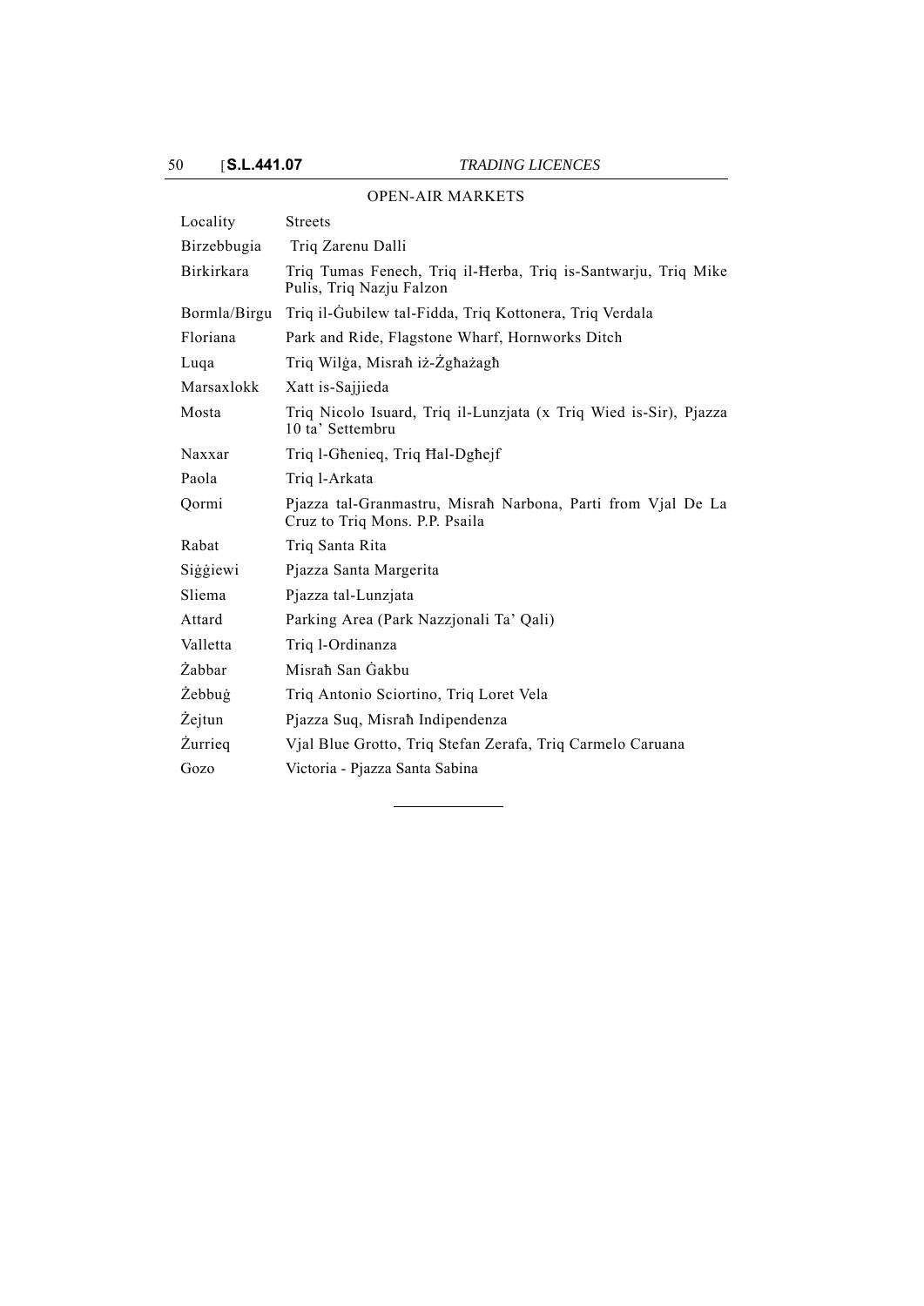OPEN-AIR MARKETS

| Locality | Streets |
| --- | --- |
| Birzebbugia | Triq Zarenu Dalli |
| Birkirkara | Triq Tumas Fenech, Triq il-Ħerba, Triq is-Santwarju, Triq Mike Pulis, Triq Nazju Falzon |
| Bormla/Birgu | Triq il-Ġubilew tal-Fidda, Triq Kottonera, Triq Verdala |
| Floriana | Park and Ride, Flagstone Wharf, Hornworks Ditch |
| Luqa | Triq Wilġa, Misraħ iż-Żgħażagħ |
| Marsaxlokk | Xatt is-Sajjieda |
| Mosta | Triq Nicolo Isuard, Triq il-Lunzjata (x Triq Wied is-Sir), Pjazza 10 ta' Settembru |
| Naxxar | Triq l-Għenieq, Triq Ħal-Dgħejf |
| Paola | Triq l-Arkata |
| Qormi | Pjazza tal-Granmastru, Misraħ Narbona, Parti from Vjal De La Cruz to Triq Mons. P.P. Psaila |
| Rabat | Triq Santa Rita |
| Siġġiewi | Pjazza Santa Margerita |
| Sliema | Pjazza tal-Lunzjata |
| Attard | Parking Area (Park Nazzjonali Ta' Qali) |
| Valletta | Triq l-Ordinanza |
| Żabbar | Misraħ San Ġakbu |
| Żebbuġ | Triq Antonio Sciortino, Triq Loret Vela |
| Żejtun | Pjazza Suq, Misraħ Indipendenza |
| Żurrieq | Vjal Blue Grotto, Triq Stefan Zerafa, Triq Carmelo Caruana |
| Gozo | Victoria - Pjazza Santa Sabina |